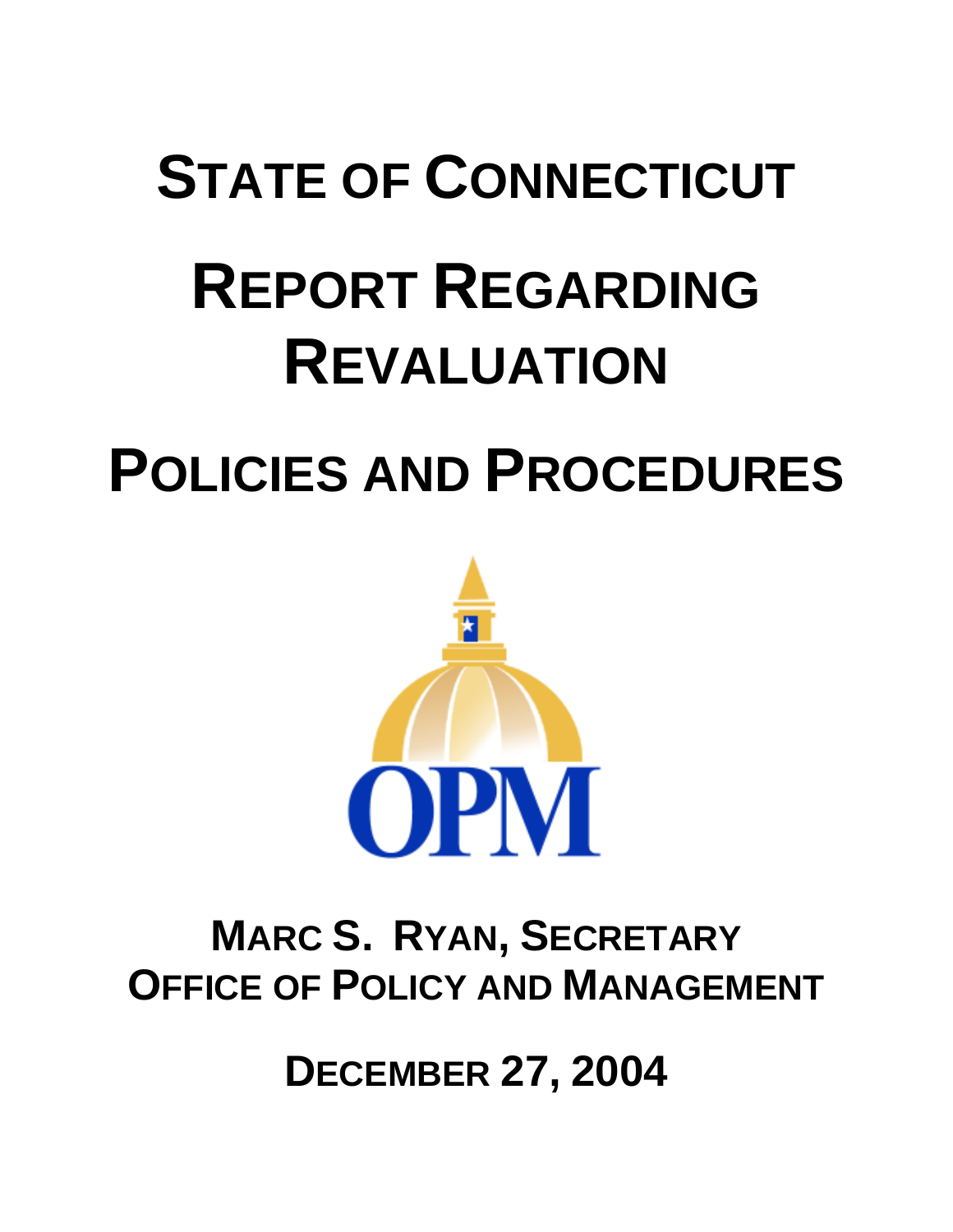# STATE OF CONNECTICUT

# REPORT REGARDING REVALUATION

# POLICIES AND PROCEDURES

OPM

**MARC S. RYAN, SECRETARY**
**OFFICE OF POLICY AND MANAGEMENT**

**DECEMBER 27, 2004**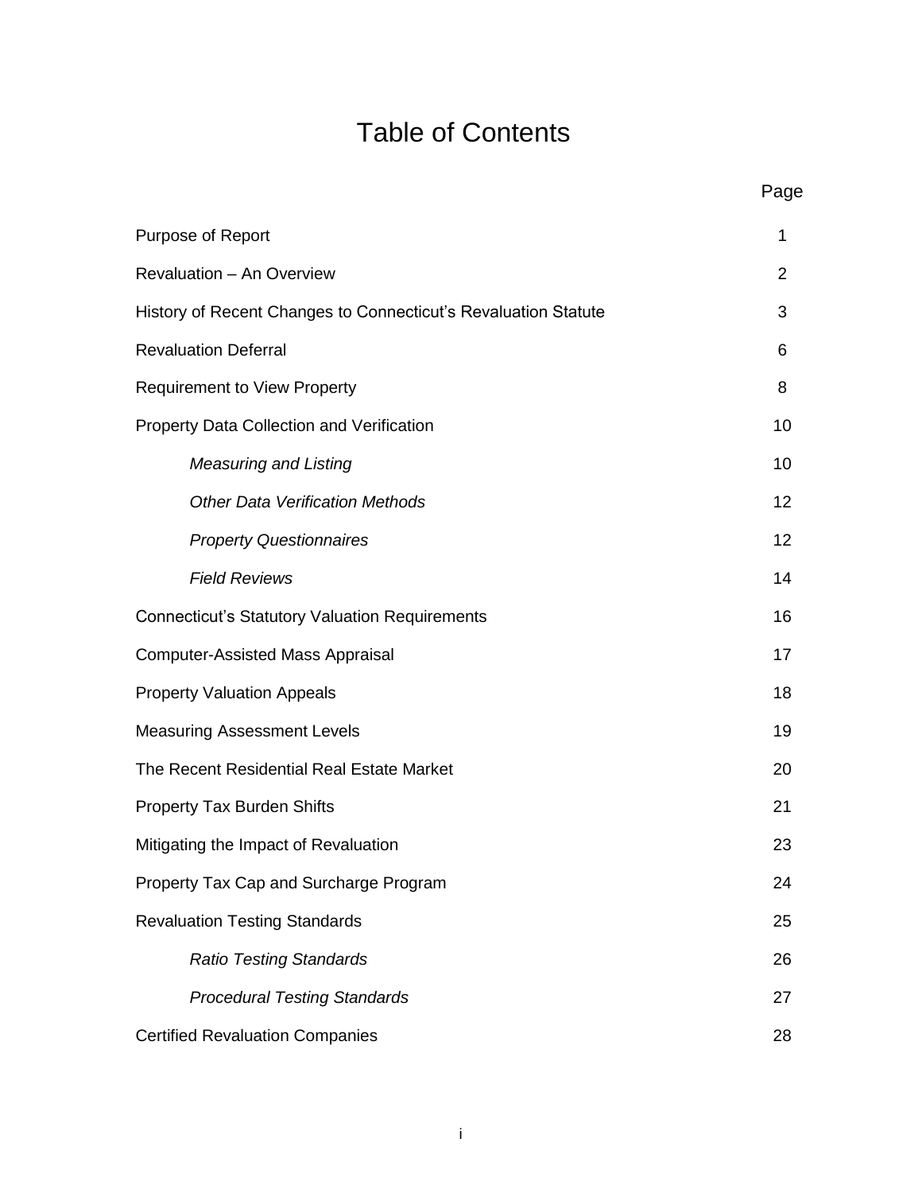# Table of Contents

| | Page |
|---|---|
| Purpose of Report | 1 |
| Revaluation – An Overview | 2 |
| History of Recent Changes to Connecticut's Revaluation Statute | 3 |
| Revaluation Deferral | 6 |
| Requirement to View Property | 8 |
| Property Data Collection and Verification | 10 |
| *Measuring and Listing* | 10 |
| *Other Data Verification Methods* | 12 |
| *Property Questionnaires* | 12 |
| *Field Reviews* | 14 |
| Connecticut's Statutory Valuation Requirements | 16 |
| Computer-Assisted Mass Appraisal | 17 |
| Property Valuation Appeals | 18 |
| Measuring Assessment Levels | 19 |
| The Recent Residential Real Estate Market | 20 |
| Property Tax Burden Shifts | 21 |
| Mitigating the Impact of Revaluation | 23 |
| Property Tax Cap and Surcharge Program | 24 |
| Revaluation Testing Standards | 25 |
| *Ratio Testing Standards* | 26 |
| *Procedural Testing Standards* | 27 |
| Certified Revaluation Companies | 28 |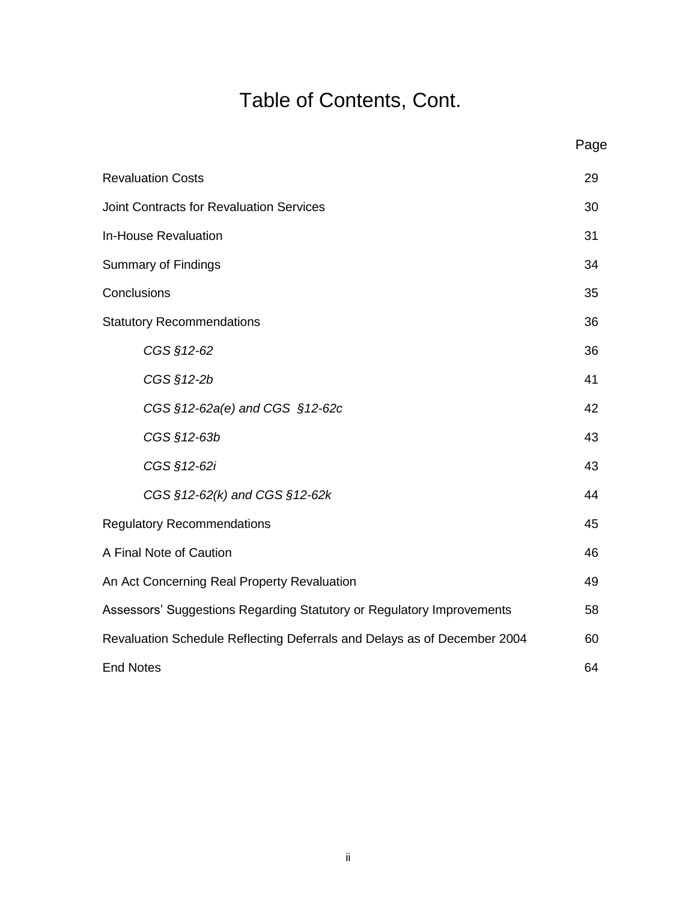# Table of Contents, Cont.

| | Page |
|---|---|
| Revaluation Costs | 29 |
| Joint Contracts for Revaluation Services | 30 |
| In-House Revaluation | 31 |
| Summary of Findings | 34 |
| Conclusions | 35 |
| Statutory Recommendations | 36 |
| *CGS §12-62* | 36 |
| *CGS §12-2b* | 41 |
| *CGS §12-62a(e) and CGS §12-62c* | 42 |
| *CGS §12-63b* | 43 |
| *CGS §12-62i* | 43 |
| *CGS §12-62(k) and CGS §12-62k* | 44 |
| Regulatory Recommendations | 45 |
| A Final Note of Caution | 46 |
| An Act Concerning Real Property Revaluation | 49 |
| Assessors' Suggestions Regarding Statutory or Regulatory Improvements | 58 |
| Revaluation Schedule Reflecting Deferrals and Delays as of December 2004 | 60 |
| End Notes | 64 |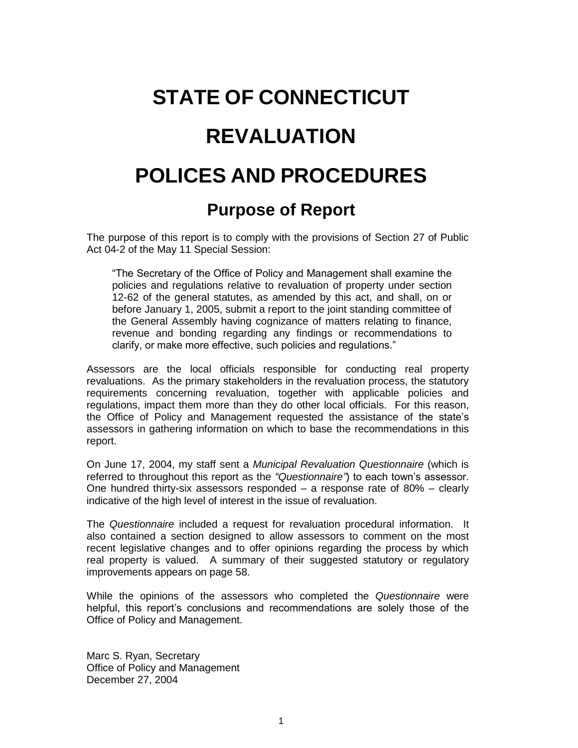# STATE OF CONNECTICUT

# REVALUATION

# POLICES AND PROCEDURES

## Purpose of Report

The purpose of this report is to comply with the provisions of Section 27 of Public Act 04-2 of the May 11 Special Session:

> "The Secretary of the Office of Policy and Management shall examine the policies and regulations relative to revaluation of property under section 12-62 of the general statutes, as amended by this act, and shall, on or before January 1, 2005, submit a report to the joint standing committee of the General Assembly having cognizance of matters relating to finance, revenue and bonding regarding any findings or recommendations to clarify, or make more effective, such policies and regulations."

Assessors are the local officials responsible for conducting real property revaluations. As the primary stakeholders in the revaluation process, the statutory requirements concerning revaluation, together with applicable policies and regulations, impact them more than they do other local officials. For this reason, the Office of Policy and Management requested the assistance of the state's assessors in gathering information on which to base the recommendations in this report.

On June 17, 2004, my staff sent a *Municipal Revaluation Questionnaire* (which is referred to throughout this report as the *"Questionnaire"*) to each town's assessor. One hundred thirty-six assessors responded – a response rate of 80% – clearly indicative of the high level of interest in the issue of revaluation.

The *Questionnaire* included a request for revaluation procedural information. It also contained a section designed to allow assessors to comment on the most recent legislative changes and to offer opinions regarding the process by which real property is valued. A summary of their suggested statutory or regulatory improvements appears on page 58.

While the opinions of the assessors who completed the *Questionnaire* were helpful, this report's conclusions and recommendations are solely those of the Office of Policy and Management.

Marc S. Ryan, Secretary
Office of Policy and Management
December 27, 2004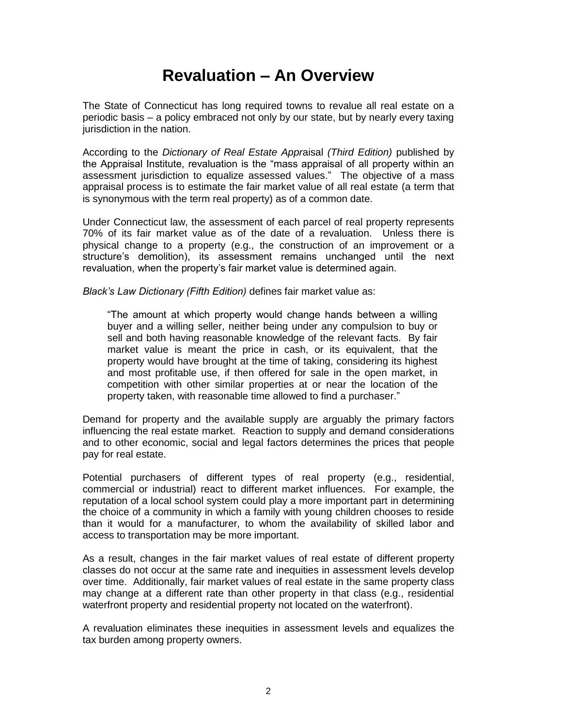# Revaluation – An Overview

The State of Connecticut has long required towns to revalue all real estate on a periodic basis – a policy embraced not only by our state, but by nearly every taxing jurisdiction in the nation.

According to the *Dictionary of Real Estate Appr*aisal *(Third Edition)* published by the Appraisal Institute, revaluation is the "mass appraisal of all property within an assessment jurisdiction to equalize assessed values." The objective of a mass appraisal process is to estimate the fair market value of all real estate (a term that is synonymous with the term real property) as of a common date.

Under Connecticut law, the assessment of each parcel of real property represents 70% of its fair market value as of the date of a revaluation. Unless there is physical change to a property (e.g., the construction of an improvement or a structure's demolition), its assessment remains unchanged until the next revaluation, when the property's fair market value is determined again.

*Black's Law Dictionary (Fifth Edition)* defines fair market value as:

> "The amount at which property would change hands between a willing buyer and a willing seller, neither being under any compulsion to buy or sell and both having reasonable knowledge of the relevant facts. By fair market value is meant the price in cash, or its equivalent, that the property would have brought at the time of taking, considering its highest and most profitable use, if then offered for sale in the open market, in competition with other similar properties at or near the location of the property taken, with reasonable time allowed to find a purchaser."

Demand for property and the available supply are arguably the primary factors influencing the real estate market. Reaction to supply and demand considerations and to other economic, social and legal factors determines the prices that people pay for real estate.

Potential purchasers of different types of real property (e.g., residential, commercial or industrial) react to different market influences. For example, the reputation of a local school system could play a more important part in determining the choice of a community in which a family with young children chooses to reside than it would for a manufacturer, to whom the availability of skilled labor and access to transportation may be more important.

As a result, changes in the fair market values of real estate of different property classes do not occur at the same rate and inequities in assessment levels develop over time. Additionally, fair market values of real estate in the same property class may change at a different rate than other property in that class (e.g., residential waterfront property and residential property not located on the waterfront).

A revaluation eliminates these inequities in assessment levels and equalizes the tax burden among property owners.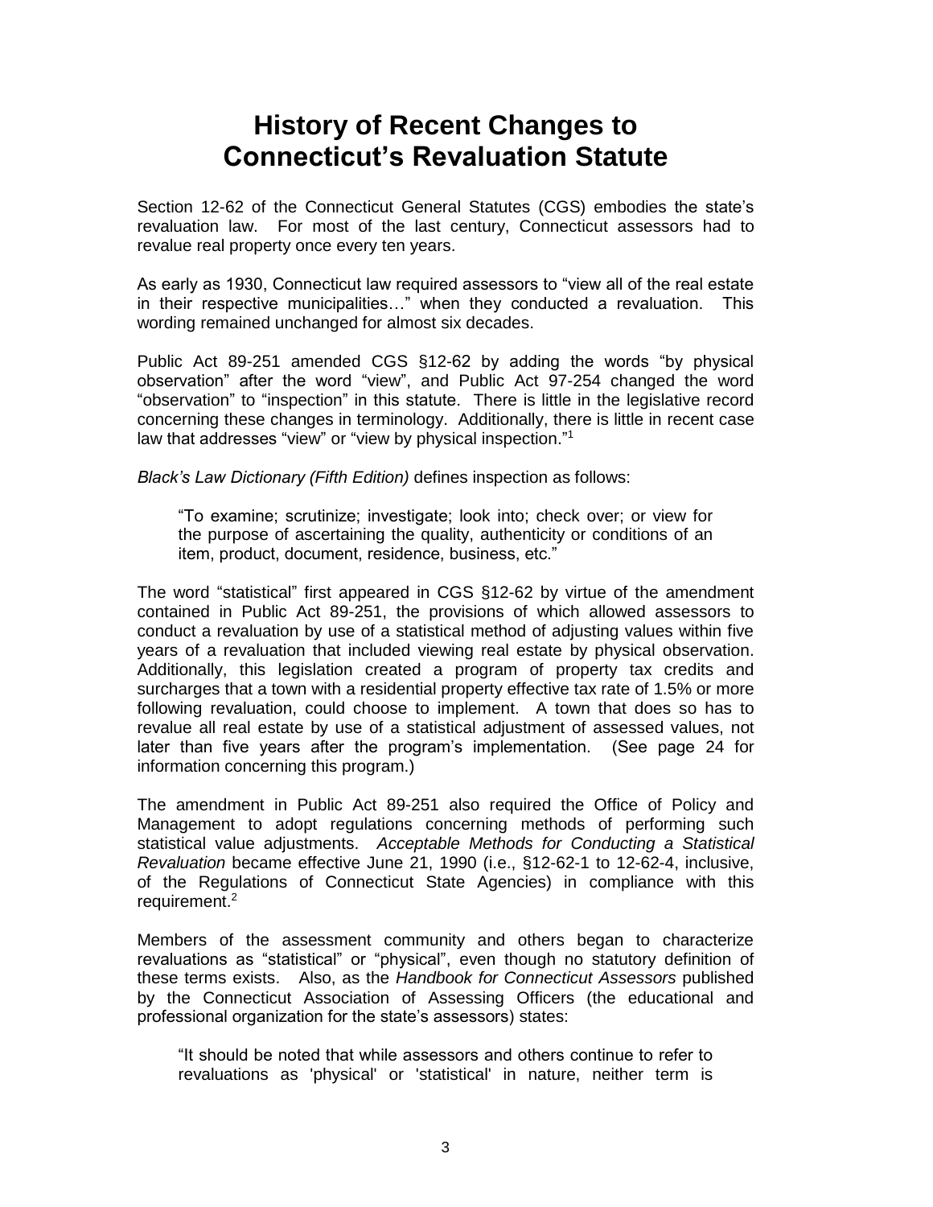# History of Recent Changes to Connecticut's Revaluation Statute

Section 12-62 of the Connecticut General Statutes (CGS) embodies the state's revaluation law. For most of the last century, Connecticut assessors had to revalue real property once every ten years.

As early as 1930, Connecticut law required assessors to "view all of the real estate in their respective municipalities…" when they conducted a revaluation. This wording remained unchanged for almost six decades.

Public Act 89-251 amended CGS §12-62 by adding the words "by physical observation" after the word "view", and Public Act 97-254 changed the word "observation" to "inspection" in this statute. There is little in the legislative record concerning these changes in terminology. Additionally, there is little in recent case law that addresses "view" or "view by physical inspection."[1]

*Black's Law Dictionary (Fifth Edition)* defines inspection as follows:

> "To examine; scrutinize; investigate; look into; check over; or view for the purpose of ascertaining the quality, authenticity or conditions of an item, product, document, residence, business, etc."

The word "statistical" first appeared in CGS §12-62 by virtue of the amendment contained in Public Act 89-251, the provisions of which allowed assessors to conduct a revaluation by use of a statistical method of adjusting values within five years of a revaluation that included viewing real estate by physical observation. Additionally, this legislation created a program of property tax credits and surcharges that a town with a residential property effective tax rate of 1.5% or more following revaluation, could choose to implement. A town that does so has to revalue all real estate by use of a statistical adjustment of assessed values, not later than five years after the program's implementation. (See page 24 for information concerning this program.)

The amendment in Public Act 89-251 also required the Office of Policy and Management to adopt regulations concerning methods of performing such statistical value adjustments. *Acceptable Methods for Conducting a Statistical Revaluation* became effective June 21, 1990 (i.e., §12-62-1 to 12-62-4, inclusive, of the Regulations of Connecticut State Agencies) in compliance with this requirement.[2]

Members of the assessment community and others began to characterize revaluations as "statistical" or "physical", even though no statutory definition of these terms exists. Also, as the *Handbook for Connecticut Assessors* published by the Connecticut Association of Assessing Officers (the educational and professional organization for the state's assessors) states:

> "It should be noted that while assessors and others continue to refer to revaluations as 'physical' or 'statistical' in nature, neither term is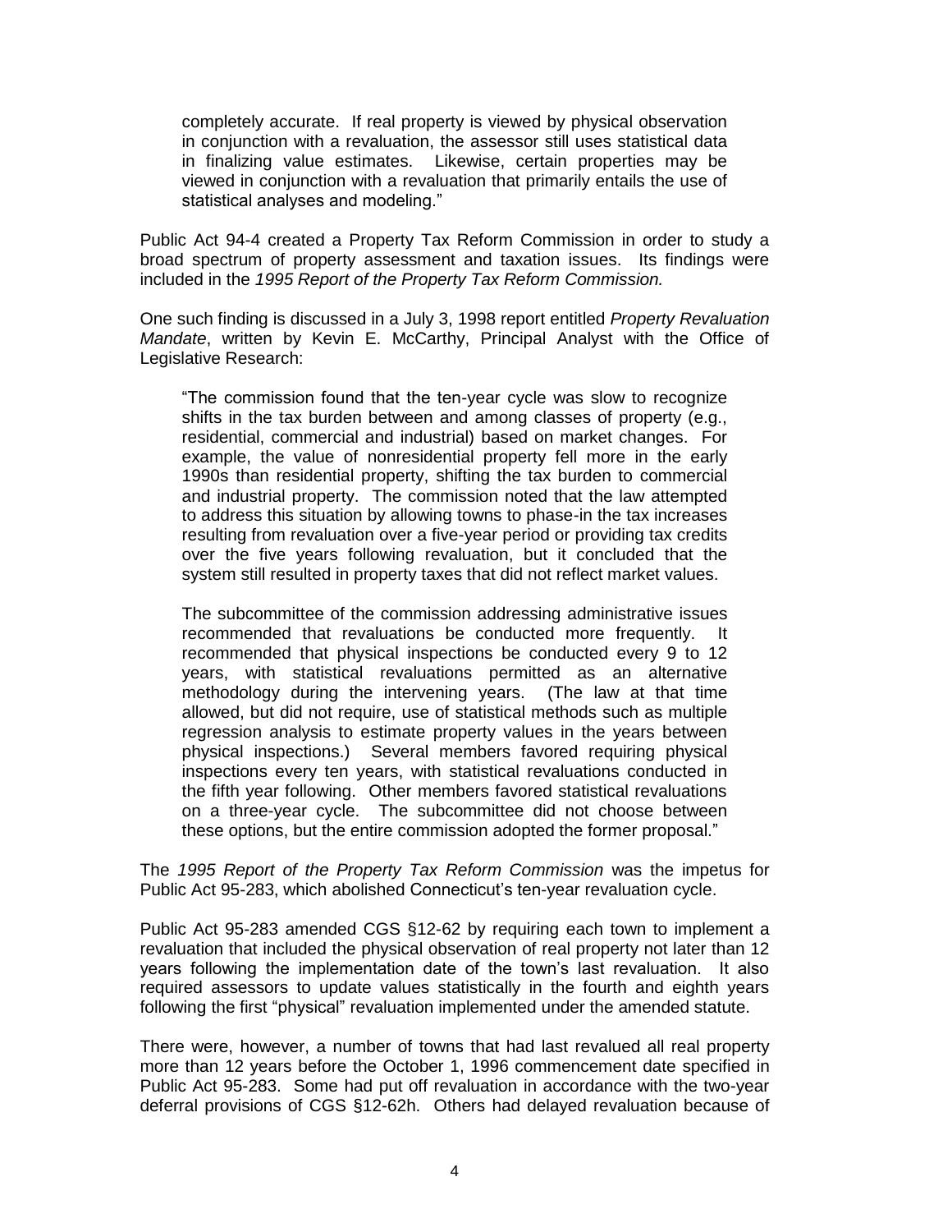> completely accurate. If real property is viewed by physical observation in conjunction with a revaluation, the assessor still uses statistical data in finalizing value estimates. Likewise, certain properties may be viewed in conjunction with a revaluation that primarily entails the use of statistical analyses and modeling."

Public Act 94-4 created a Property Tax Reform Commission in order to study a broad spectrum of property assessment and taxation issues. Its findings were included in the *1995 Report of the Property Tax Reform Commission.*

One such finding is discussed in a July 3, 1998 report entitled *Property Revaluation Mandate*, written by Kevin E. McCarthy, Principal Analyst with the Office of Legislative Research:

> "The commission found that the ten-year cycle was slow to recognize shifts in the tax burden between and among classes of property (e.g., residential, commercial and industrial) based on market changes. For example, the value of nonresidential property fell more in the early 1990s than residential property, shifting the tax burden to commercial and industrial property. The commission noted that the law attempted to address this situation by allowing towns to phase-in the tax increases resulting from revaluation over a five-year period or providing tax credits over the five years following revaluation, but it concluded that the system still resulted in property taxes that did not reflect market values.
>
> The subcommittee of the commission addressing administrative issues recommended that revaluations be conducted more frequently. It recommended that physical inspections be conducted every 9 to 12 years, with statistical revaluations permitted as an alternative methodology during the intervening years. (The law at that time allowed, but did not require, use of statistical methods such as multiple regression analysis to estimate property values in the years between physical inspections.) Several members favored requiring physical inspections every ten years, with statistical revaluations conducted in the fifth year following. Other members favored statistical revaluations on a three-year cycle. The subcommittee did not choose between these options, but the entire commission adopted the former proposal."

The *1995 Report of the Property Tax Reform Commission* was the impetus for Public Act 95-283, which abolished Connecticut's ten-year revaluation cycle.

Public Act 95-283 amended CGS §12-62 by requiring each town to implement a revaluation that included the physical observation of real property not later than 12 years following the implementation date of the town's last revaluation. It also required assessors to update values statistically in the fourth and eighth years following the first "physical" revaluation implemented under the amended statute.

There were, however, a number of towns that had last revalued all real property more than 12 years before the October 1, 1996 commencement date specified in Public Act 95-283. Some had put off revaluation in accordance with the two-year deferral provisions of CGS §12-62h. Others had delayed revaluation because of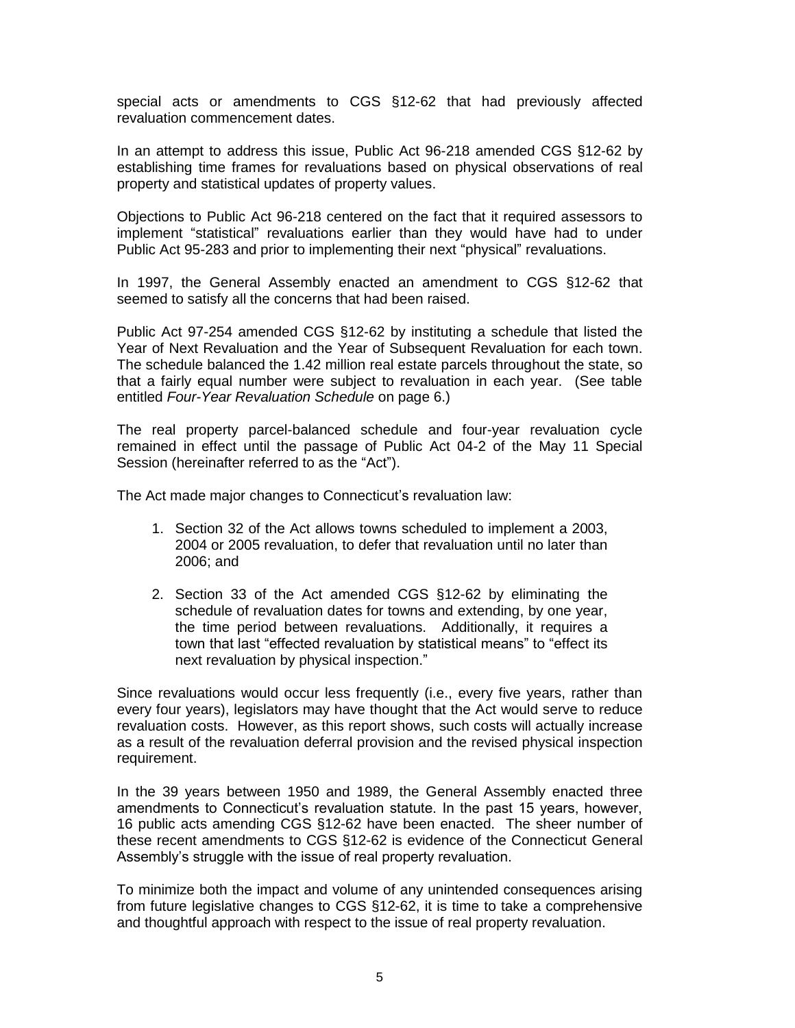special acts or amendments to CGS §12-62 that had previously affected revaluation commencement dates.

In an attempt to address this issue, Public Act 96-218 amended CGS §12-62 by establishing time frames for revaluations based on physical observations of real property and statistical updates of property values.

Objections to Public Act 96-218 centered on the fact that it required assessors to implement "statistical" revaluations earlier than they would have had to under Public Act 95-283 and prior to implementing their next "physical" revaluations.

In 1997, the General Assembly enacted an amendment to CGS §12-62 that seemed to satisfy all the concerns that had been raised.

Public Act 97-254 amended CGS §12-62 by instituting a schedule that listed the Year of Next Revaluation and the Year of Subsequent Revaluation for each town. The schedule balanced the 1.42 million real estate parcels throughout the state, so that a fairly equal number were subject to revaluation in each year. (See table entitled *Four-Year Revaluation Schedule* on page 6.)

The real property parcel-balanced schedule and four-year revaluation cycle remained in effect until the passage of Public Act 04-2 of the May 11 Special Session (hereinafter referred to as the "Act").

The Act made major changes to Connecticut's revaluation law:

1. Section 32 of the Act allows towns scheduled to implement a 2003, 2004 or 2005 revaluation, to defer that revaluation until no later than 2006; and

2. Section 33 of the Act amended CGS §12-62 by eliminating the schedule of revaluation dates for towns and extending, by one year, the time period between revaluations. Additionally, it requires a town that last "effected revaluation by statistical means" to "effect its next revaluation by physical inspection."

Since revaluations would occur less frequently (i.e., every five years, rather than every four years), legislators may have thought that the Act would serve to reduce revaluation costs. However, as this report shows, such costs will actually increase as a result of the revaluation deferral provision and the revised physical inspection requirement.

In the 39 years between 1950 and 1989, the General Assembly enacted three amendments to Connecticut's revaluation statute. In the past 15 years, however, 16 public acts amending CGS §12-62 have been enacted. The sheer number of these recent amendments to CGS §12-62 is evidence of the Connecticut General Assembly's struggle with the issue of real property revaluation.

To minimize both the impact and volume of any unintended consequences arising from future legislative changes to CGS §12-62, it is time to take a comprehensive and thoughtful approach with respect to the issue of real property revaluation.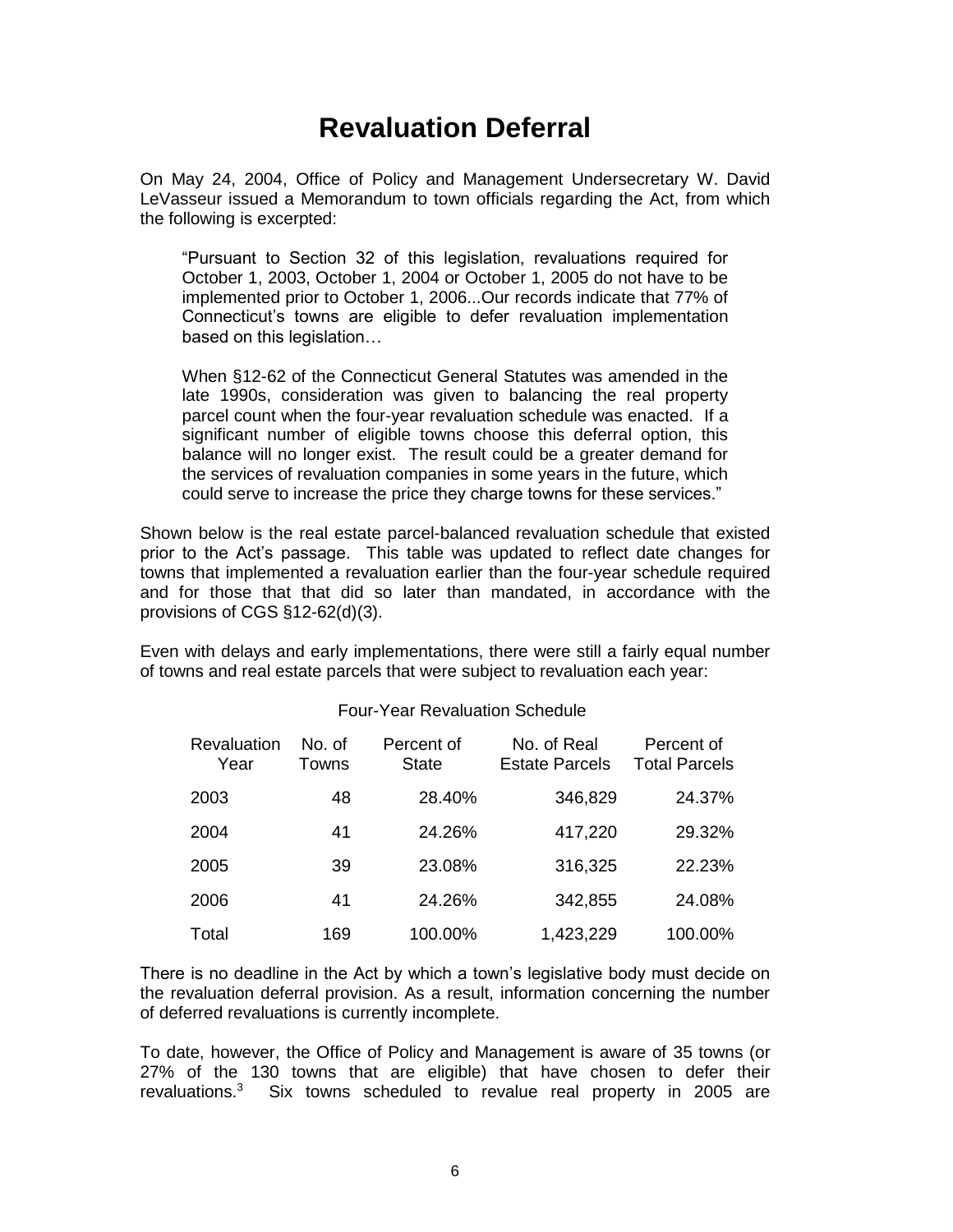# Revaluation Deferral

On May 24, 2004, Office of Policy and Management Undersecretary W. David LeVasseur issued a Memorandum to town officials regarding the Act, from which the following is excerpted:

> "Pursuant to Section 32 of this legislation, revaluations required for October 1, 2003, October 1, 2004 or October 1, 2005 do not have to be implemented prior to October 1, 2006...Our records indicate that 77% of Connecticut's towns are eligible to defer revaluation implementation based on this legislation…
>
> When §12-62 of the Connecticut General Statutes was amended in the late 1990s, consideration was given to balancing the real property parcel count when the four-year revaluation schedule was enacted. If a significant number of eligible towns choose this deferral option, this balance will no longer exist. The result could be a greater demand for the services of revaluation companies in some years in the future, which could serve to increase the price they charge towns for these services."

Shown below is the real estate parcel-balanced revaluation schedule that existed prior to the Act's passage. This table was updated to reflect date changes for towns that implemented a revaluation earlier than the four-year schedule required and for those that that did so later than mandated, in accordance with the provisions of CGS §12-62(d)(3).

Even with delays and early implementations, there were still a fairly equal number of towns and real estate parcels that were subject to revaluation each year:

Four-Year Revaluation Schedule

| Revaluation Year | No. of Towns | Percent of State | No. of Real Estate Parcels | Percent of Total Parcels |
|---|---|---|---|---|
| 2003 | 48 | 28.40% | 346,829 | 24.37% |
| 2004 | 41 | 24.26% | 417,220 | 29.32% |
| 2005 | 39 | 23.08% | 316,325 | 22.23% |
| 2006 | 41 | 24.26% | 342,855 | 24.08% |
| Total | 169 | 100.00% | 1,423,229 | 100.00% |

There is no deadline in the Act by which a town's legislative body must decide on the revaluation deferral provision. As a result, information concerning the number of deferred revaluations is currently incomplete.

To date, however, the Office of Policy and Management is aware of 35 towns (or 27% of the 130 towns that are eligible) that have chosen to defer their revaluations.[3] Six towns scheduled to revalue real property in 2005 are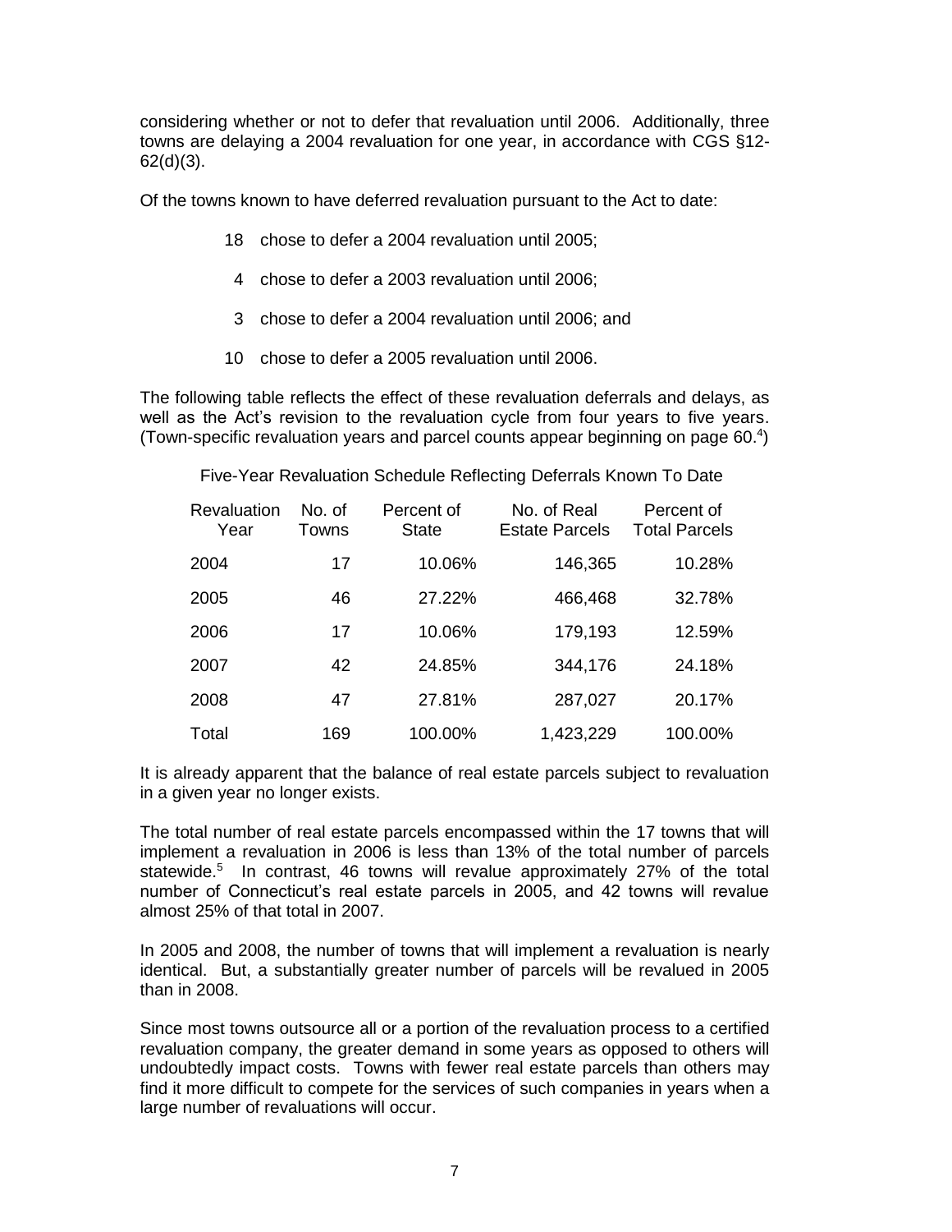considering whether or not to defer that revaluation until 2006. Additionally, three towns are delaying a 2004 revaluation for one year, in accordance with CGS §12-62(d)(3).

Of the towns known to have deferred revaluation pursuant to the Act to date:

- 18 chose to defer a 2004 revaluation until 2005;
- 4 chose to defer a 2003 revaluation until 2006;
- 3 chose to defer a 2004 revaluation until 2006; and
- 10 chose to defer a 2005 revaluation until 2006.

The following table reflects the effect of these revaluation deferrals and delays, as well as the Act's revision to the revaluation cycle from four years to five years. (Town-specific revaluation years and parcel counts appear beginning on page 60.[4])

Five-Year Revaluation Schedule Reflecting Deferrals Known To Date

| Revaluation Year | No. of Towns | Percent of State | No. of Real Estate Parcels | Percent of Total Parcels |
|---|---|---|---|---|
| 2004 | 17 | 10.06% | 146,365 | 10.28% |
| 2005 | 46 | 27.22% | 466,468 | 32.78% |
| 2006 | 17 | 10.06% | 179,193 | 12.59% |
| 2007 | 42 | 24.85% | 344,176 | 24.18% |
| 2008 | 47 | 27.81% | 287,027 | 20.17% |
| Total | 169 | 100.00% | 1,423,229 | 100.00% |

It is already apparent that the balance of real estate parcels subject to revaluation in a given year no longer exists.

The total number of real estate parcels encompassed within the 17 towns that will implement a revaluation in 2006 is less than 13% of the total number of parcels statewide.[5] In contrast, 46 towns will revalue approximately 27% of the total number of Connecticut's real estate parcels in 2005, and 42 towns will revalue almost 25% of that total in 2007.

In 2005 and 2008, the number of towns that will implement a revaluation is nearly identical. But, a substantially greater number of parcels will be revalued in 2005 than in 2008.

Since most towns outsource all or a portion of the revaluation process to a certified revaluation company, the greater demand in some years as opposed to others will undoubtedly impact costs. Towns with fewer real estate parcels than others may find it more difficult to compete for the services of such companies in years when a large number of revaluations will occur.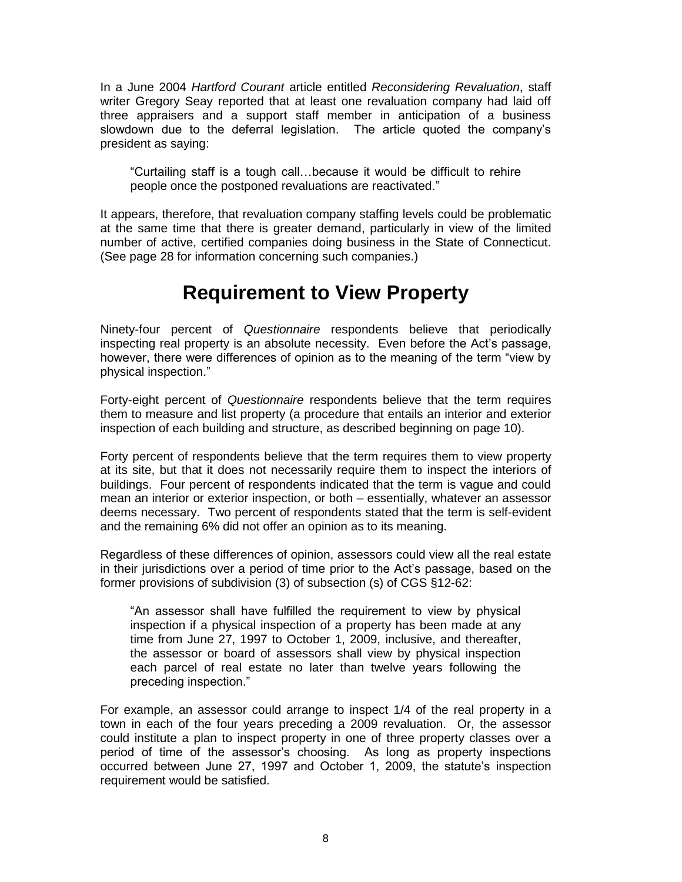In a June 2004 *Hartford Courant* article entitled *Reconsidering Revaluation*, staff writer Gregory Seay reported that at least one revaluation company had laid off three appraisers and a support staff member in anticipation of a business slowdown due to the deferral legislation. The article quoted the company's president as saying:

> "Curtailing staff is a tough call…because it would be difficult to rehire people once the postponed revaluations are reactivated."

It appears, therefore, that revaluation company staffing levels could be problematic at the same time that there is greater demand, particularly in view of the limited number of active, certified companies doing business in the State of Connecticut. (See page 28 for information concerning such companies.)

## Requirement to View Property

Ninety-four percent of *Questionnaire* respondents believe that periodically inspecting real property is an absolute necessity. Even before the Act's passage, however, there were differences of opinion as to the meaning of the term "view by physical inspection."

Forty-eight percent of *Questionnaire* respondents believe that the term requires them to measure and list property (a procedure that entails an interior and exterior inspection of each building and structure, as described beginning on page 10).

Forty percent of respondents believe that the term requires them to view property at its site, but that it does not necessarily require them to inspect the interiors of buildings. Four percent of respondents indicated that the term is vague and could mean an interior or exterior inspection, or both – essentially, whatever an assessor deems necessary. Two percent of respondents stated that the term is self-evident and the remaining 6% did not offer an opinion as to its meaning.

Regardless of these differences of opinion, assessors could view all the real estate in their jurisdictions over a period of time prior to the Act's passage, based on the former provisions of subdivision (3) of subsection (s) of CGS §12-62:

> "An assessor shall have fulfilled the requirement to view by physical inspection if a physical inspection of a property has been made at any time from June 27, 1997 to October 1, 2009, inclusive, and thereafter, the assessor or board of assessors shall view by physical inspection each parcel of real estate no later than twelve years following the preceding inspection."

For example, an assessor could arrange to inspect 1/4 of the real property in a town in each of the four years preceding a 2009 revaluation. Or, the assessor could institute a plan to inspect property in one of three property classes over a period of time of the assessor's choosing. As long as property inspections occurred between June 27, 1997 and October 1, 2009, the statute's inspection requirement would be satisfied.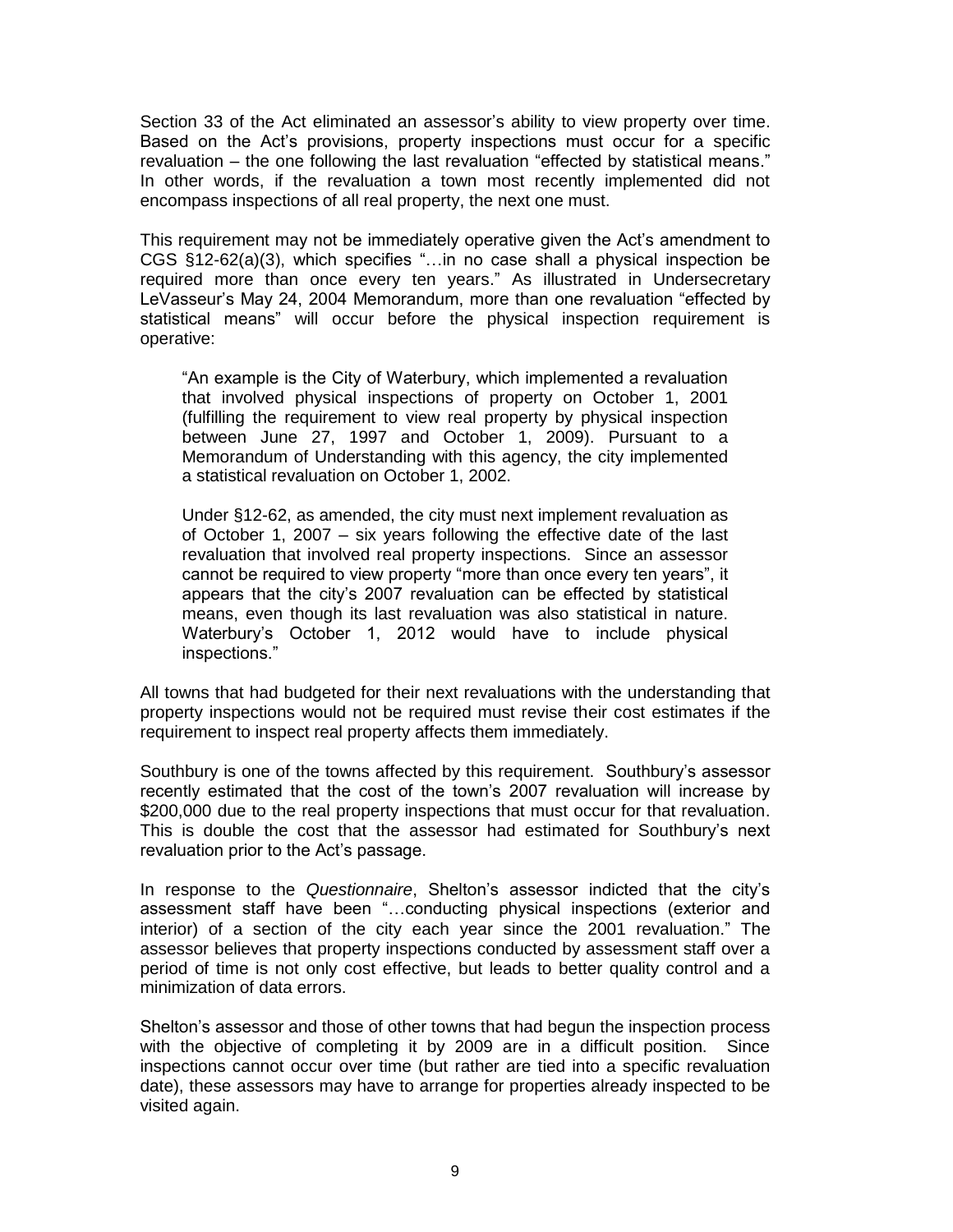Section 33 of the Act eliminated an assessor's ability to view property over time. Based on the Act's provisions, property inspections must occur for a specific revaluation – the one following the last revaluation "effected by statistical means." In other words, if the revaluation a town most recently implemented did not encompass inspections of all real property, the next one must.

This requirement may not be immediately operative given the Act's amendment to CGS §12-62(a)(3), which specifies "…in no case shall a physical inspection be required more than once every ten years." As illustrated in Undersecretary LeVasseur's May 24, 2004 Memorandum, more than one revaluation "effected by statistical means" will occur before the physical inspection requirement is operative:

> "An example is the City of Waterbury, which implemented a revaluation that involved physical inspections of property on October 1, 2001 (fulfilling the requirement to view real property by physical inspection between June 27, 1997 and October 1, 2009). Pursuant to a Memorandum of Understanding with this agency, the city implemented a statistical revaluation on October 1, 2002.
>
> Under §12-62, as amended, the city must next implement revaluation as of October 1, 2007 – six years following the effective date of the last revaluation that involved real property inspections. Since an assessor cannot be required to view property "more than once every ten years", it appears that the city's 2007 revaluation can be effected by statistical means, even though its last revaluation was also statistical in nature. Waterbury's October 1, 2012 would have to include physical inspections."

All towns that had budgeted for their next revaluations with the understanding that property inspections would not be required must revise their cost estimates if the requirement to inspect real property affects them immediately.

Southbury is one of the towns affected by this requirement. Southbury's assessor recently estimated that the cost of the town's 2007 revaluation will increase by $200,000 due to the real property inspections that must occur for that revaluation. This is double the cost that the assessor had estimated for Southbury's next revaluation prior to the Act's passage.

In response to the *Questionnaire*, Shelton's assessor indicted that the city's assessment staff have been "…conducting physical inspections (exterior and interior) of a section of the city each year since the 2001 revaluation." The assessor believes that property inspections conducted by assessment staff over a period of time is not only cost effective, but leads to better quality control and a minimization of data errors.

Shelton's assessor and those of other towns that had begun the inspection process with the objective of completing it by 2009 are in a difficult position. Since inspections cannot occur over time (but rather are tied into a specific revaluation date), these assessors may have to arrange for properties already inspected to be visited again.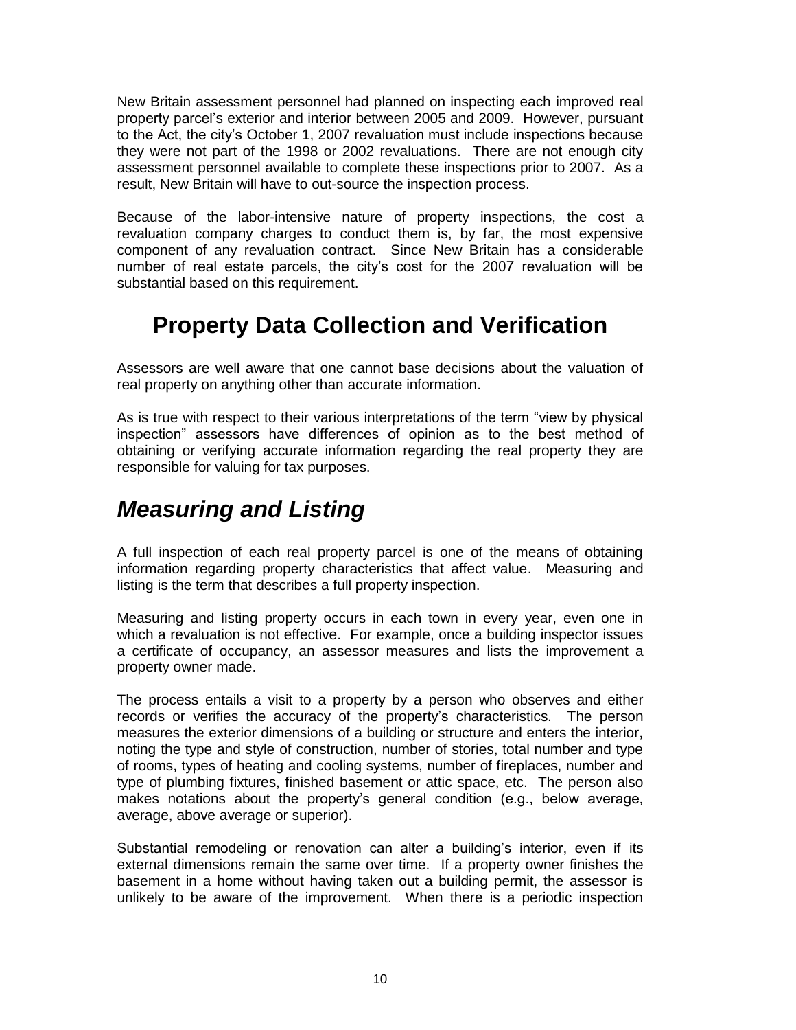New Britain assessment personnel had planned on inspecting each improved real property parcel's exterior and interior between 2005 and 2009. However, pursuant to the Act, the city's October 1, 2007 revaluation must include inspections because they were not part of the 1998 or 2002 revaluations. There are not enough city assessment personnel available to complete these inspections prior to 2007. As a result, New Britain will have to out-source the inspection process.

Because of the labor-intensive nature of property inspections, the cost a revaluation company charges to conduct them is, by far, the most expensive component of any revaluation contract. Since New Britain has a considerable number of real estate parcels, the city's cost for the 2007 revaluation will be substantial based on this requirement.

## Property Data Collection and Verification

Assessors are well aware that one cannot base decisions about the valuation of real property on anything other than accurate information.

As is true with respect to their various interpretations of the term "view by physical inspection" assessors have differences of opinion as to the best method of obtaining or verifying accurate information regarding the real property they are responsible for valuing for tax purposes.

### *Measuring and Listing*

A full inspection of each real property parcel is one of the means of obtaining information regarding property characteristics that affect value. Measuring and listing is the term that describes a full property inspection.

Measuring and listing property occurs in each town in every year, even one in which a revaluation is not effective. For example, once a building inspector issues a certificate of occupancy, an assessor measures and lists the improvement a property owner made.

The process entails a visit to a property by a person who observes and either records or verifies the accuracy of the property's characteristics. The person measures the exterior dimensions of a building or structure and enters the interior, noting the type and style of construction, number of stories, total number and type of rooms, types of heating and cooling systems, number of fireplaces, number and type of plumbing fixtures, finished basement or attic space, etc. The person also makes notations about the property's general condition (e.g., below average, average, above average or superior).

Substantial remodeling or renovation can alter a building's interior, even if its external dimensions remain the same over time. If a property owner finishes the basement in a home without having taken out a building permit, the assessor is unlikely to be aware of the improvement. When there is a periodic inspection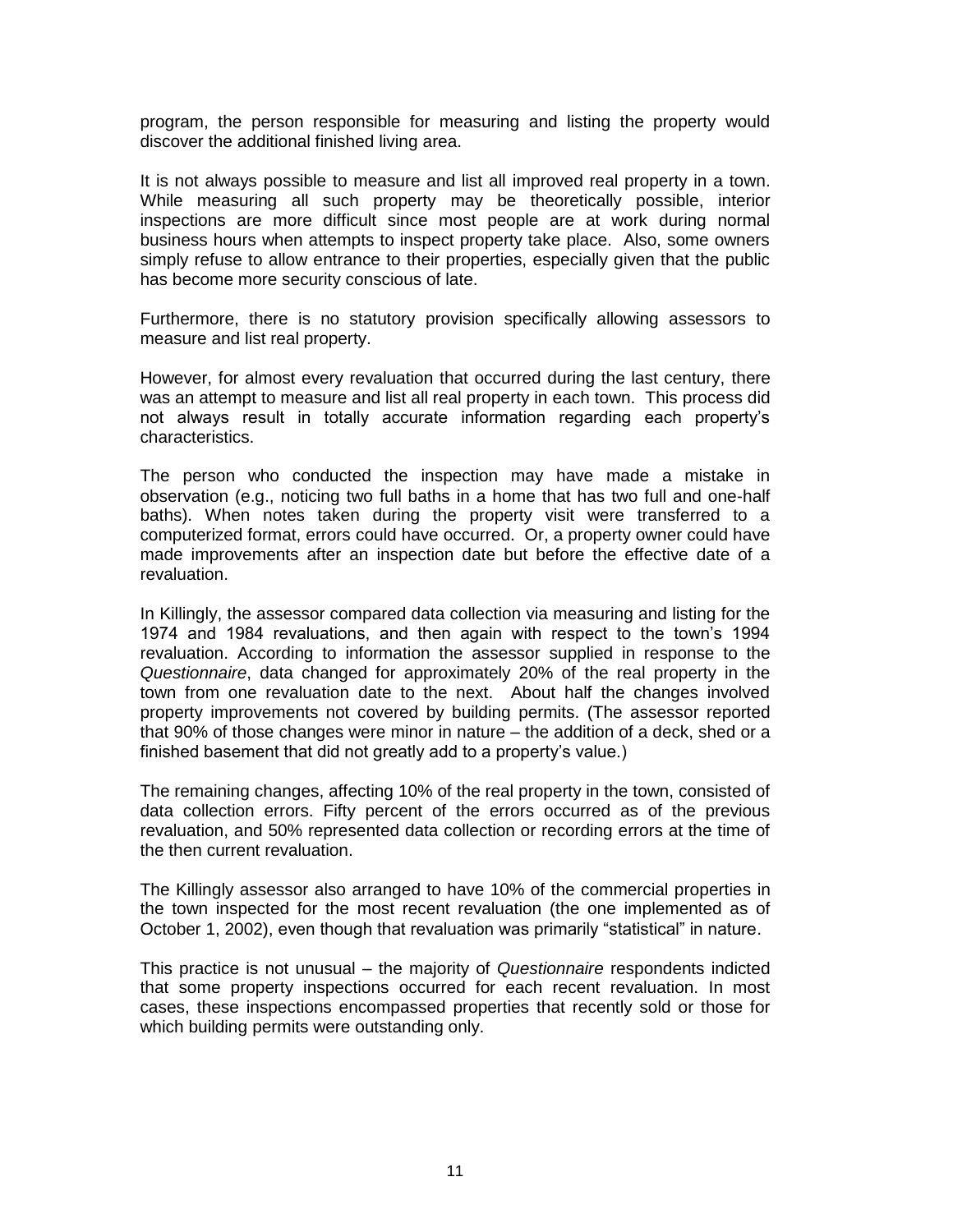program, the person responsible for measuring and listing the property would discover the additional finished living area.

It is not always possible to measure and list all improved real property in a town. While measuring all such property may be theoretically possible, interior inspections are more difficult since most people are at work during normal business hours when attempts to inspect property take place. Also, some owners simply refuse to allow entrance to their properties, especially given that the public has become more security conscious of late.

Furthermore, there is no statutory provision specifically allowing assessors to measure and list real property.

However, for almost every revaluation that occurred during the last century, there was an attempt to measure and list all real property in each town. This process did not always result in totally accurate information regarding each property's characteristics.

The person who conducted the inspection may have made a mistake in observation (e.g., noticing two full baths in a home that has two full and one-half baths). When notes taken during the property visit were transferred to a computerized format, errors could have occurred. Or, a property owner could have made improvements after an inspection date but before the effective date of a revaluation.

In Killingly, the assessor compared data collection via measuring and listing for the 1974 and 1984 revaluations, and then again with respect to the town's 1994 revaluation. According to information the assessor supplied in response to the *Questionnaire*, data changed for approximately 20% of the real property in the town from one revaluation date to the next. About half the changes involved property improvements not covered by building permits. (The assessor reported that 90% of those changes were minor in nature – the addition of a deck, shed or a finished basement that did not greatly add to a property's value.)

The remaining changes, affecting 10% of the real property in the town, consisted of data collection errors. Fifty percent of the errors occurred as of the previous revaluation, and 50% represented data collection or recording errors at the time of the then current revaluation.

The Killingly assessor also arranged to have 10% of the commercial properties in the town inspected for the most recent revaluation (the one implemented as of October 1, 2002), even though that revaluation was primarily "statistical" in nature.

This practice is not unusual – the majority of *Questionnaire* respondents indicted that some property inspections occurred for each recent revaluation. In most cases, these inspections encompassed properties that recently sold or those for which building permits were outstanding only.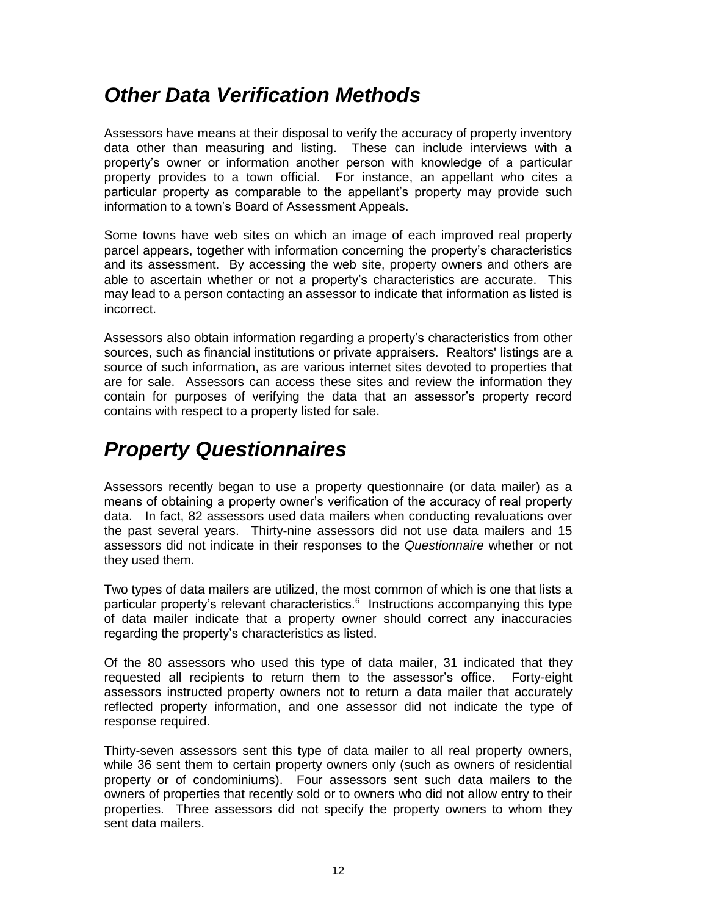## *Other Data Verification Methods*

Assessors have means at their disposal to verify the accuracy of property inventory data other than measuring and listing. These can include interviews with a property's owner or information another person with knowledge of a particular property provides to a town official. For instance, an appellant who cites a particular property as comparable to the appellant's property may provide such information to a town's Board of Assessment Appeals.

Some towns have web sites on which an image of each improved real property parcel appears, together with information concerning the property's characteristics and its assessment. By accessing the web site, property owners and others are able to ascertain whether or not a property's characteristics are accurate. This may lead to a person contacting an assessor to indicate that information as listed is incorrect.

Assessors also obtain information regarding a property's characteristics from other sources, such as financial institutions or private appraisers. Realtors' listings are a source of such information, as are various internet sites devoted to properties that are for sale. Assessors can access these sites and review the information they contain for purposes of verifying the data that an assessor's property record contains with respect to a property listed for sale.

## *Property Questionnaires*

Assessors recently began to use a property questionnaire (or data mailer) as a means of obtaining a property owner's verification of the accuracy of real property data. In fact, 82 assessors used data mailers when conducting revaluations over the past several years. Thirty-nine assessors did not use data mailers and 15 assessors did not indicate in their responses to the *Questionnaire* whether or not they used them.

Two types of data mailers are utilized, the most common of which is one that lists a particular property's relevant characteristics.[6] Instructions accompanying this type of data mailer indicate that a property owner should correct any inaccuracies regarding the property's characteristics as listed.

Of the 80 assessors who used this type of data mailer, 31 indicated that they requested all recipients to return them to the assessor's office. Forty-eight assessors instructed property owners not to return a data mailer that accurately reflected property information, and one assessor did not indicate the type of response required.

Thirty-seven assessors sent this type of data mailer to all real property owners, while 36 sent them to certain property owners only (such as owners of residential property or of condominiums). Four assessors sent such data mailers to the owners of properties that recently sold or to owners who did not allow entry to their properties. Three assessors did not specify the property owners to whom they sent data mailers.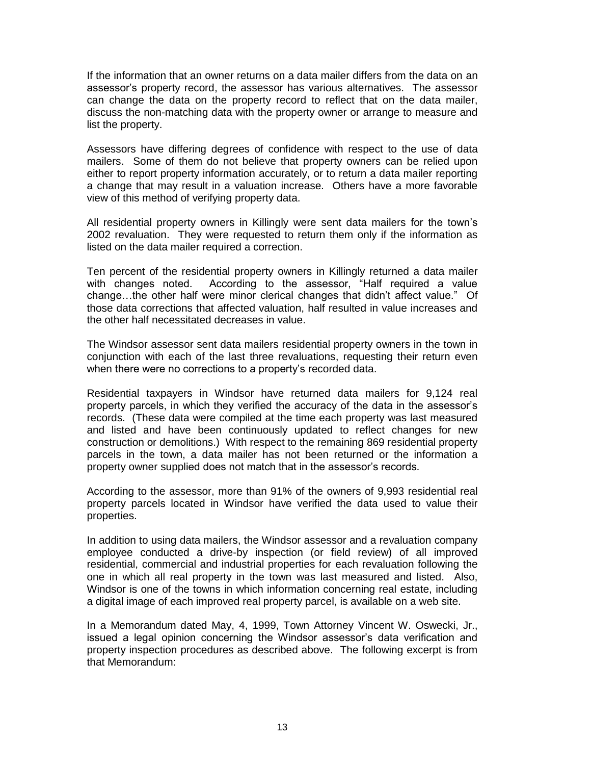If the information that an owner returns on a data mailer differs from the data on an assessor's property record, the assessor has various alternatives. The assessor can change the data on the property record to reflect that on the data mailer, discuss the non-matching data with the property owner or arrange to measure and list the property.

Assessors have differing degrees of confidence with respect to the use of data mailers. Some of them do not believe that property owners can be relied upon either to report property information accurately, or to return a data mailer reporting a change that may result in a valuation increase. Others have a more favorable view of this method of verifying property data.

All residential property owners in Killingly were sent data mailers for the town's 2002 revaluation. They were requested to return them only if the information as listed on the data mailer required a correction.

Ten percent of the residential property owners in Killingly returned a data mailer with changes noted. According to the assessor, "Half required a value change…the other half were minor clerical changes that didn't affect value." Of those data corrections that affected valuation, half resulted in value increases and the other half necessitated decreases in value.

The Windsor assessor sent data mailers residential property owners in the town in conjunction with each of the last three revaluations, requesting their return even when there were no corrections to a property's recorded data.

Residential taxpayers in Windsor have returned data mailers for 9,124 real property parcels, in which they verified the accuracy of the data in the assessor's records. (These data were compiled at the time each property was last measured and listed and have been continuously updated to reflect changes for new construction or demolitions.) With respect to the remaining 869 residential property parcels in the town, a data mailer has not been returned or the information a property owner supplied does not match that in the assessor's records.

According to the assessor, more than 91% of the owners of 9,993 residential real property parcels located in Windsor have verified the data used to value their properties.

In addition to using data mailers, the Windsor assessor and a revaluation company employee conducted a drive-by inspection (or field review) of all improved residential, commercial and industrial properties for each revaluation following the one in which all real property in the town was last measured and listed. Also, Windsor is one of the towns in which information concerning real estate, including a digital image of each improved real property parcel, is available on a web site.

In a Memorandum dated May, 4, 1999, Town Attorney Vincent W. Oswecki, Jr., issued a legal opinion concerning the Windsor assessor's data verification and property inspection procedures as described above. The following excerpt is from that Memorandum: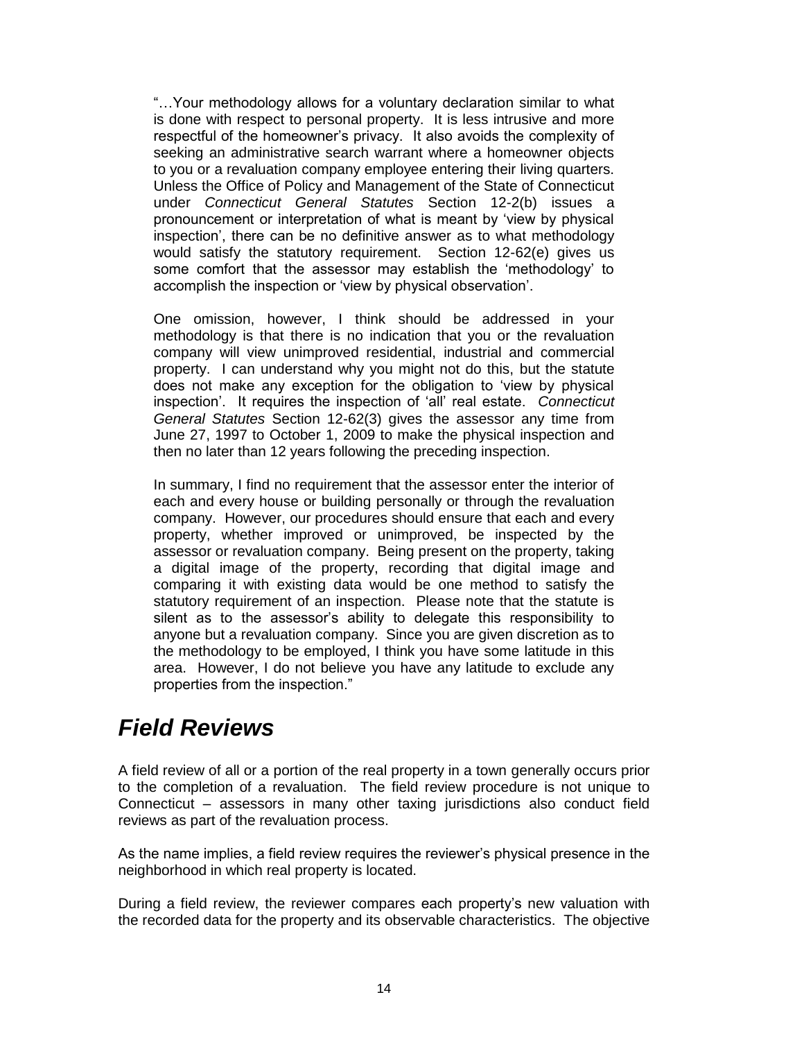"…Your methodology allows for a voluntary declaration similar to what is done with respect to personal property. It is less intrusive and more respectful of the homeowner's privacy. It also avoids the complexity of seeking an administrative search warrant where a homeowner objects to you or a revaluation company employee entering their living quarters. Unless the Office of Policy and Management of the State of Connecticut under *Connecticut General Statutes* Section 12-2(b) issues a pronouncement or interpretation of what is meant by 'view by physical inspection', there can be no definitive answer as to what methodology would satisfy the statutory requirement. Section 12-62(e) gives us some comfort that the assessor may establish the 'methodology' to accomplish the inspection or 'view by physical observation'.

One omission, however, I think should be addressed in your methodology is that there is no indication that you or the revaluation company will view unimproved residential, industrial and commercial property. I can understand why you might not do this, but the statute does not make any exception for the obligation to 'view by physical inspection'. It requires the inspection of 'all' real estate. *Connecticut General Statutes* Section 12-62(3) gives the assessor any time from June 27, 1997 to October 1, 2009 to make the physical inspection and then no later than 12 years following the preceding inspection.

In summary, I find no requirement that the assessor enter the interior of each and every house or building personally or through the revaluation company. However, our procedures should ensure that each and every property, whether improved or unimproved, be inspected by the assessor or revaluation company. Being present on the property, taking a digital image of the property, recording that digital image and comparing it with existing data would be one method to satisfy the statutory requirement of an inspection. Please note that the statute is silent as to the assessor's ability to delegate this responsibility to anyone but a revaluation company. Since you are given discretion as to the methodology to be employed, I think you have some latitude in this area. However, I do not believe you have any latitude to exclude any properties from the inspection."

## *Field Reviews*

A field review of all or a portion of the real property in a town generally occurs prior to the completion of a revaluation. The field review procedure is not unique to Connecticut – assessors in many other taxing jurisdictions also conduct field reviews as part of the revaluation process.

As the name implies, a field review requires the reviewer's physical presence in the neighborhood in which real property is located.

During a field review, the reviewer compares each property's new valuation with the recorded data for the property and its observable characteristics. The objective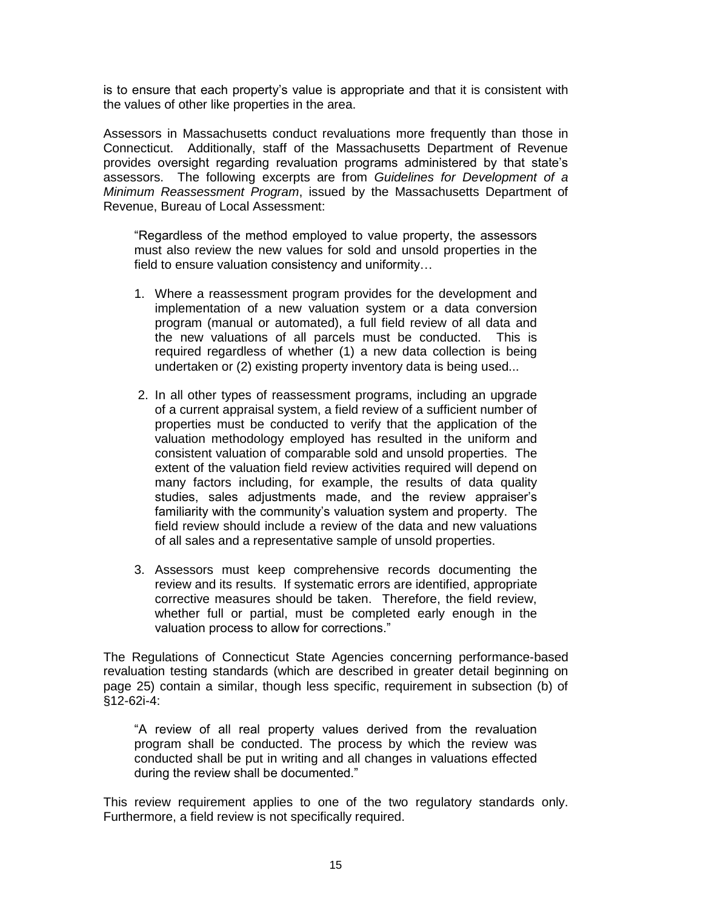is to ensure that each property's value is appropriate and that it is consistent with the values of other like properties in the area.

Assessors in Massachusetts conduct revaluations more frequently than those in Connecticut. Additionally, staff of the Massachusetts Department of Revenue provides oversight regarding revaluation programs administered by that state's assessors. The following excerpts are from *Guidelines for Development of a Minimum Reassessment Program*, issued by the Massachusetts Department of Revenue, Bureau of Local Assessment:

> "Regardless of the method employed to value property, the assessors must also review the new values for sold and unsold properties in the field to ensure valuation consistency and uniformity…
>
> 1. Where a reassessment program provides for the development and implementation of a new valuation system or a data conversion program (manual or automated), a full field review of all data and the new valuations of all parcels must be conducted. This is required regardless of whether (1) a new data collection is being undertaken or (2) existing property inventory data is being used...
> 2. In all other types of reassessment programs, including an upgrade of a current appraisal system, a field review of a sufficient number of properties must be conducted to verify that the application of the valuation methodology employed has resulted in the uniform and consistent valuation of comparable sold and unsold properties. The extent of the valuation field review activities required will depend on many factors including, for example, the results of data quality studies, sales adjustments made, and the review appraiser's familiarity with the community's valuation system and property. The field review should include a review of the data and new valuations of all sales and a representative sample of unsold properties.
> 3. Assessors must keep comprehensive records documenting the review and its results. If systematic errors are identified, appropriate corrective measures should be taken. Therefore, the field review, whether full or partial, must be completed early enough in the valuation process to allow for corrections."

The Regulations of Connecticut State Agencies concerning performance-based revaluation testing standards (which are described in greater detail beginning on page 25) contain a similar, though less specific, requirement in subsection (b) of §12-62i-4:

> "A review of all real property values derived from the revaluation program shall be conducted. The process by which the review was conducted shall be put in writing and all changes in valuations effected during the review shall be documented."

This review requirement applies to one of the two regulatory standards only. Furthermore, a field review is not specifically required.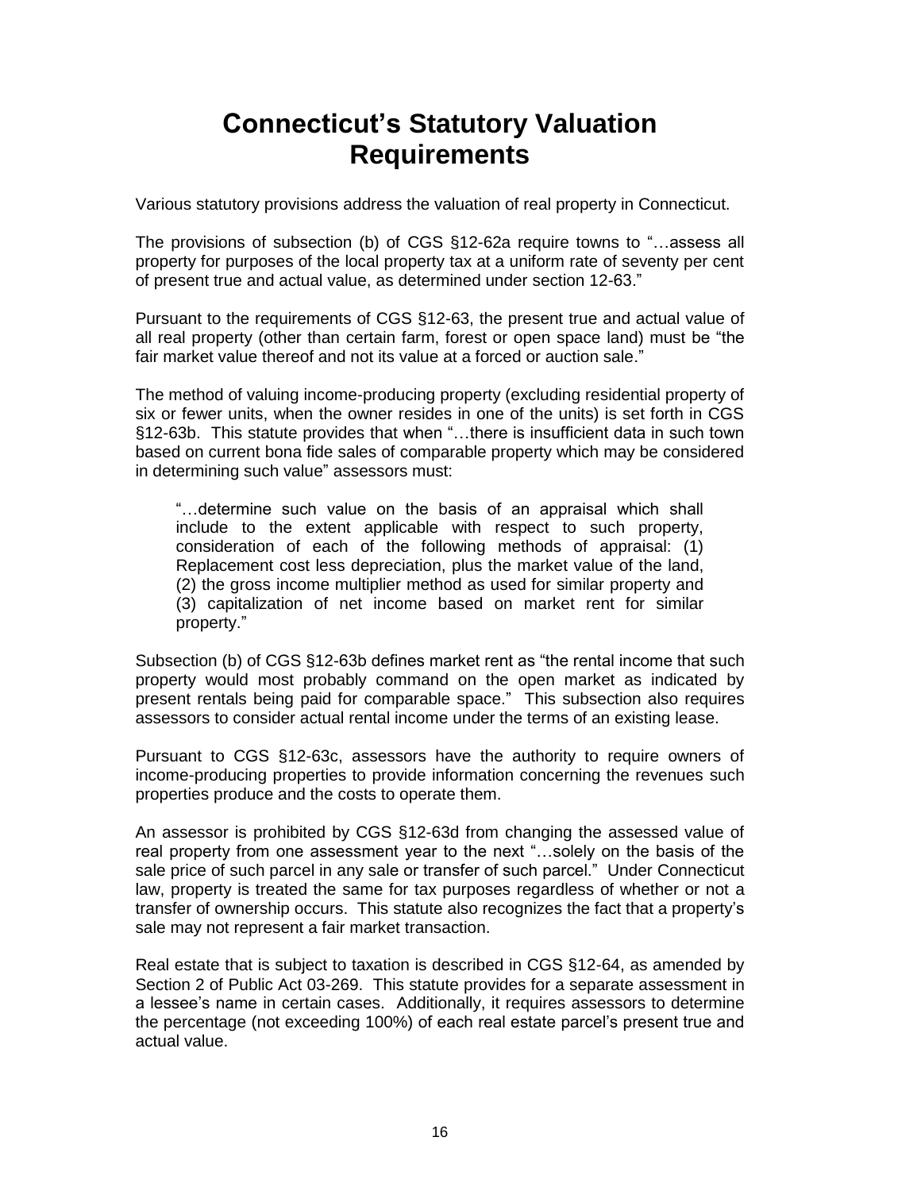# Connecticut's Statutory Valuation Requirements

Various statutory provisions address the valuation of real property in Connecticut.

The provisions of subsection (b) of CGS §12-62a require towns to "…assess all property for purposes of the local property tax at a uniform rate of seventy per cent of present true and actual value, as determined under section 12-63."

Pursuant to the requirements of CGS §12-63, the present true and actual value of all real property (other than certain farm, forest or open space land) must be "the fair market value thereof and not its value at a forced or auction sale."

The method of valuing income-producing property (excluding residential property of six or fewer units, when the owner resides in one of the units) is set forth in CGS §12-63b. This statute provides that when "…there is insufficient data in such town based on current bona fide sales of comparable property which may be considered in determining such value" assessors must:

> "…determine such value on the basis of an appraisal which shall include to the extent applicable with respect to such property, consideration of each of the following methods of appraisal: (1) Replacement cost less depreciation, plus the market value of the land, (2) the gross income multiplier method as used for similar property and (3) capitalization of net income based on market rent for similar property."

Subsection (b) of CGS §12-63b defines market rent as "the rental income that such property would most probably command on the open market as indicated by present rentals being paid for comparable space." This subsection also requires assessors to consider actual rental income under the terms of an existing lease.

Pursuant to CGS §12-63c, assessors have the authority to require owners of income-producing properties to provide information concerning the revenues such properties produce and the costs to operate them.

An assessor is prohibited by CGS §12-63d from changing the assessed value of real property from one assessment year to the next "…solely on the basis of the sale price of such parcel in any sale or transfer of such parcel." Under Connecticut law, property is treated the same for tax purposes regardless of whether or not a transfer of ownership occurs. This statute also recognizes the fact that a property's sale may not represent a fair market transaction.

Real estate that is subject to taxation is described in CGS §12-64, as amended by Section 2 of Public Act 03-269. This statute provides for a separate assessment in a lessee's name in certain cases. Additionally, it requires assessors to determine the percentage (not exceeding 100%) of each real estate parcel's present true and actual value.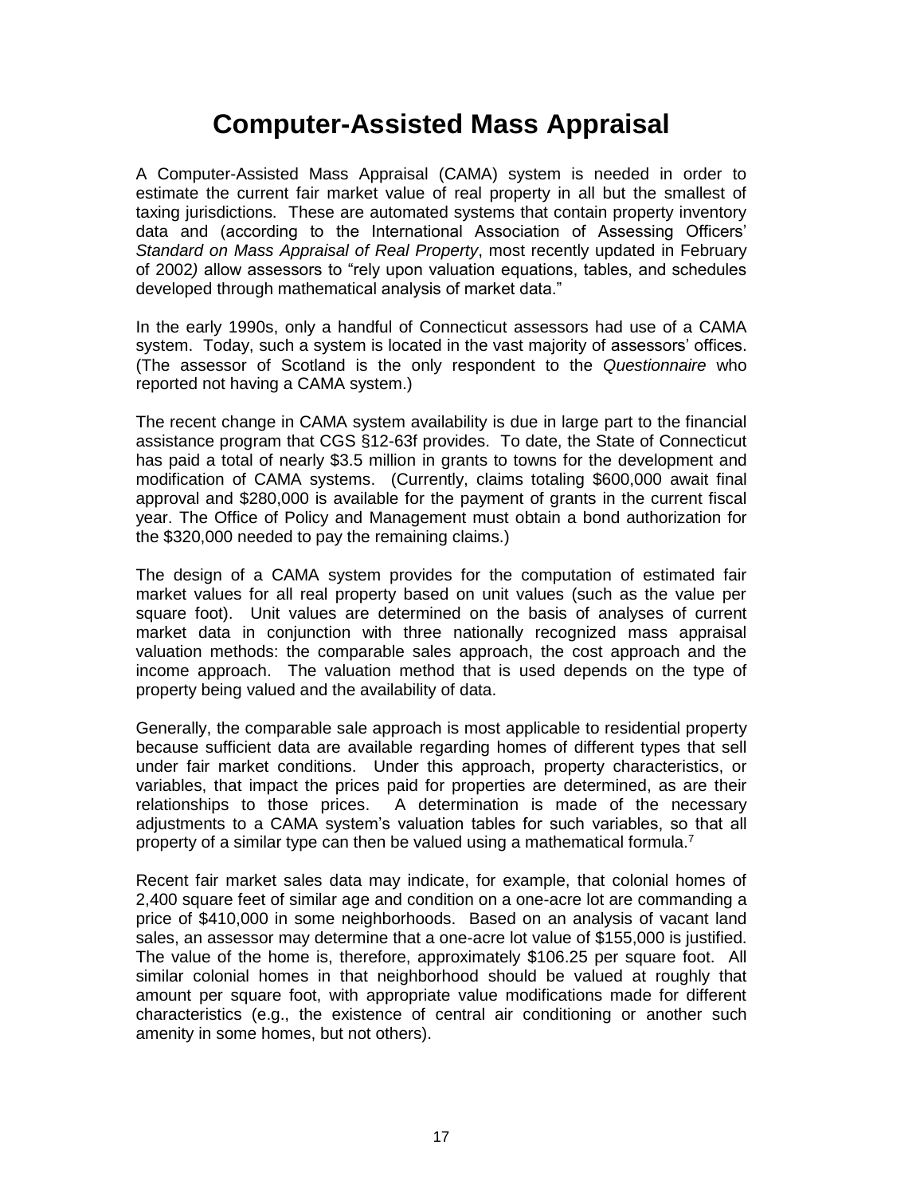# Computer-Assisted Mass Appraisal

A Computer-Assisted Mass Appraisal (CAMA) system is needed in order to estimate the current fair market value of real property in all but the smallest of taxing jurisdictions. These are automated systems that contain property inventory data and (according to the International Association of Assessing Officers' *Standard on Mass Appraisal of Real Property*, most recently updated in February of 2002) allow assessors to "rely upon valuation equations, tables, and schedules developed through mathematical analysis of market data."

In the early 1990s, only a handful of Connecticut assessors had use of a CAMA system. Today, such a system is located in the vast majority of assessors' offices. (The assessor of Scotland is the only respondent to the *Questionnaire* who reported not having a CAMA system.)

The recent change in CAMA system availability is due in large part to the financial assistance program that CGS §12-63f provides. To date, the State of Connecticut has paid a total of nearly $3.5 million in grants to towns for the development and modification of CAMA systems. (Currently, claims totaling $600,000 await final approval and $280,000 is available for the payment of grants in the current fiscal year. The Office of Policy and Management must obtain a bond authorization for the $320,000 needed to pay the remaining claims.)

The design of a CAMA system provides for the computation of estimated fair market values for all real property based on unit values (such as the value per square foot). Unit values are determined on the basis of analyses of current market data in conjunction with three nationally recognized mass appraisal valuation methods: the comparable sales approach, the cost approach and the income approach. The valuation method that is used depends on the type of property being valued and the availability of data.

Generally, the comparable sale approach is most applicable to residential property because sufficient data are available regarding homes of different types that sell under fair market conditions. Under this approach, property characteristics, or variables, that impact the prices paid for properties are determined, as are their relationships to those prices. A determination is made of the necessary adjustments to a CAMA system's valuation tables for such variables, so that all property of a similar type can then be valued using a mathematical formula.[7]

Recent fair market sales data may indicate, for example, that colonial homes of 2,400 square feet of similar age and condition on a one-acre lot are commanding a price of $410,000 in some neighborhoods. Based on an analysis of vacant land sales, an assessor may determine that a one-acre lot value of $155,000 is justified. The value of the home is, therefore, approximately $106.25 per square foot. All similar colonial homes in that neighborhood should be valued at roughly that amount per square foot, with appropriate value modifications made for different characteristics (e.g., the existence of central air conditioning or another such amenity in some homes, but not others).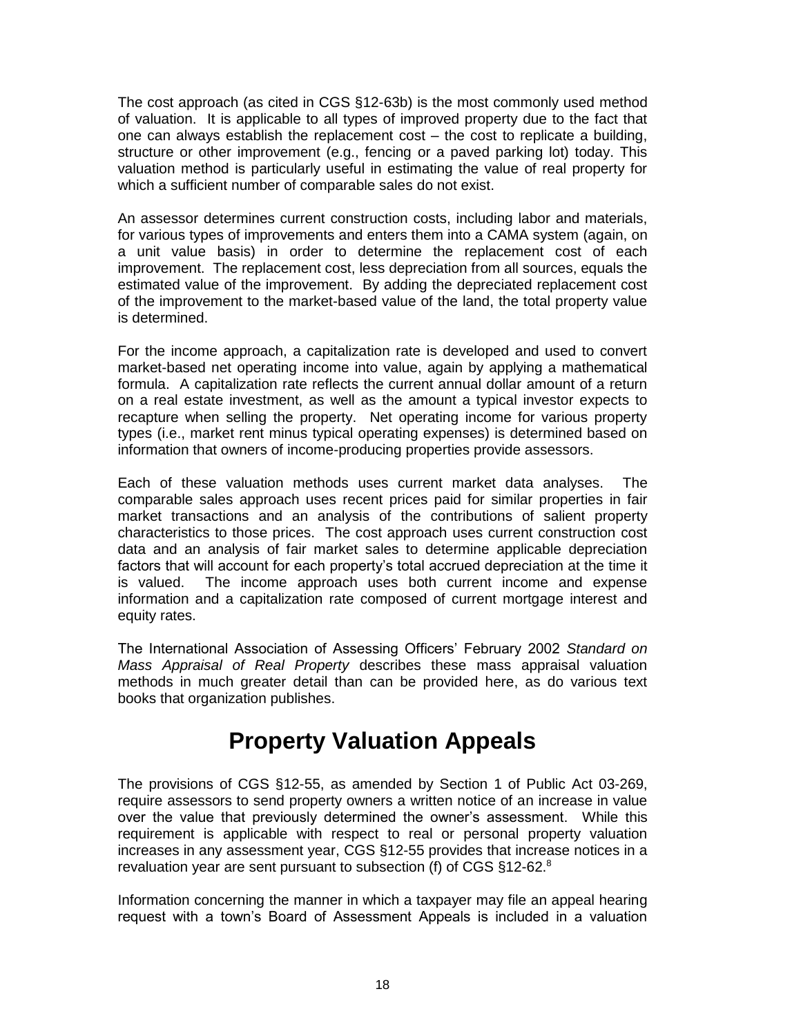The cost approach (as cited in CGS §12-63b) is the most commonly used method of valuation. It is applicable to all types of improved property due to the fact that one can always establish the replacement cost – the cost to replicate a building, structure or other improvement (e.g., fencing or a paved parking lot) today. This valuation method is particularly useful in estimating the value of real property for which a sufficient number of comparable sales do not exist.

An assessor determines current construction costs, including labor and materials, for various types of improvements and enters them into a CAMA system (again, on a unit value basis) in order to determine the replacement cost of each improvement. The replacement cost, less depreciation from all sources, equals the estimated value of the improvement. By adding the depreciated replacement cost of the improvement to the market-based value of the land, the total property value is determined.

For the income approach, a capitalization rate is developed and used to convert market-based net operating income into value, again by applying a mathematical formula. A capitalization rate reflects the current annual dollar amount of a return on a real estate investment, as well as the amount a typical investor expects to recapture when selling the property. Net operating income for various property types (i.e., market rent minus typical operating expenses) is determined based on information that owners of income-producing properties provide assessors.

Each of these valuation methods uses current market data analyses. The comparable sales approach uses recent prices paid for similar properties in fair market transactions and an analysis of the contributions of salient property characteristics to those prices. The cost approach uses current construction cost data and an analysis of fair market sales to determine applicable depreciation factors that will account for each property's total accrued depreciation at the time it is valued. The income approach uses both current income and expense information and a capitalization rate composed of current mortgage interest and equity rates.

The International Association of Assessing Officers' February 2002 *Standard on Mass Appraisal of Real Property* describes these mass appraisal valuation methods in much greater detail than can be provided here, as do various text books that organization publishes.

## Property Valuation Appeals

The provisions of CGS §12-55, as amended by Section 1 of Public Act 03-269, require assessors to send property owners a written notice of an increase in value over the value that previously determined the owner's assessment. While this requirement is applicable with respect to real or personal property valuation increases in any assessment year, CGS §12-55 provides that increase notices in a revaluation year are sent pursuant to subsection (f) of CGS §12-62.[8]

Information concerning the manner in which a taxpayer may file an appeal hearing request with a town's Board of Assessment Appeals is included in a valuation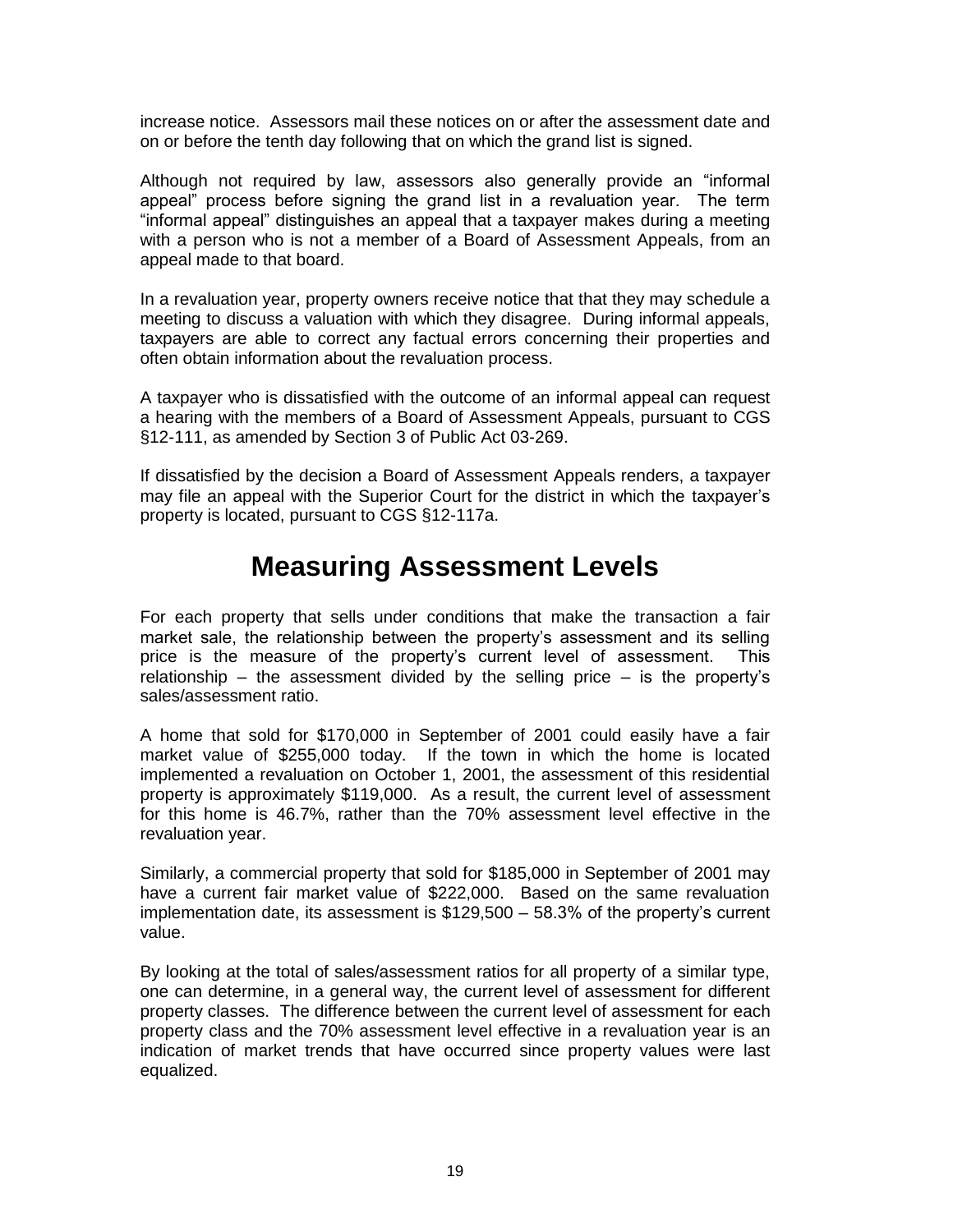increase notice. Assessors mail these notices on or after the assessment date and on or before the tenth day following that on which the grand list is signed.

Although not required by law, assessors also generally provide an "informal appeal" process before signing the grand list in a revaluation year. The term "informal appeal" distinguishes an appeal that a taxpayer makes during a meeting with a person who is not a member of a Board of Assessment Appeals, from an appeal made to that board.

In a revaluation year, property owners receive notice that that they may schedule a meeting to discuss a valuation with which they disagree. During informal appeals, taxpayers are able to correct any factual errors concerning their properties and often obtain information about the revaluation process.

A taxpayer who is dissatisfied with the outcome of an informal appeal can request a hearing with the members of a Board of Assessment Appeals, pursuant to CGS §12-111, as amended by Section 3 of Public Act 03-269.

If dissatisfied by the decision a Board of Assessment Appeals renders, a taxpayer may file an appeal with the Superior Court for the district in which the taxpayer's property is located, pursuant to CGS §12-117a.

# Measuring Assessment Levels

For each property that sells under conditions that make the transaction a fair market sale, the relationship between the property's assessment and its selling price is the measure of the property's current level of assessment. This relationship – the assessment divided by the selling price – is the property's sales/assessment ratio.

A home that sold for $170,000 in September of 2001 could easily have a fair market value of $255,000 today. If the town in which the home is located implemented a revaluation on October 1, 2001, the assessment of this residential property is approximately $119,000. As a result, the current level of assessment for this home is 46.7%, rather than the 70% assessment level effective in the revaluation year.

Similarly, a commercial property that sold for $185,000 in September of 2001 may have a current fair market value of $222,000. Based on the same revaluation implementation date, its assessment is $129,500 – 58.3% of the property's current value.

By looking at the total of sales/assessment ratios for all property of a similar type, one can determine, in a general way, the current level of assessment for different property classes. The difference between the current level of assessment for each property class and the 70% assessment level effective in a revaluation year is an indication of market trends that have occurred since property values were last equalized.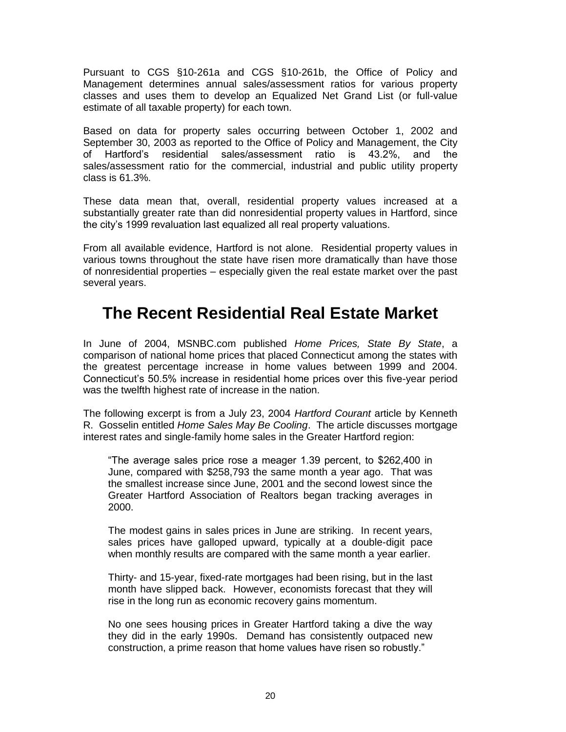Pursuant to CGS §10-261a and CGS §10-261b, the Office of Policy and Management determines annual sales/assessment ratios for various property classes and uses them to develop an Equalized Net Grand List (or full-value estimate of all taxable property) for each town.

Based on data for property sales occurring between October 1, 2002 and September 30, 2003 as reported to the Office of Policy and Management, the City of Hartford's residential sales/assessment ratio is 43.2%, and the sales/assessment ratio for the commercial, industrial and public utility property class is 61.3%.

These data mean that, overall, residential property values increased at a substantially greater rate than did nonresidential property values in Hartford, since the city's 1999 revaluation last equalized all real property valuations.

From all available evidence, Hartford is not alone. Residential property values in various towns throughout the state have risen more dramatically than have those of nonresidential properties – especially given the real estate market over the past several years.

## The Recent Residential Real Estate Market

In June of 2004, MSNBC.com published *Home Prices, State By State*, a comparison of national home prices that placed Connecticut among the states with the greatest percentage increase in home values between 1999 and 2004. Connecticut's 50.5% increase in residential home prices over this five-year period was the twelfth highest rate of increase in the nation.

The following excerpt is from a July 23, 2004 *Hartford Courant* article by Kenneth R. Gosselin entitled *Home Sales May Be Cooling*. The article discusses mortgage interest rates and single-family home sales in the Greater Hartford region:

> "The average sales price rose a meager 1.39 percent, to $262,400 in June, compared with $258,793 the same month a year ago. That was the smallest increase since June, 2001 and the second lowest since the Greater Hartford Association of Realtors began tracking averages in 2000.
>
> The modest gains in sales prices in June are striking. In recent years, sales prices have galloped upward, typically at a double-digit pace when monthly results are compared with the same month a year earlier.
>
> Thirty- and 15-year, fixed-rate mortgages had been rising, but in the last month have slipped back. However, economists forecast that they will rise in the long run as economic recovery gains momentum.
>
> No one sees housing prices in Greater Hartford taking a dive the way they did in the early 1990s. Demand has consistently outpaced new construction, a prime reason that home values have risen so robustly."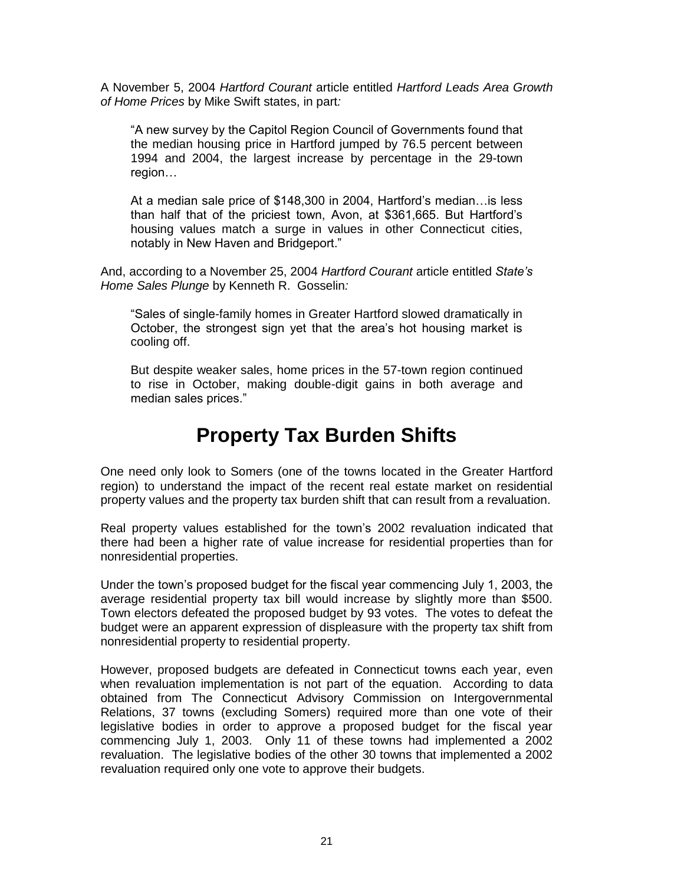A November 5, 2004 *Hartford Courant* article entitled *Hartford Leads Area Growth of Home Prices* by Mike Swift states, in part*:*

> "A new survey by the Capitol Region Council of Governments found that the median housing price in Hartford jumped by 76.5 percent between 1994 and 2004, the largest increase by percentage in the 29-town region…
>
> At a median sale price of $148,300 in 2004, Hartford's median…is less than half that of the priciest town, Avon, at $361,665. But Hartford's housing values match a surge in values in other Connecticut cities, notably in New Haven and Bridgeport."

And, according to a November 25, 2004 *Hartford Courant* article entitled *State's Home Sales Plunge* by Kenneth R. Gosselin*:*

> "Sales of single-family homes in Greater Hartford slowed dramatically in October, the strongest sign yet that the area's hot housing market is cooling off.
>
> But despite weaker sales, home prices in the 57-town region continued to rise in October, making double-digit gains in both average and median sales prices."

# Property Tax Burden Shifts

One need only look to Somers (one of the towns located in the Greater Hartford region) to understand the impact of the recent real estate market on residential property values and the property tax burden shift that can result from a revaluation.

Real property values established for the town's 2002 revaluation indicated that there had been a higher rate of value increase for residential properties than for nonresidential properties.

Under the town's proposed budget for the fiscal year commencing July 1, 2003, the average residential property tax bill would increase by slightly more than $500. Town electors defeated the proposed budget by 93 votes. The votes to defeat the budget were an apparent expression of displeasure with the property tax shift from nonresidential property to residential property.

However, proposed budgets are defeated in Connecticut towns each year, even when revaluation implementation is not part of the equation. According to data obtained from The Connecticut Advisory Commission on Intergovernmental Relations, 37 towns (excluding Somers) required more than one vote of their legislative bodies in order to approve a proposed budget for the fiscal year commencing July 1, 2003. Only 11 of these towns had implemented a 2002 revaluation. The legislative bodies of the other 30 towns that implemented a 2002 revaluation required only one vote to approve their budgets.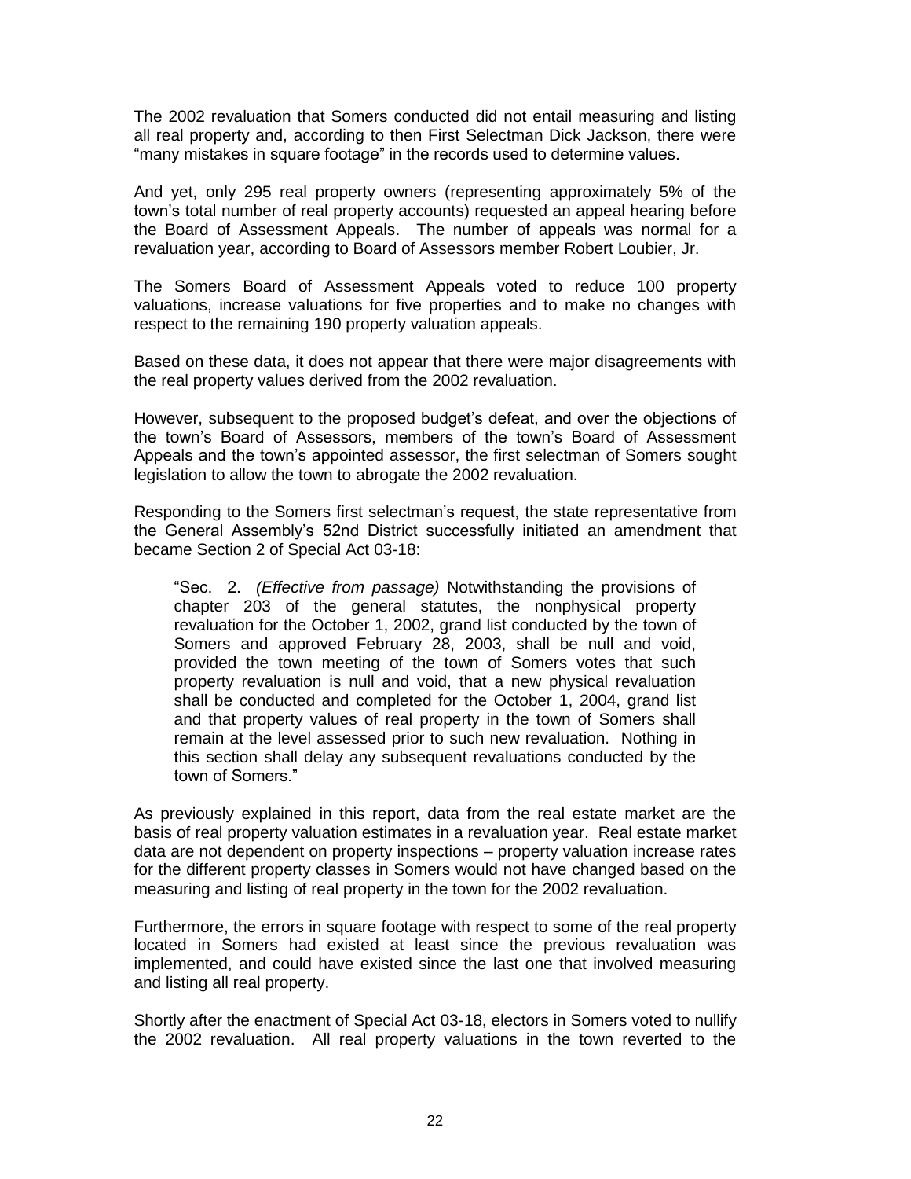The 2002 revaluation that Somers conducted did not entail measuring and listing all real property and, according to then First Selectman Dick Jackson, there were "many mistakes in square footage" in the records used to determine values.

And yet, only 295 real property owners (representing approximately 5% of the town's total number of real property accounts) requested an appeal hearing before the Board of Assessment Appeals. The number of appeals was normal for a revaluation year, according to Board of Assessors member Robert Loubier, Jr.

The Somers Board of Assessment Appeals voted to reduce 100 property valuations, increase valuations for five properties and to make no changes with respect to the remaining 190 property valuation appeals.

Based on these data, it does not appear that there were major disagreements with the real property values derived from the 2002 revaluation.

However, subsequent to the proposed budget's defeat, and over the objections of the town's Board of Assessors, members of the town's Board of Assessment Appeals and the town's appointed assessor, the first selectman of Somers sought legislation to allow the town to abrogate the 2002 revaluation.

Responding to the Somers first selectman's request, the state representative from the General Assembly's 52nd District successfully initiated an amendment that became Section 2 of Special Act 03-18:

> "Sec. 2. *(Effective from passage)* Notwithstanding the provisions of chapter 203 of the general statutes, the nonphysical property revaluation for the October 1, 2002, grand list conducted by the town of Somers and approved February 28, 2003, shall be null and void, provided the town meeting of the town of Somers votes that such property revaluation is null and void, that a new physical revaluation shall be conducted and completed for the October 1, 2004, grand list and that property values of real property in the town of Somers shall remain at the level assessed prior to such new revaluation. Nothing in this section shall delay any subsequent revaluations conducted by the town of Somers."

As previously explained in this report, data from the real estate market are the basis of real property valuation estimates in a revaluation year. Real estate market data are not dependent on property inspections – property valuation increase rates for the different property classes in Somers would not have changed based on the measuring and listing of real property in the town for the 2002 revaluation.

Furthermore, the errors in square footage with respect to some of the real property located in Somers had existed at least since the previous revaluation was implemented, and could have existed since the last one that involved measuring and listing all real property.

Shortly after the enactment of Special Act 03-18, electors in Somers voted to nullify the 2002 revaluation. All real property valuations in the town reverted to the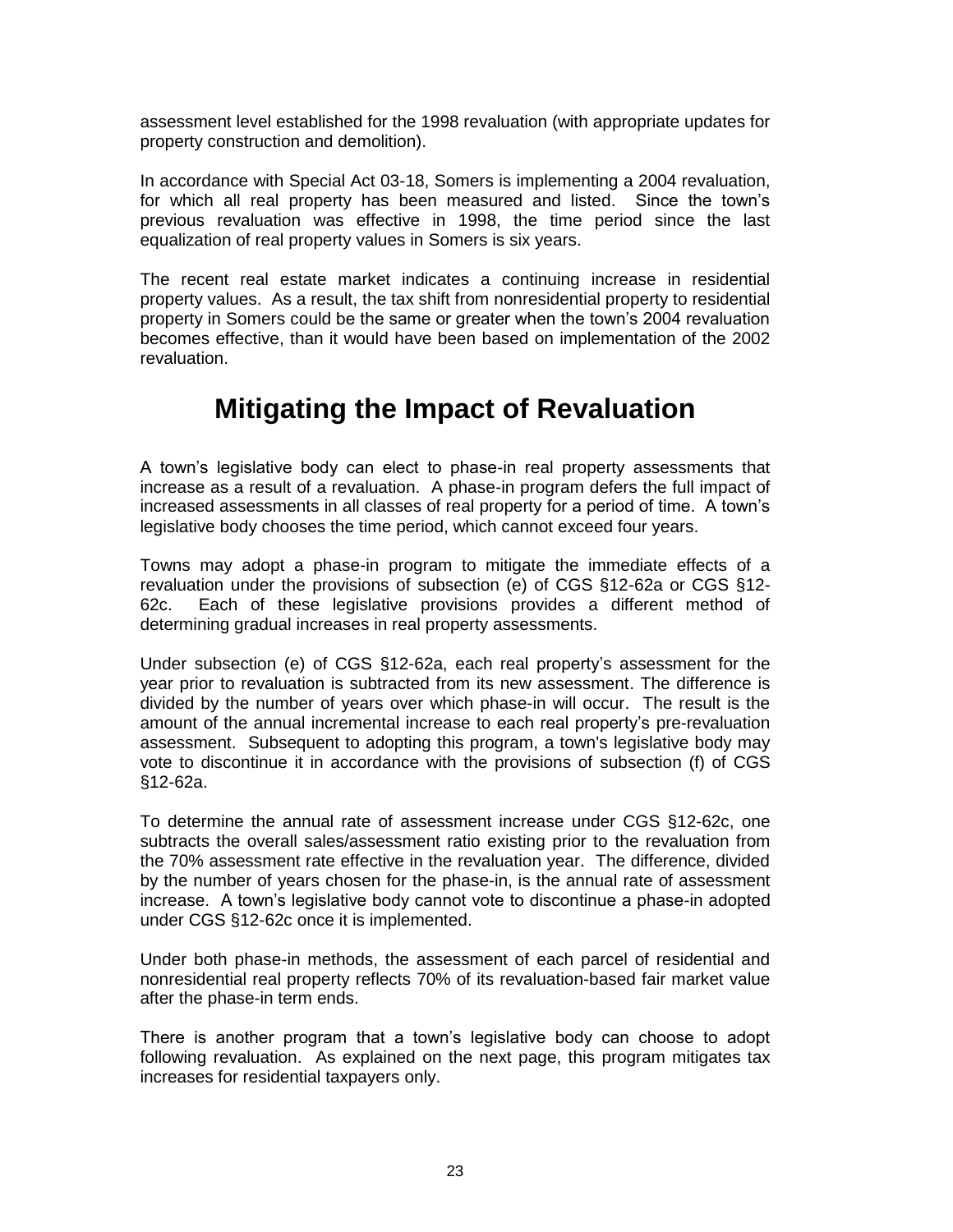assessment level established for the 1998 revaluation (with appropriate updates for property construction and demolition).

In accordance with Special Act 03-18, Somers is implementing a 2004 revaluation, for which all real property has been measured and listed. Since the town's previous revaluation was effective in 1998, the time period since the last equalization of real property values in Somers is six years.

The recent real estate market indicates a continuing increase in residential property values. As a result, the tax shift from nonresidential property to residential property in Somers could be the same or greater when the town's 2004 revaluation becomes effective, than it would have been based on implementation of the 2002 revaluation.

# Mitigating the Impact of Revaluation

A town's legislative body can elect to phase-in real property assessments that increase as a result of a revaluation. A phase-in program defers the full impact of increased assessments in all classes of real property for a period of time. A town's legislative body chooses the time period, which cannot exceed four years.

Towns may adopt a phase-in program to mitigate the immediate effects of a revaluation under the provisions of subsection (e) of CGS §12-62a or CGS §12-62c. Each of these legislative provisions provides a different method of determining gradual increases in real property assessments.

Under subsection (e) of CGS §12-62a, each real property's assessment for the year prior to revaluation is subtracted from its new assessment. The difference is divided by the number of years over which phase-in will occur. The result is the amount of the annual incremental increase to each real property's pre-revaluation assessment. Subsequent to adopting this program, a town's legislative body may vote to discontinue it in accordance with the provisions of subsection (f) of CGS §12-62a.

To determine the annual rate of assessment increase under CGS §12-62c, one subtracts the overall sales/assessment ratio existing prior to the revaluation from the 70% assessment rate effective in the revaluation year. The difference, divided by the number of years chosen for the phase-in, is the annual rate of assessment increase. A town's legislative body cannot vote to discontinue a phase-in adopted under CGS §12-62c once it is implemented.

Under both phase-in methods, the assessment of each parcel of residential and nonresidential real property reflects 70% of its revaluation-based fair market value after the phase-in term ends.

There is another program that a town's legislative body can choose to adopt following revaluation. As explained on the next page, this program mitigates tax increases for residential taxpayers only.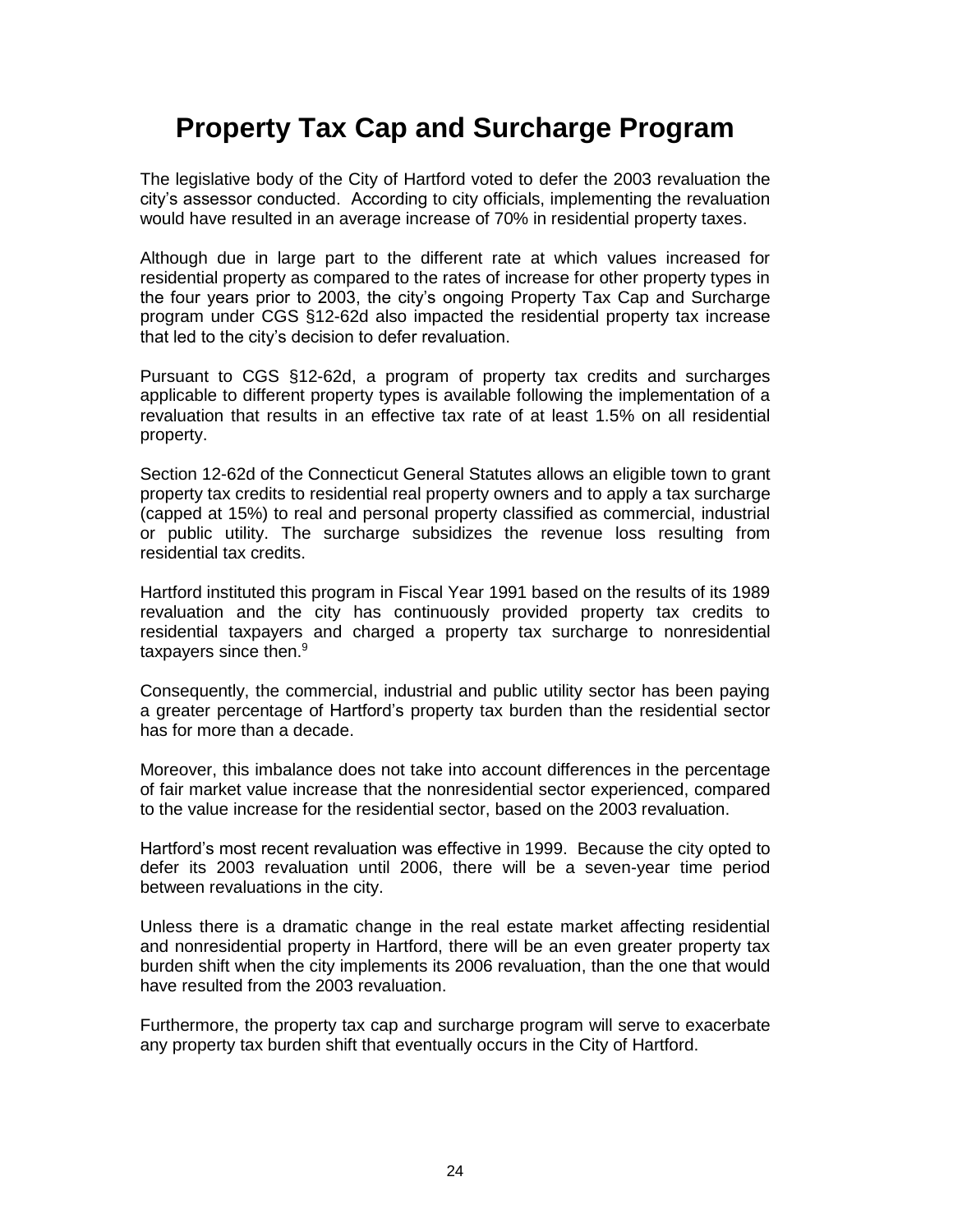# Property Tax Cap and Surcharge Program

The legislative body of the City of Hartford voted to defer the 2003 revaluation the city's assessor conducted. According to city officials, implementing the revaluation would have resulted in an average increase of 70% in residential property taxes.

Although due in large part to the different rate at which values increased for residential property as compared to the rates of increase for other property types in the four years prior to 2003, the city's ongoing Property Tax Cap and Surcharge program under CGS §12-62d also impacted the residential property tax increase that led to the city's decision to defer revaluation.

Pursuant to CGS §12-62d, a program of property tax credits and surcharges applicable to different property types is available following the implementation of a revaluation that results in an effective tax rate of at least 1.5% on all residential property.

Section 12-62d of the Connecticut General Statutes allows an eligible town to grant property tax credits to residential real property owners and to apply a tax surcharge (capped at 15%) to real and personal property classified as commercial, industrial or public utility. The surcharge subsidizes the revenue loss resulting from residential tax credits.

Hartford instituted this program in Fiscal Year 1991 based on the results of its 1989 revaluation and the city has continuously provided property tax credits to residential taxpayers and charged a property tax surcharge to nonresidential taxpayers since then.[9]

Consequently, the commercial, industrial and public utility sector has been paying a greater percentage of Hartford's property tax burden than the residential sector has for more than a decade.

Moreover, this imbalance does not take into account differences in the percentage of fair market value increase that the nonresidential sector experienced, compared to the value increase for the residential sector, based on the 2003 revaluation.

Hartford's most recent revaluation was effective in 1999. Because the city opted to defer its 2003 revaluation until 2006, there will be a seven-year time period between revaluations in the city.

Unless there is a dramatic change in the real estate market affecting residential and nonresidential property in Hartford, there will be an even greater property tax burden shift when the city implements its 2006 revaluation, than the one that would have resulted from the 2003 revaluation.

Furthermore, the property tax cap and surcharge program will serve to exacerbate any property tax burden shift that eventually occurs in the City of Hartford.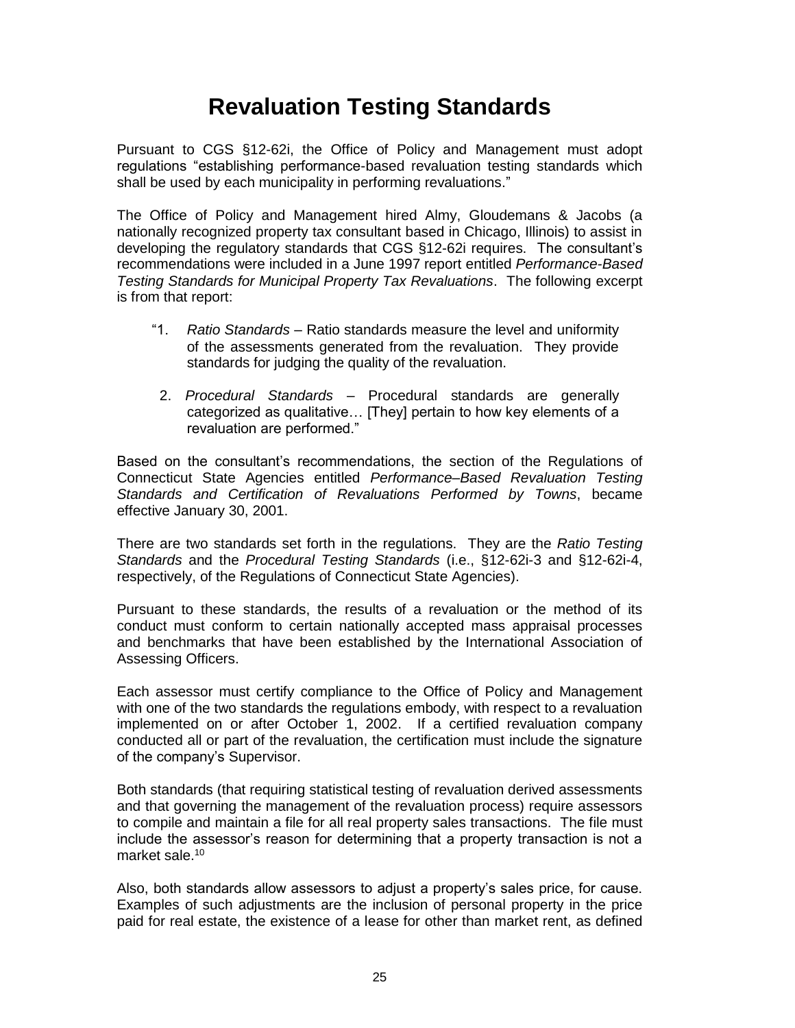# Revaluation Testing Standards

Pursuant to CGS §12-62i, the Office of Policy and Management must adopt regulations "establishing performance-based revaluation testing standards which shall be used by each municipality in performing revaluations."

The Office of Policy and Management hired Almy, Gloudemans & Jacobs (a nationally recognized property tax consultant based in Chicago, Illinois) to assist in developing the regulatory standards that CGS §12-62i requires. The consultant's recommendations were included in a June 1997 report entitled *Performance-Based Testing Standards for Municipal Property Tax Revaluations*. The following excerpt is from that report:

> "1. *Ratio Standards* – Ratio standards measure the level and uniformity of the assessments generated from the revaluation. They provide standards for judging the quality of the revaluation.
>
> 2. *Procedural Standards* – Procedural standards are generally categorized as qualitative… [They] pertain to how key elements of a revaluation are performed."

Based on the consultant's recommendations, the section of the Regulations of Connecticut State Agencies entitled *Performance–Based Revaluation Testing Standards and Certification of Revaluations Performed by Towns*, became effective January 30, 2001.

There are two standards set forth in the regulations. They are the *Ratio Testing Standards* and the *Procedural Testing Standards* (i.e., §12-62i-3 and §12-62i-4, respectively, of the Regulations of Connecticut State Agencies).

Pursuant to these standards, the results of a revaluation or the method of its conduct must conform to certain nationally accepted mass appraisal processes and benchmarks that have been established by the International Association of Assessing Officers.

Each assessor must certify compliance to the Office of Policy and Management with one of the two standards the regulations embody, with respect to a revaluation implemented on or after October 1, 2002. If a certified revaluation company conducted all or part of the revaluation, the certification must include the signature of the company's Supervisor.

Both standards (that requiring statistical testing of revaluation derived assessments and that governing the management of the revaluation process) require assessors to compile and maintain a file for all real property sales transactions. The file must include the assessor's reason for determining that a property transaction is not a market sale.[10]

Also, both standards allow assessors to adjust a property's sales price, for cause. Examples of such adjustments are the inclusion of personal property in the price paid for real estate, the existence of a lease for other than market rent, as defined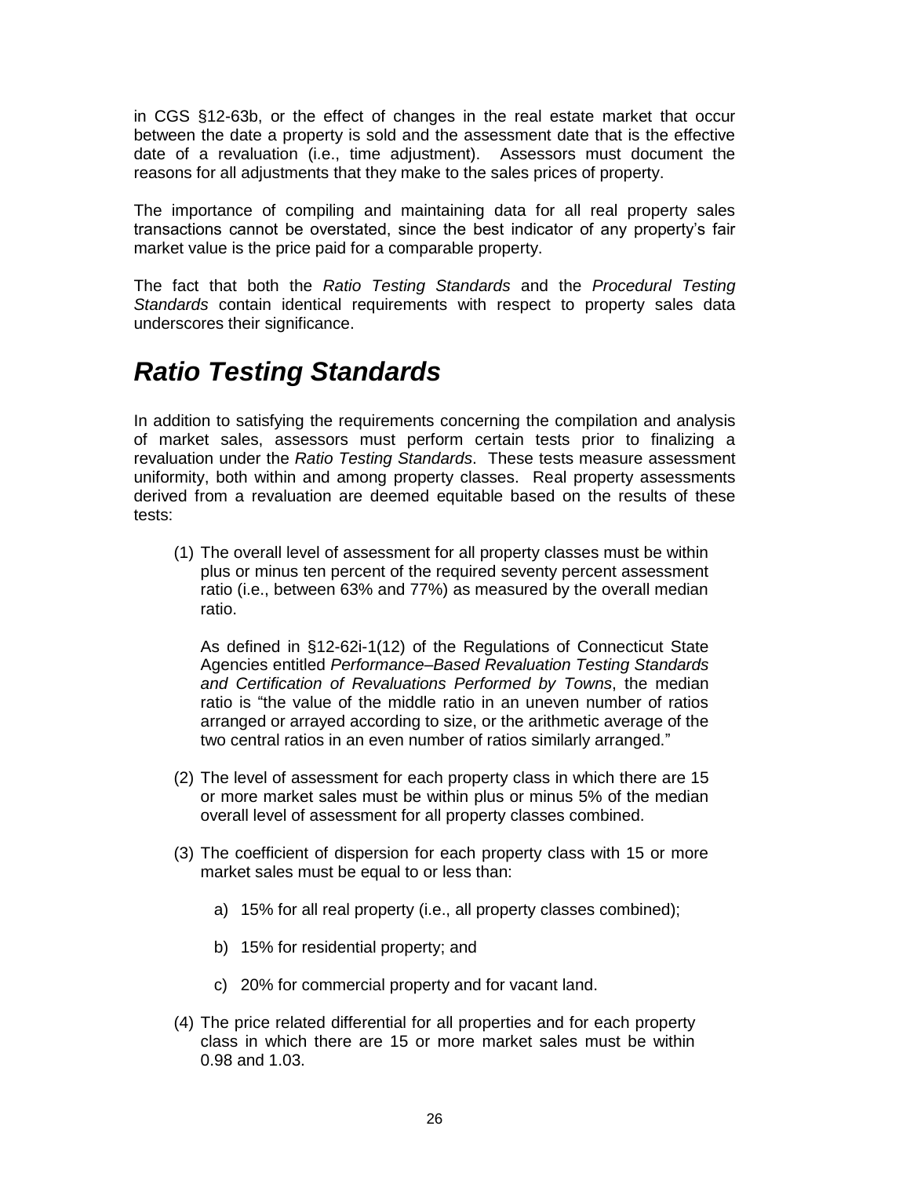in CGS §12-63b, or the effect of changes in the real estate market that occur between the date a property is sold and the assessment date that is the effective date of a revaluation (i.e., time adjustment). Assessors must document the reasons for all adjustments that they make to the sales prices of property.

The importance of compiling and maintaining data for all real property sales transactions cannot be overstated, since the best indicator of any property's fair market value is the price paid for a comparable property.

The fact that both the *Ratio Testing Standards* and the *Procedural Testing Standards* contain identical requirements with respect to property sales data underscores their significance.

## *Ratio Testing Standards*

In addition to satisfying the requirements concerning the compilation and analysis of market sales, assessors must perform certain tests prior to finalizing a revaluation under the *Ratio Testing Standards*. These tests measure assessment uniformity, both within and among property classes. Real property assessments derived from a revaluation are deemed equitable based on the results of these tests:

(1) The overall level of assessment for all property classes must be within plus or minus ten percent of the required seventy percent assessment ratio (i.e., between 63% and 77%) as measured by the overall median ratio.

    As defined in §12-62i-1(12) of the Regulations of Connecticut State Agencies entitled *Performance–Based Revaluation Testing Standards and Certification of Revaluations Performed by Towns*, the median ratio is "the value of the middle ratio in an uneven number of ratios arranged or arrayed according to size, or the arithmetic average of the two central ratios in an even number of ratios similarly arranged."

(2) The level of assessment for each property class in which there are 15 or more market sales must be within plus or minus 5% of the median overall level of assessment for all property classes combined.

(3) The coefficient of dispersion for each property class with 15 or more market sales must be equal to or less than:

    a) 15% for all real property (i.e., all property classes combined);

    b) 15% for residential property; and

    c) 20% for commercial property and for vacant land.

(4) The price related differential for all properties and for each property class in which there are 15 or more market sales must be within 0.98 and 1.03.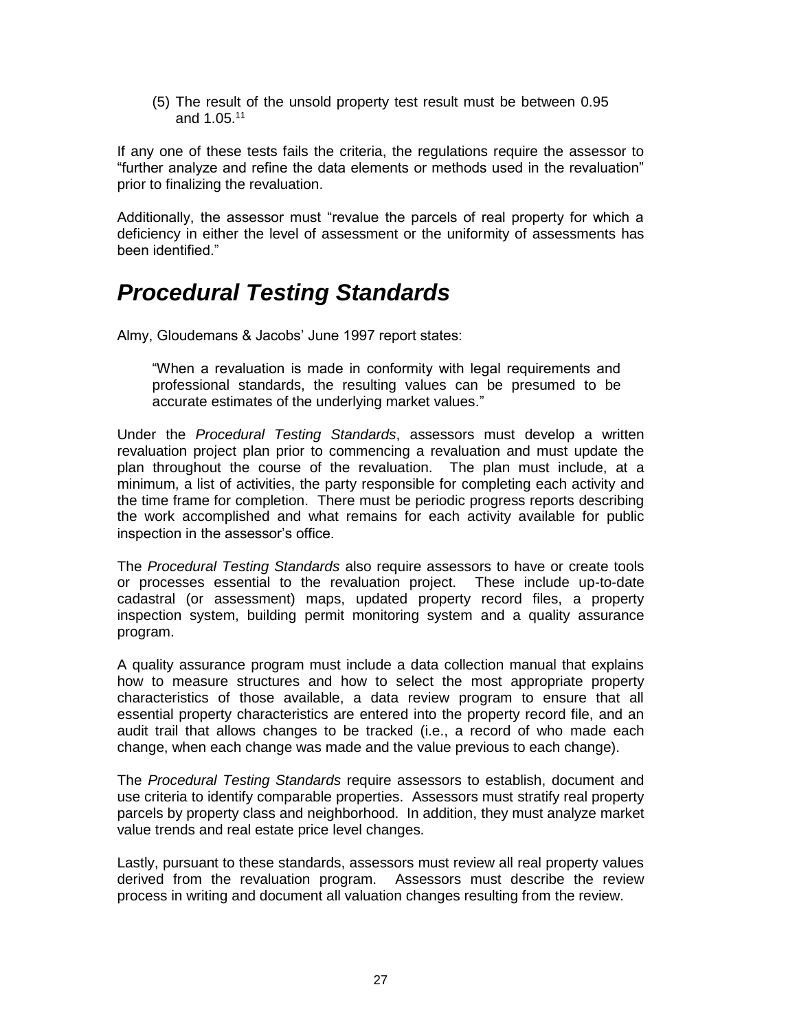(5) The result of the unsold property test result must be between 0.95 and 1.05.[11]

If any one of these tests fails the criteria, the regulations require the assessor to "further analyze and refine the data elements or methods used in the revaluation" prior to finalizing the revaluation.

Additionally, the assessor must "revalue the parcels of real property for which a deficiency in either the level of assessment or the uniformity of assessments has been identified."

## *Procedural Testing Standards*

Almy, Gloudemans & Jacobs' June 1997 report states:

> "When a revaluation is made in conformity with legal requirements and professional standards, the resulting values can be presumed to be accurate estimates of the underlying market values."

Under the *Procedural Testing Standards*, assessors must develop a written revaluation project plan prior to commencing a revaluation and must update the plan throughout the course of the revaluation. The plan must include, at a minimum, a list of activities, the party responsible for completing each activity and the time frame for completion. There must be periodic progress reports describing the work accomplished and what remains for each activity available for public inspection in the assessor's office.

The *Procedural Testing Standards* also require assessors to have or create tools or processes essential to the revaluation project. These include up-to-date cadastral (or assessment) maps, updated property record files, a property inspection system, building permit monitoring system and a quality assurance program.

A quality assurance program must include a data collection manual that explains how to measure structures and how to select the most appropriate property characteristics of those available, a data review program to ensure that all essential property characteristics are entered into the property record file, and an audit trail that allows changes to be tracked (i.e., a record of who made each change, when each change was made and the value previous to each change).

The *Procedural Testing Standards* require assessors to establish, document and use criteria to identify comparable properties. Assessors must stratify real property parcels by property class and neighborhood. In addition, they must analyze market value trends and real estate price level changes.

Lastly, pursuant to these standards, assessors must review all real property values derived from the revaluation program. Assessors must describe the review process in writing and document all valuation changes resulting from the review.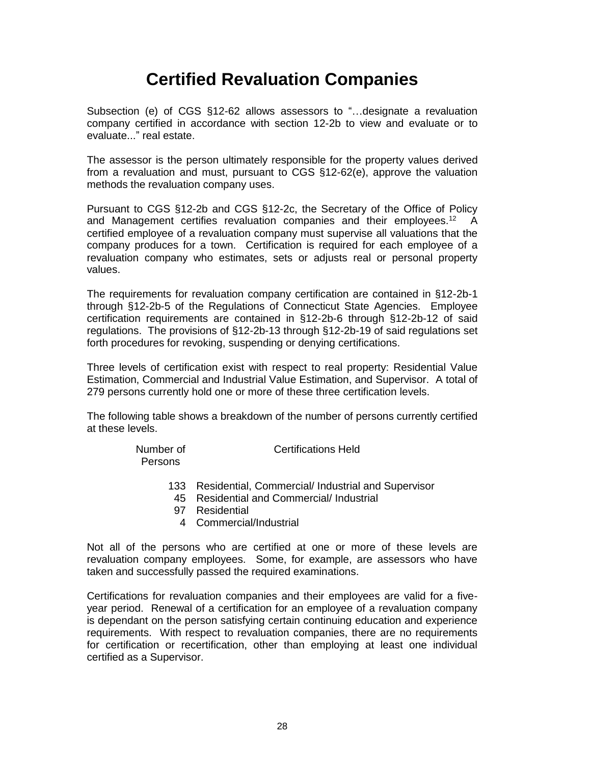# Certified Revaluation Companies

Subsection (e) of CGS §12-62 allows assessors to "…designate a revaluation company certified in accordance with section 12-2b to view and evaluate or to evaluate..." real estate.

The assessor is the person ultimately responsible for the property values derived from a revaluation and must, pursuant to CGS §12-62(e), approve the valuation methods the revaluation company uses.

Pursuant to CGS §12-2b and CGS §12-2c, the Secretary of the Office of Policy and Management certifies revaluation companies and their employees.[12] A certified employee of a revaluation company must supervise all valuations that the company produces for a town. Certification is required for each employee of a revaluation company who estimates, sets or adjusts real or personal property values.

The requirements for revaluation company certification are contained in §12-2b-1 through §12-2b-5 of the Regulations of Connecticut State Agencies. Employee certification requirements are contained in §12-2b-6 through §12-2b-12 of said regulations. The provisions of §12-2b-13 through §12-2b-19 of said regulations set forth procedures for revoking, suspending or denying certifications.

Three levels of certification exist with respect to real property: Residential Value Estimation, Commercial and Industrial Value Estimation, and Supervisor. A total of 279 persons currently hold one or more of these three certification levels.

The following table shows a breakdown of the number of persons currently certified at these levels.

| Number of Persons | Certifications Held |
|---|---|
| 133 | Residential, Commercial/ Industrial and Supervisor |
| 45 | Residential and Commercial/ Industrial |
| 97 | Residential |
| 4 | Commercial/Industrial |

Not all of the persons who are certified at one or more of these levels are revaluation company employees. Some, for example, are assessors who have taken and successfully passed the required examinations.

Certifications for revaluation companies and their employees are valid for a five-year period. Renewal of a certification for an employee of a revaluation company is dependant on the person satisfying certain continuing education and experience requirements. With respect to revaluation companies, there are no requirements for certification or recertification, other than employing at least one individual certified as a Supervisor.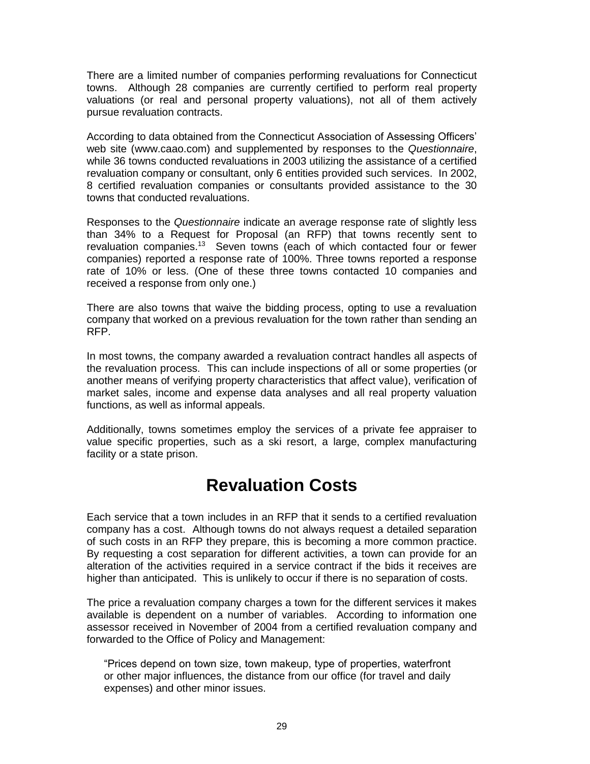There are a limited number of companies performing revaluations for Connecticut towns. Although 28 companies are currently certified to perform real property valuations (or real and personal property valuations), not all of them actively pursue revaluation contracts.

According to data obtained from the Connecticut Association of Assessing Officers' web site (www.caao.com) and supplemented by responses to the *Questionnaire*, while 36 towns conducted revaluations in 2003 utilizing the assistance of a certified revaluation company or consultant, only 6 entities provided such services. In 2002, 8 certified revaluation companies or consultants provided assistance to the 30 towns that conducted revaluations.

Responses to the *Questionnaire* indicate an average response rate of slightly less than 34% to a Request for Proposal (an RFP) that towns recently sent to revaluation companies.[13] Seven towns (each of which contacted four or fewer companies) reported a response rate of 100%. Three towns reported a response rate of 10% or less. (One of these three towns contacted 10 companies and received a response from only one.)

There are also towns that waive the bidding process, opting to use a revaluation company that worked on a previous revaluation for the town rather than sending an RFP.

In most towns, the company awarded a revaluation contract handles all aspects of the revaluation process. This can include inspections of all or some properties (or another means of verifying property characteristics that affect value), verification of market sales, income and expense data analyses and all real property valuation functions, as well as informal appeals.

Additionally, towns sometimes employ the services of a private fee appraiser to value specific properties, such as a ski resort, a large, complex manufacturing facility or a state prison.

# Revaluation Costs

Each service that a town includes in an RFP that it sends to a certified revaluation company has a cost. Although towns do not always request a detailed separation of such costs in an RFP they prepare, this is becoming a more common practice. By requesting a cost separation for different activities, a town can provide for an alteration of the activities required in a service contract if the bids it receives are higher than anticipated. This is unlikely to occur if there is no separation of costs.

The price a revaluation company charges a town for the different services it makes available is dependent on a number of variables. According to information one assessor received in November of 2004 from a certified revaluation company and forwarded to the Office of Policy and Management:

> "Prices depend on town size, town makeup, type of properties, waterfront or other major influences, the distance from our office (for travel and daily expenses) and other minor issues.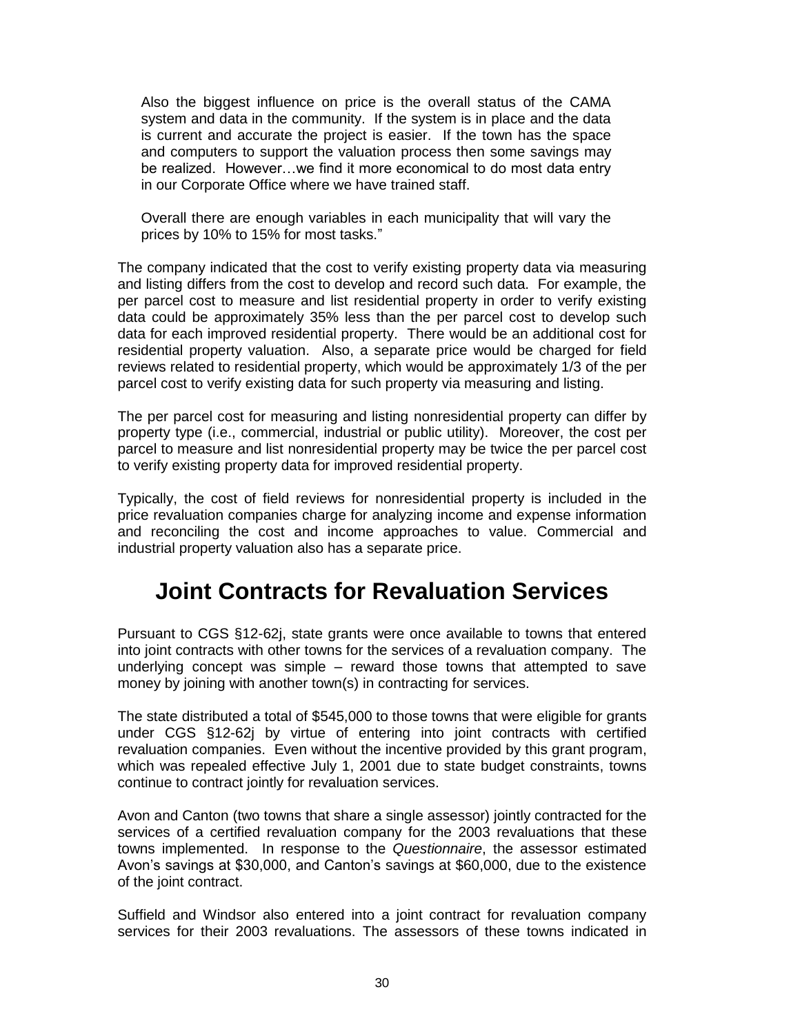> Also the biggest influence on price is the overall status of the CAMA system and data in the community. If the system is in place and the data is current and accurate the project is easier. If the town has the space and computers to support the valuation process then some savings may be realized. However…we find it more economical to do most data entry in our Corporate Office where we have trained staff.
>
> Overall there are enough variables in each municipality that will vary the prices by 10% to 15% for most tasks."

The company indicated that the cost to verify existing property data via measuring and listing differs from the cost to develop and record such data. For example, the per parcel cost to measure and list residential property in order to verify existing data could be approximately 35% less than the per parcel cost to develop such data for each improved residential property. There would be an additional cost for residential property valuation. Also, a separate price would be charged for field reviews related to residential property, which would be approximately 1/3 of the per parcel cost to verify existing data for such property via measuring and listing.

The per parcel cost for measuring and listing nonresidential property can differ by property type (i.e., commercial, industrial or public utility). Moreover, the cost per parcel to measure and list nonresidential property may be twice the per parcel cost to verify existing property data for improved residential property.

Typically, the cost of field reviews for nonresidential property is included in the price revaluation companies charge for analyzing income and expense information and reconciling the cost and income approaches to value. Commercial and industrial property valuation also has a separate price.

# Joint Contracts for Revaluation Services

Pursuant to CGS §12-62j, state grants were once available to towns that entered into joint contracts with other towns for the services of a revaluation company. The underlying concept was simple – reward those towns that attempted to save money by joining with another town(s) in contracting for services.

The state distributed a total of $545,000 to those towns that were eligible for grants under CGS §12-62j by virtue of entering into joint contracts with certified revaluation companies. Even without the incentive provided by this grant program, which was repealed effective July 1, 2001 due to state budget constraints, towns continue to contract jointly for revaluation services.

Avon and Canton (two towns that share a single assessor) jointly contracted for the services of a certified revaluation company for the 2003 revaluations that these towns implemented. In response to the *Questionnaire*, the assessor estimated Avon's savings at $30,000, and Canton's savings at $60,000, due to the existence of the joint contract.

Suffield and Windsor also entered into a joint contract for revaluation company services for their 2003 revaluations. The assessors of these towns indicated in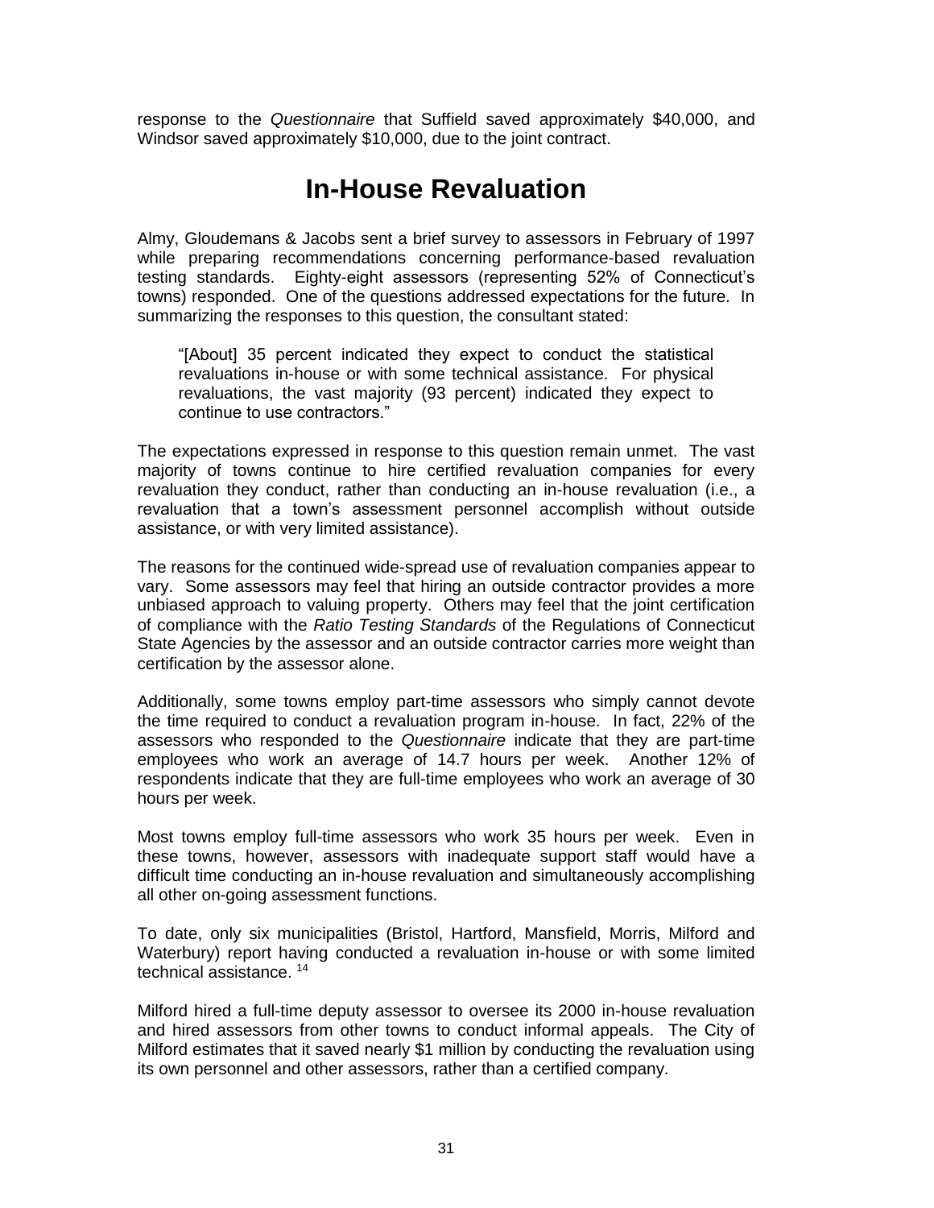response to the *Questionnaire* that Suffield saved approximately $40,000, and Windsor saved approximately $10,000, due to the joint contract.

# In-House Revaluation

Almy, Gloudemans & Jacobs sent a brief survey to assessors in February of 1997 while preparing recommendations concerning performance-based revaluation testing standards. Eighty-eight assessors (representing 52% of Connecticut's towns) responded. One of the questions addressed expectations for the future. In summarizing the responses to this question, the consultant stated:

> "[About] 35 percent indicated they expect to conduct the statistical revaluations in-house or with some technical assistance. For physical revaluations, the vast majority (93 percent) indicated they expect to continue to use contractors."

The expectations expressed in response to this question remain unmet. The vast majority of towns continue to hire certified revaluation companies for every revaluation they conduct, rather than conducting an in-house revaluation (i.e., a revaluation that a town's assessment personnel accomplish without outside assistance, or with very limited assistance).

The reasons for the continued wide-spread use of revaluation companies appear to vary. Some assessors may feel that hiring an outside contractor provides a more unbiased approach to valuing property. Others may feel that the joint certification of compliance with the *Ratio Testing Standards* of the Regulations of Connecticut State Agencies by the assessor and an outside contractor carries more weight than certification by the assessor alone.

Additionally, some towns employ part-time assessors who simply cannot devote the time required to conduct a revaluation program in-house. In fact, 22% of the assessors who responded to the *Questionnaire* indicate that they are part-time employees who work an average of 14.7 hours per week. Another 12% of respondents indicate that they are full-time employees who work an average of 30 hours per week.

Most towns employ full-time assessors who work 35 hours per week. Even in these towns, however, assessors with inadequate support staff would have a difficult time conducting an in-house revaluation and simultaneously accomplishing all other on-going assessment functions.

To date, only six municipalities (Bristol, Hartford, Mansfield, Morris, Milford and Waterbury) report having conducted a revaluation in-house or with some limited technical assistance. [14]

Milford hired a full-time deputy assessor to oversee its 2000 in-house revaluation and hired assessors from other towns to conduct informal appeals. The City of Milford estimates that it saved nearly $1 million by conducting the revaluation using its own personnel and other assessors, rather than a certified company.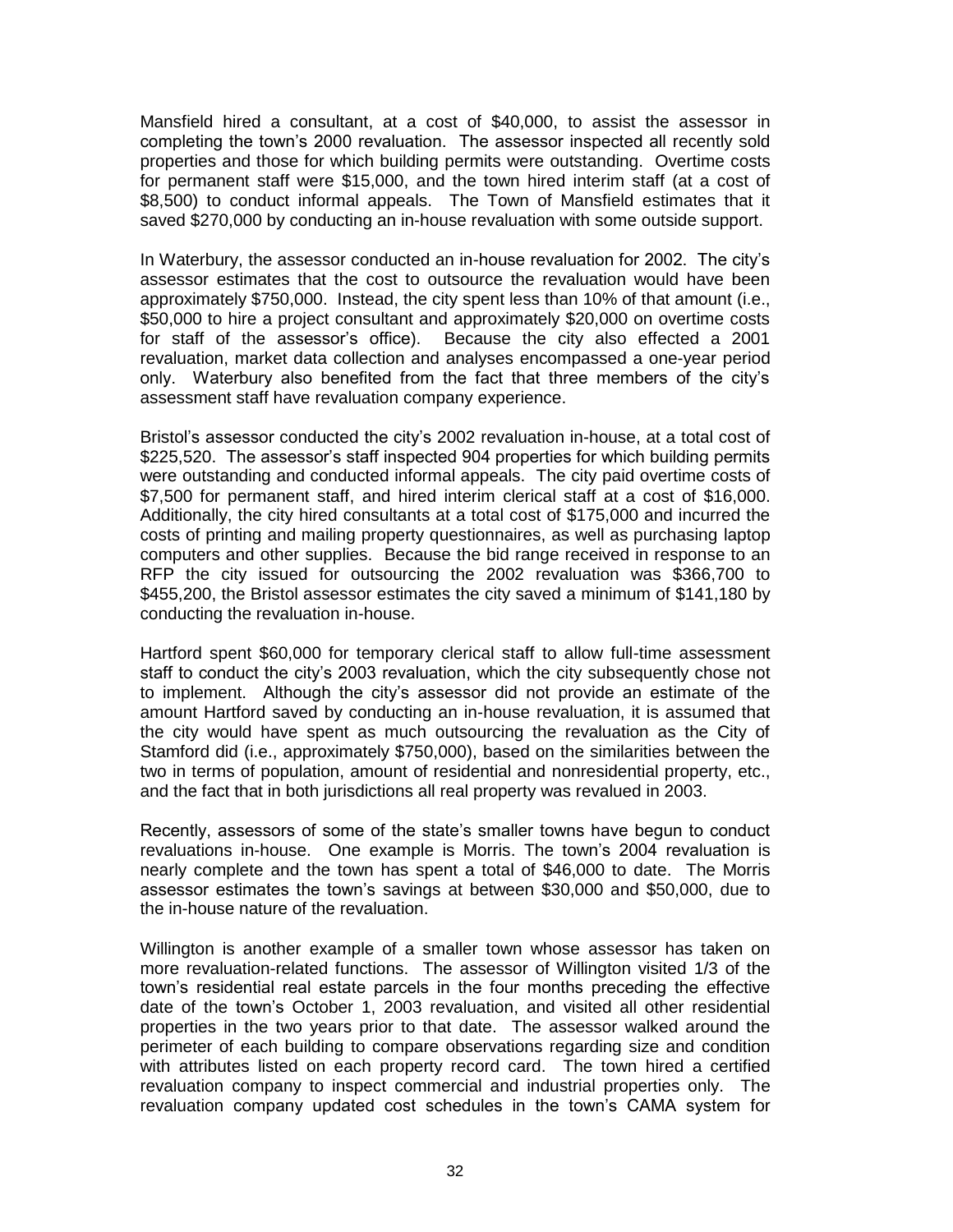Mansfield hired a consultant, at a cost of $40,000, to assist the assessor in completing the town's 2000 revaluation. The assessor inspected all recently sold properties and those for which building permits were outstanding. Overtime costs for permanent staff were $15,000, and the town hired interim staff (at a cost of $8,500) to conduct informal appeals. The Town of Mansfield estimates that it saved $270,000 by conducting an in-house revaluation with some outside support.

In Waterbury, the assessor conducted an in-house revaluation for 2002. The city's assessor estimates that the cost to outsource the revaluation would have been approximately $750,000. Instead, the city spent less than 10% of that amount (i.e., $50,000 to hire a project consultant and approximately $20,000 on overtime costs for staff of the assessor's office). Because the city also effected a 2001 revaluation, market data collection and analyses encompassed a one-year period only. Waterbury also benefited from the fact that three members of the city's assessment staff have revaluation company experience.

Bristol's assessor conducted the city's 2002 revaluation in-house, at a total cost of $225,520. The assessor's staff inspected 904 properties for which building permits were outstanding and conducted informal appeals. The city paid overtime costs of $7,500 for permanent staff, and hired interim clerical staff at a cost of $16,000. Additionally, the city hired consultants at a total cost of $175,000 and incurred the costs of printing and mailing property questionnaires, as well as purchasing laptop computers and other supplies. Because the bid range received in response to an RFP the city issued for outsourcing the 2002 revaluation was $366,700 to $455,200, the Bristol assessor estimates the city saved a minimum of $141,180 by conducting the revaluation in-house.

Hartford spent $60,000 for temporary clerical staff to allow full-time assessment staff to conduct the city's 2003 revaluation, which the city subsequently chose not to implement. Although the city's assessor did not provide an estimate of the amount Hartford saved by conducting an in-house revaluation, it is assumed that the city would have spent as much outsourcing the revaluation as the City of Stamford did (i.e., approximately $750,000), based on the similarities between the two in terms of population, amount of residential and nonresidential property, etc., and the fact that in both jurisdictions all real property was revalued in 2003.

Recently, assessors of some of the state's smaller towns have begun to conduct revaluations in-house. One example is Morris. The town's 2004 revaluation is nearly complete and the town has spent a total of $46,000 to date. The Morris assessor estimates the town's savings at between $30,000 and $50,000, due to the in-house nature of the revaluation.

Willington is another example of a smaller town whose assessor has taken on more revaluation-related functions. The assessor of Willington visited 1/3 of the town's residential real estate parcels in the four months preceding the effective date of the town's October 1, 2003 revaluation, and visited all other residential properties in the two years prior to that date. The assessor walked around the perimeter of each building to compare observations regarding size and condition with attributes listed on each property record card. The town hired a certified revaluation company to inspect commercial and industrial properties only. The revaluation company updated cost schedules in the town's CAMA system for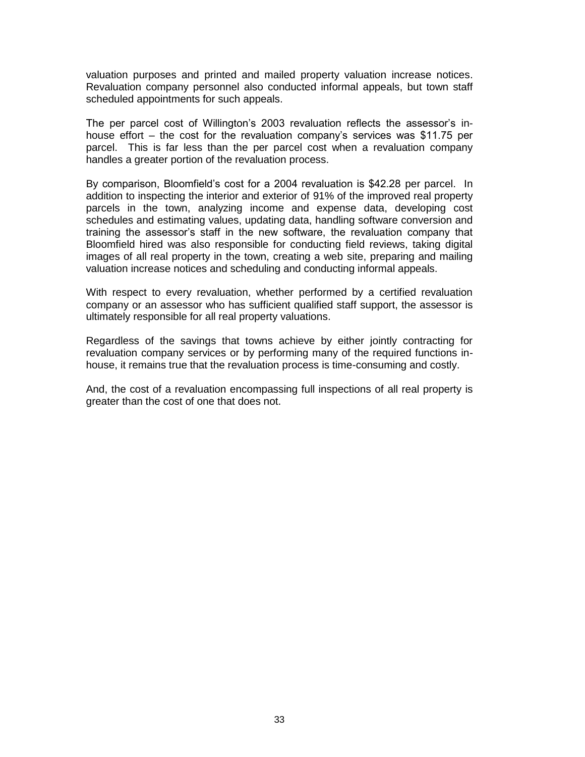valuation purposes and printed and mailed property valuation increase notices. Revaluation company personnel also conducted informal appeals, but town staff scheduled appointments for such appeals.

The per parcel cost of Willington's 2003 revaluation reflects the assessor's in-house effort – the cost for the revaluation company's services was $11.75 per parcel. This is far less than the per parcel cost when a revaluation company handles a greater portion of the revaluation process.

By comparison, Bloomfield's cost for a 2004 revaluation is $42.28 per parcel. In addition to inspecting the interior and exterior of 91% of the improved real property parcels in the town, analyzing income and expense data, developing cost schedules and estimating values, updating data, handling software conversion and training the assessor's staff in the new software, the revaluation company that Bloomfield hired was also responsible for conducting field reviews, taking digital images of all real property in the town, creating a web site, preparing and mailing valuation increase notices and scheduling and conducting informal appeals.

With respect to every revaluation, whether performed by a certified revaluation company or an assessor who has sufficient qualified staff support, the assessor is ultimately responsible for all real property valuations.

Regardless of the savings that towns achieve by either jointly contracting for revaluation company services or by performing many of the required functions in-house, it remains true that the revaluation process is time-consuming and costly.

And, the cost of a revaluation encompassing full inspections of all real property is greater than the cost of one that does not.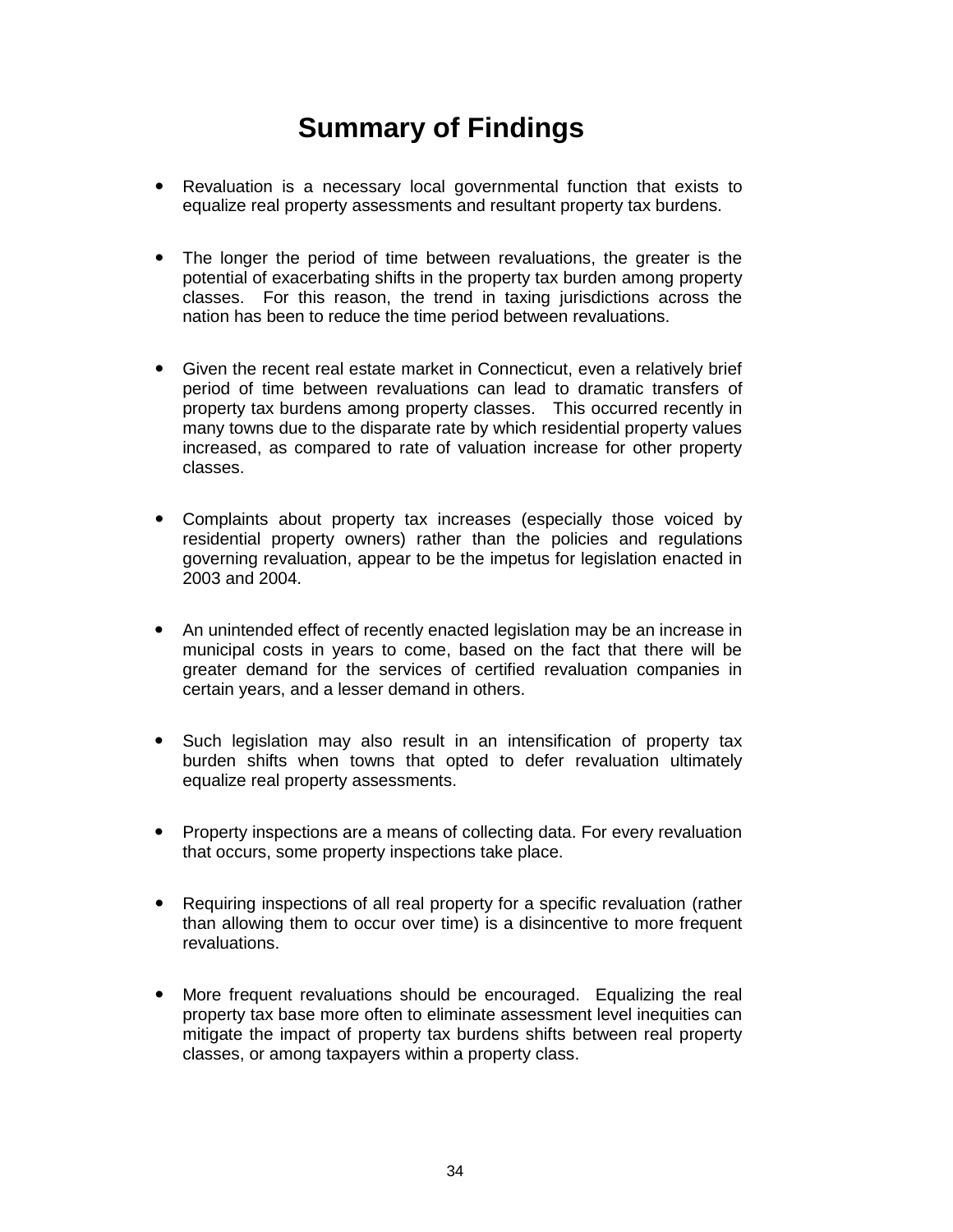# Summary of Findings

- Revaluation is a necessary local governmental function that exists to equalize real property assessments and resultant property tax burdens.

- The longer the period of time between revaluations, the greater is the potential of exacerbating shifts in the property tax burden among property classes. For this reason, the trend in taxing jurisdictions across the nation has been to reduce the time period between revaluations.

- Given the recent real estate market in Connecticut, even a relatively brief period of time between revaluations can lead to dramatic transfers of property tax burdens among property classes. This occurred recently in many towns due to the disparate rate by which residential property values increased, as compared to rate of valuation increase for other property classes.

- Complaints about property tax increases (especially those voiced by residential property owners) rather than the policies and regulations governing revaluation, appear to be the impetus for legislation enacted in 2003 and 2004.

- An unintended effect of recently enacted legislation may be an increase in municipal costs in years to come, based on the fact that there will be greater demand for the services of certified revaluation companies in certain years, and a lesser demand in others.

- Such legislation may also result in an intensification of property tax burden shifts when towns that opted to defer revaluation ultimately equalize real property assessments.

- Property inspections are a means of collecting data. For every revaluation that occurs, some property inspections take place.

- Requiring inspections of all real property for a specific revaluation (rather than allowing them to occur over time) is a disincentive to more frequent revaluations.

- More frequent revaluations should be encouraged. Equalizing the real property tax base more often to eliminate assessment level inequities can mitigate the impact of property tax burdens shifts between real property classes, or among taxpayers within a property class.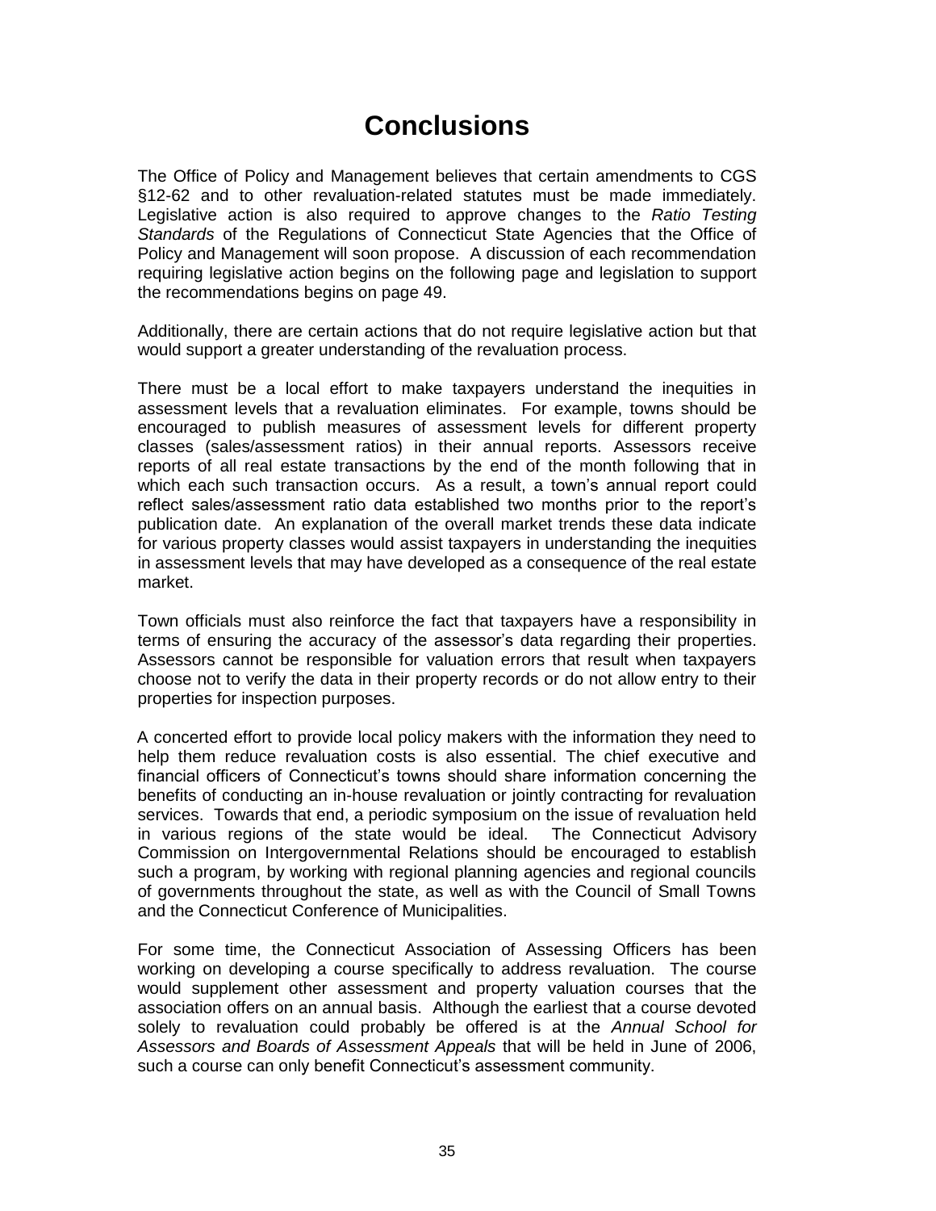# Conclusions

The Office of Policy and Management believes that certain amendments to CGS §12-62 and to other revaluation-related statutes must be made immediately. Legislative action is also required to approve changes to the *Ratio Testing Standards* of the Regulations of Connecticut State Agencies that the Office of Policy and Management will soon propose. A discussion of each recommendation requiring legislative action begins on the following page and legislation to support the recommendations begins on page 49.

Additionally, there are certain actions that do not require legislative action but that would support a greater understanding of the revaluation process.

There must be a local effort to make taxpayers understand the inequities in assessment levels that a revaluation eliminates. For example, towns should be encouraged to publish measures of assessment levels for different property classes (sales/assessment ratios) in their annual reports. Assessors receive reports of all real estate transactions by the end of the month following that in which each such transaction occurs. As a result, a town's annual report could reflect sales/assessment ratio data established two months prior to the report's publication date. An explanation of the overall market trends these data indicate for various property classes would assist taxpayers in understanding the inequities in assessment levels that may have developed as a consequence of the real estate market.

Town officials must also reinforce the fact that taxpayers have a responsibility in terms of ensuring the accuracy of the assessor's data regarding their properties. Assessors cannot be responsible for valuation errors that result when taxpayers choose not to verify the data in their property records or do not allow entry to their properties for inspection purposes.

A concerted effort to provide local policy makers with the information they need to help them reduce revaluation costs is also essential. The chief executive and financial officers of Connecticut's towns should share information concerning the benefits of conducting an in-house revaluation or jointly contracting for revaluation services. Towards that end, a periodic symposium on the issue of revaluation held in various regions of the state would be ideal. The Connecticut Advisory Commission on Intergovernmental Relations should be encouraged to establish such a program, by working with regional planning agencies and regional councils of governments throughout the state, as well as with the Council of Small Towns and the Connecticut Conference of Municipalities.

For some time, the Connecticut Association of Assessing Officers has been working on developing a course specifically to address revaluation. The course would supplement other assessment and property valuation courses that the association offers on an annual basis. Although the earliest that a course devoted solely to revaluation could probably be offered is at the *Annual School for Assessors and Boards of Assessment Appeals* that will be held in June of 2006, such a course can only benefit Connecticut's assessment community.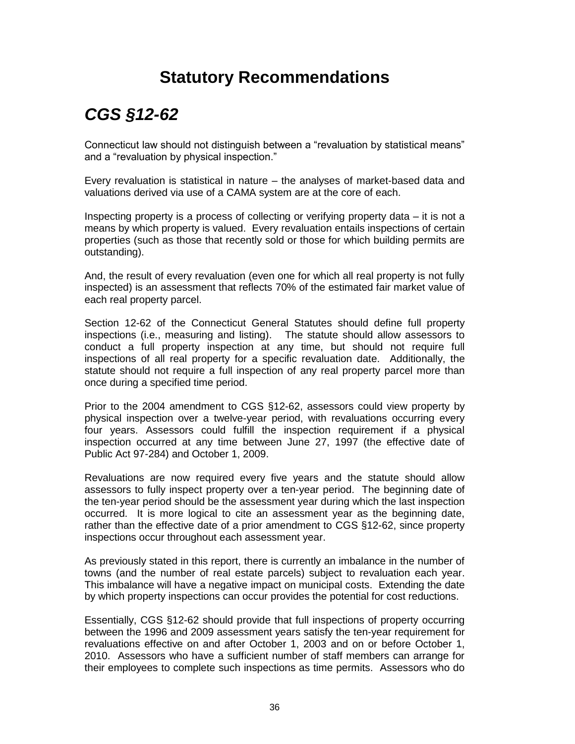# Statutory Recommendations

## *CGS §12-62*

Connecticut law should not distinguish between a "revaluation by statistical means" and a "revaluation by physical inspection."

Every revaluation is statistical in nature – the analyses of market-based data and valuations derived via use of a CAMA system are at the core of each.

Inspecting property is a process of collecting or verifying property data – it is not a means by which property is valued. Every revaluation entails inspections of certain properties (such as those that recently sold or those for which building permits are outstanding).

And, the result of every revaluation (even one for which all real property is not fully inspected) is an assessment that reflects 70% of the estimated fair market value of each real property parcel.

Section 12-62 of the Connecticut General Statutes should define full property inspections (i.e., measuring and listing). The statute should allow assessors to conduct a full property inspection at any time, but should not require full inspections of all real property for a specific revaluation date. Additionally, the statute should not require a full inspection of any real property parcel more than once during a specified time period.

Prior to the 2004 amendment to CGS §12-62, assessors could view property by physical inspection over a twelve-year period, with revaluations occurring every four years. Assessors could fulfill the inspection requirement if a physical inspection occurred at any time between June 27, 1997 (the effective date of Public Act 97-284) and October 1, 2009.

Revaluations are now required every five years and the statute should allow assessors to fully inspect property over a ten-year period. The beginning date of the ten-year period should be the assessment year during which the last inspection occurred. It is more logical to cite an assessment year as the beginning date, rather than the effective date of a prior amendment to CGS §12-62, since property inspections occur throughout each assessment year.

As previously stated in this report, there is currently an imbalance in the number of towns (and the number of real estate parcels) subject to revaluation each year. This imbalance will have a negative impact on municipal costs. Extending the date by which property inspections can occur provides the potential for cost reductions.

Essentially, CGS §12-62 should provide that full inspections of property occurring between the 1996 and 2009 assessment years satisfy the ten-year requirement for revaluations effective on and after October 1, 2003 and on or before October 1, 2010. Assessors who have a sufficient number of staff members can arrange for their employees to complete such inspections as time permits. Assessors who do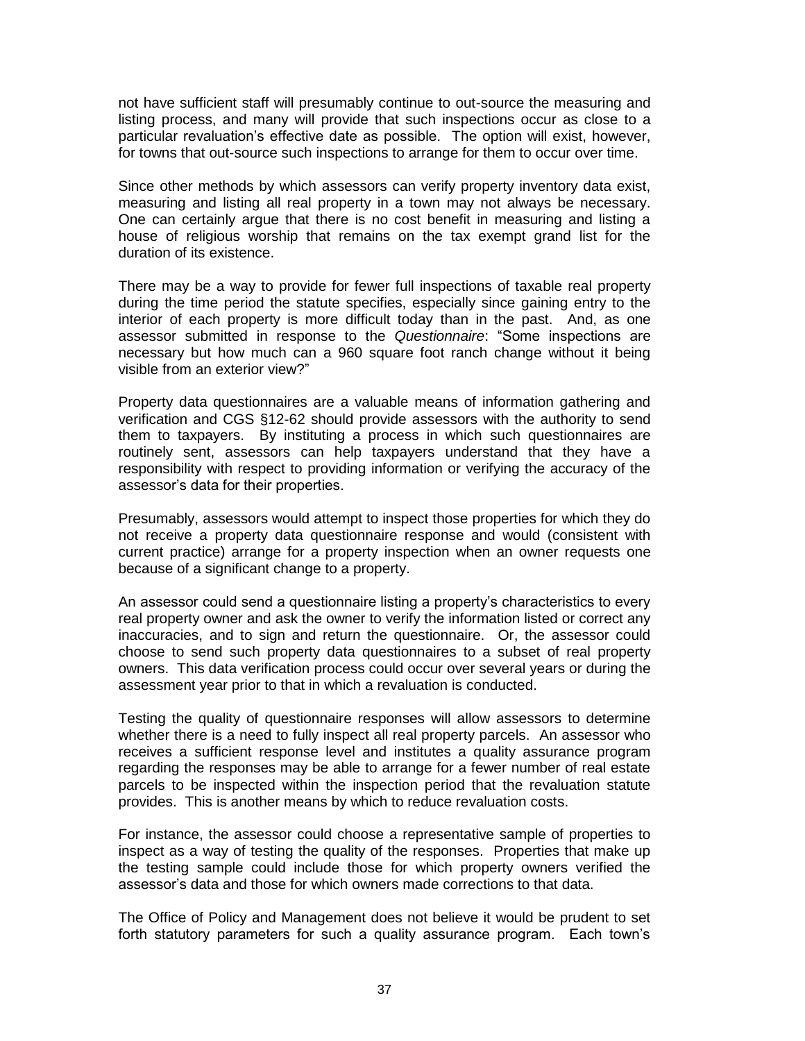not have sufficient staff will presumably continue to out-source the measuring and listing process, and many will provide that such inspections occur as close to a particular revaluation's effective date as possible. The option will exist, however, for towns that out-source such inspections to arrange for them to occur over time.

Since other methods by which assessors can verify property inventory data exist, measuring and listing all real property in a town may not always be necessary. One can certainly argue that there is no cost benefit in measuring and listing a house of religious worship that remains on the tax exempt grand list for the duration of its existence.

There may be a way to provide for fewer full inspections of taxable real property during the time period the statute specifies, especially since gaining entry to the interior of each property is more difficult today than in the past. And, as one assessor submitted in response to the *Questionnaire*: "Some inspections are necessary but how much can a 960 square foot ranch change without it being visible from an exterior view?"

Property data questionnaires are a valuable means of information gathering and verification and CGS §12-62 should provide assessors with the authority to send them to taxpayers. By instituting a process in which such questionnaires are routinely sent, assessors can help taxpayers understand that they have a responsibility with respect to providing information or verifying the accuracy of the assessor's data for their properties.

Presumably, assessors would attempt to inspect those properties for which they do not receive a property data questionnaire response and would (consistent with current practice) arrange for a property inspection when an owner requests one because of a significant change to a property.

An assessor could send a questionnaire listing a property's characteristics to every real property owner and ask the owner to verify the information listed or correct any inaccuracies, and to sign and return the questionnaire. Or, the assessor could choose to send such property data questionnaires to a subset of real property owners. This data verification process could occur over several years or during the assessment year prior to that in which a revaluation is conducted.

Testing the quality of questionnaire responses will allow assessors to determine whether there is a need to fully inspect all real property parcels. An assessor who receives a sufficient response level and institutes a quality assurance program regarding the responses may be able to arrange for a fewer number of real estate parcels to be inspected within the inspection period that the revaluation statute provides. This is another means by which to reduce revaluation costs.

For instance, the assessor could choose a representative sample of properties to inspect as a way of testing the quality of the responses. Properties that make up the testing sample could include those for which property owners verified the assessor's data and those for which owners made corrections to that data.

The Office of Policy and Management does not believe it would be prudent to set forth statutory parameters for such a quality assurance program. Each town's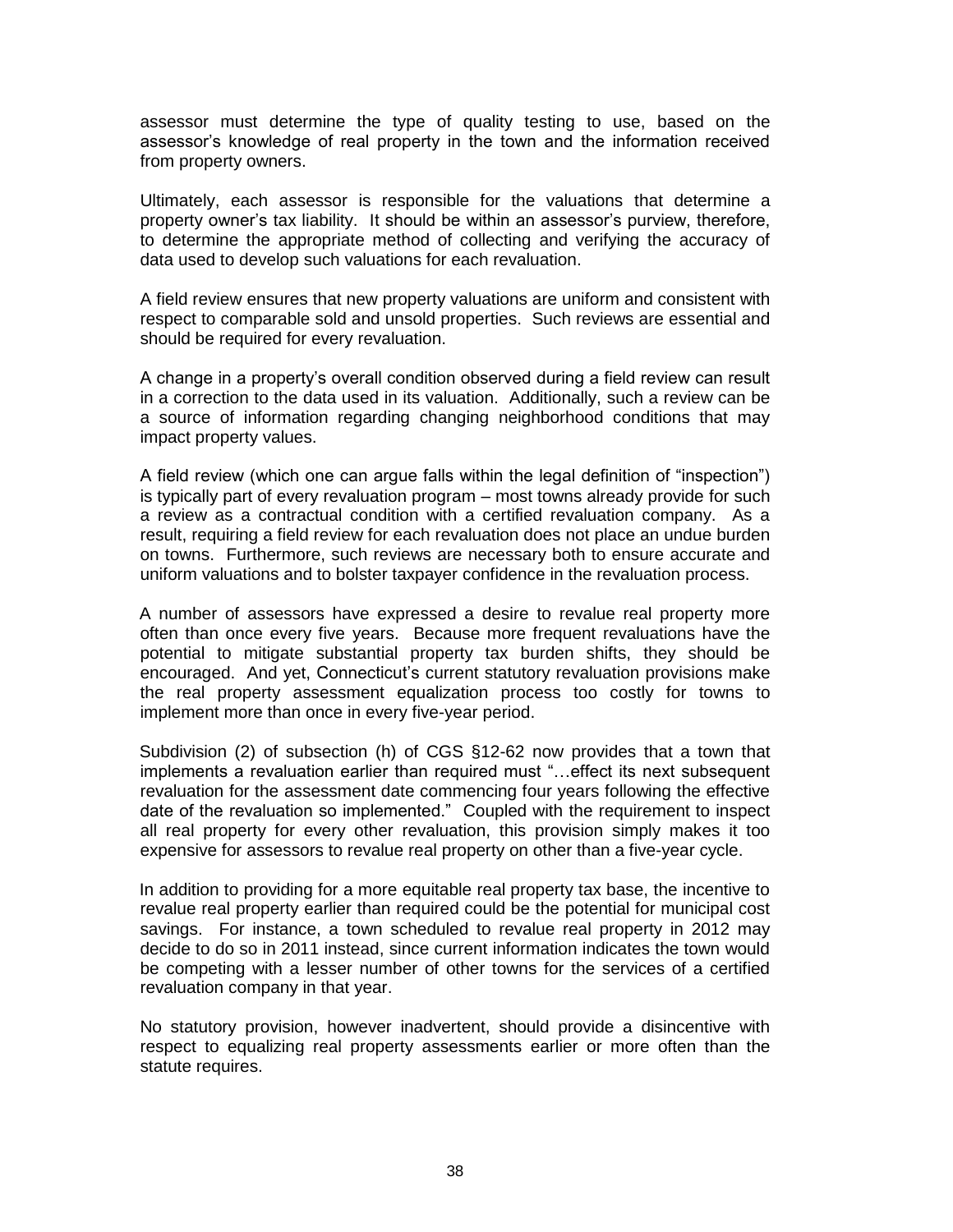assessor must determine the type of quality testing to use, based on the assessor's knowledge of real property in the town and the information received from property owners.

Ultimately, each assessor is responsible for the valuations that determine a property owner's tax liability. It should be within an assessor's purview, therefore, to determine the appropriate method of collecting and verifying the accuracy of data used to develop such valuations for each revaluation.

A field review ensures that new property valuations are uniform and consistent with respect to comparable sold and unsold properties. Such reviews are essential and should be required for every revaluation.

A change in a property's overall condition observed during a field review can result in a correction to the data used in its valuation. Additionally, such a review can be a source of information regarding changing neighborhood conditions that may impact property values.

A field review (which one can argue falls within the legal definition of "inspection") is typically part of every revaluation program – most towns already provide for such a review as a contractual condition with a certified revaluation company. As a result, requiring a field review for each revaluation does not place an undue burden on towns. Furthermore, such reviews are necessary both to ensure accurate and uniform valuations and to bolster taxpayer confidence in the revaluation process.

A number of assessors have expressed a desire to revalue real property more often than once every five years. Because more frequent revaluations have the potential to mitigate substantial property tax burden shifts, they should be encouraged. And yet, Connecticut's current statutory revaluation provisions make the real property assessment equalization process too costly for towns to implement more than once in every five-year period.

Subdivision (2) of subsection (h) of CGS §12-62 now provides that a town that implements a revaluation earlier than required must "…effect its next subsequent revaluation for the assessment date commencing four years following the effective date of the revaluation so implemented." Coupled with the requirement to inspect all real property for every other revaluation, this provision simply makes it too expensive for assessors to revalue real property on other than a five-year cycle.

In addition to providing for a more equitable real property tax base, the incentive to revalue real property earlier than required could be the potential for municipal cost savings. For instance, a town scheduled to revalue real property in 2012 may decide to do so in 2011 instead, since current information indicates the town would be competing with a lesser number of other towns for the services of a certified revaluation company in that year.

No statutory provision, however inadvertent, should provide a disincentive with respect to equalizing real property assessments earlier or more often than the statute requires.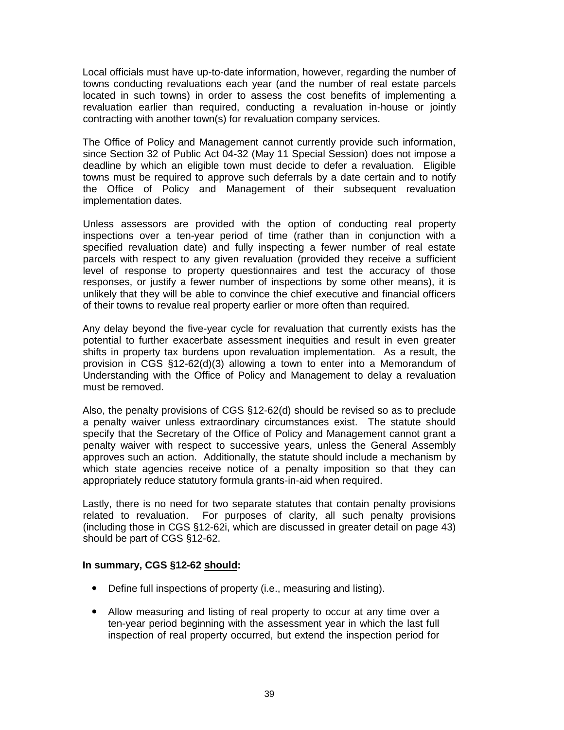Local officials must have up-to-date information, however, regarding the number of towns conducting revaluations each year (and the number of real estate parcels located in such towns) in order to assess the cost benefits of implementing a revaluation earlier than required, conducting a revaluation in-house or jointly contracting with another town(s) for revaluation company services.

The Office of Policy and Management cannot currently provide such information, since Section 32 of Public Act 04-32 (May 11 Special Session) does not impose a deadline by which an eligible town must decide to defer a revaluation. Eligible towns must be required to approve such deferrals by a date certain and to notify the Office of Policy and Management of their subsequent revaluation implementation dates.

Unless assessors are provided with the option of conducting real property inspections over a ten-year period of time (rather than in conjunction with a specified revaluation date) and fully inspecting a fewer number of real estate parcels with respect to any given revaluation (provided they receive a sufficient level of response to property questionnaires and test the accuracy of those responses, or justify a fewer number of inspections by some other means), it is unlikely that they will be able to convince the chief executive and financial officers of their towns to revalue real property earlier or more often than required.

Any delay beyond the five-year cycle for revaluation that currently exists has the potential to further exacerbate assessment inequities and result in even greater shifts in property tax burdens upon revaluation implementation. As a result, the provision in CGS §12-62(d)(3) allowing a town to enter into a Memorandum of Understanding with the Office of Policy and Management to delay a revaluation must be removed.

Also, the penalty provisions of CGS §12-62(d) should be revised so as to preclude a penalty waiver unless extraordinary circumstances exist. The statute should specify that the Secretary of the Office of Policy and Management cannot grant a penalty waiver with respect to successive years, unless the General Assembly approves such an action. Additionally, the statute should include a mechanism by which state agencies receive notice of a penalty imposition so that they can appropriately reduce statutory formula grants-in-aid when required.

Lastly, there is no need for two separate statutes that contain penalty provisions related to revaluation. For purposes of clarity, all such penalty provisions (including those in CGS §12-62i, which are discussed in greater detail on page 43) should be part of CGS §12-62.

**In summary, CGS §12-62 <u>should</u>:**

- Define full inspections of property (i.e., measuring and listing).
- Allow measuring and listing of real property to occur at any time over a ten-year period beginning with the assessment year in which the last full inspection of real property occurred, but extend the inspection period for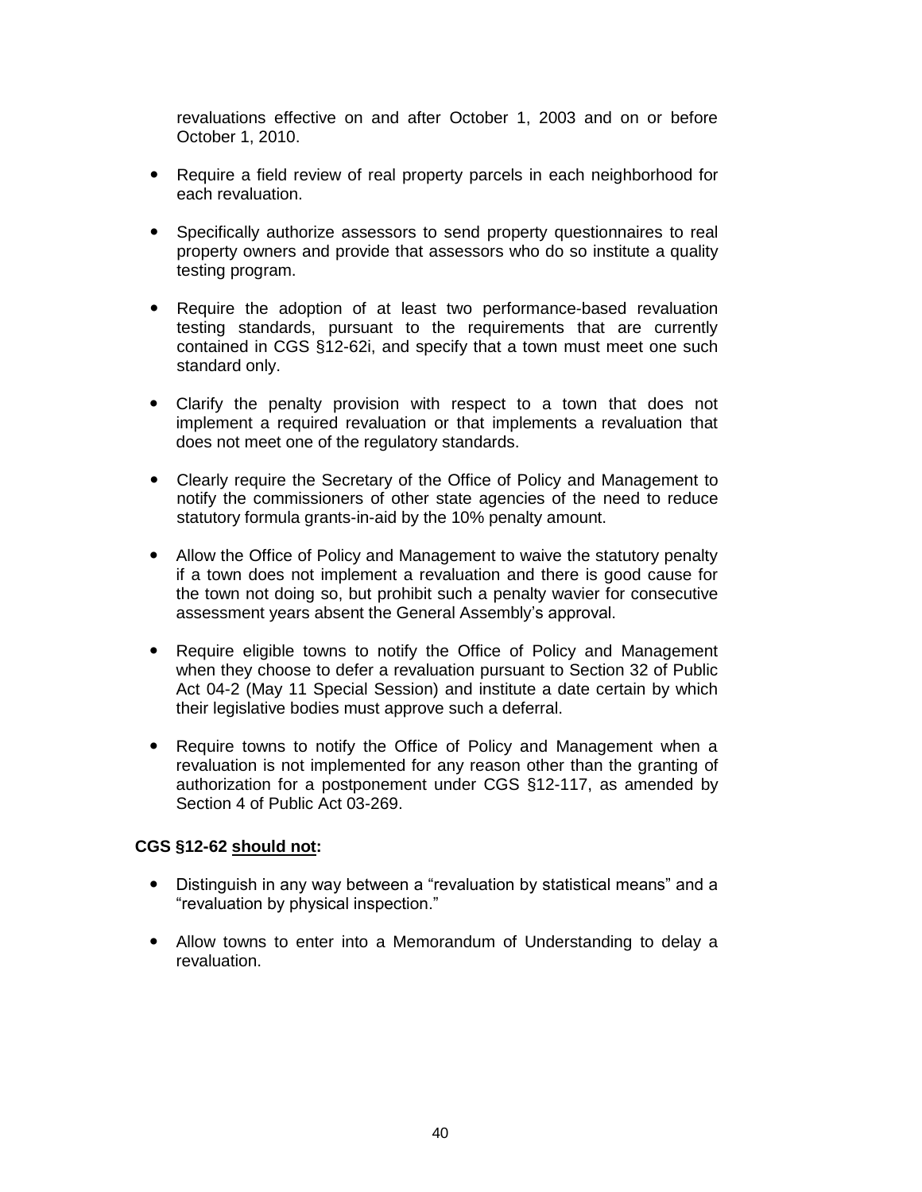revaluations effective on and after October 1, 2003 and on or before October 1, 2010.

- Require a field review of real property parcels in each neighborhood for each revaluation.
- Specifically authorize assessors to send property questionnaires to real property owners and provide that assessors who do so institute a quality testing program.
- Require the adoption of at least two performance-based revaluation testing standards, pursuant to the requirements that are currently contained in CGS §12-62i, and specify that a town must meet one such standard only.
- Clarify the penalty provision with respect to a town that does not implement a required revaluation or that implements a revaluation that does not meet one of the regulatory standards.
- Clearly require the Secretary of the Office of Policy and Management to notify the commissioners of other state agencies of the need to reduce statutory formula grants-in-aid by the 10% penalty amount.
- Allow the Office of Policy and Management to waive the statutory penalty if a town does not implement a revaluation and there is good cause for the town not doing so, but prohibit such a penalty wavier for consecutive assessment years absent the General Assembly's approval.
- Require eligible towns to notify the Office of Policy and Management when they choose to defer a revaluation pursuant to Section 32 of Public Act 04-2 (May 11 Special Session) and institute a date certain by which their legislative bodies must approve such a deferral.
- Require towns to notify the Office of Policy and Management when a revaluation is not implemented for any reason other than the granting of authorization for a postponement under CGS §12-117, as amended by Section 4 of Public Act 03-269.

**CGS §12-62 <u>should not</u>:**

- Distinguish in any way between a "revaluation by statistical means" and a "revaluation by physical inspection."
- Allow towns to enter into a Memorandum of Understanding to delay a revaluation.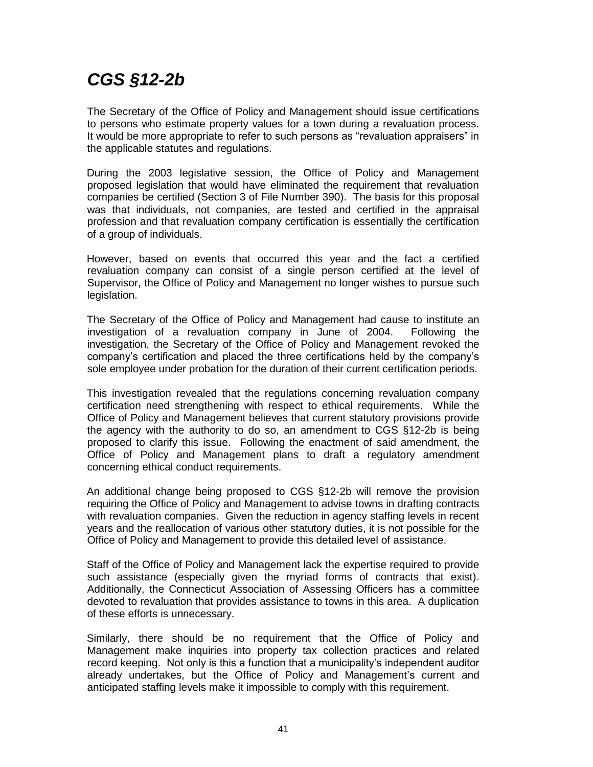# *CGS §12-2b*

The Secretary of the Office of Policy and Management should issue certifications to persons who estimate property values for a town during a revaluation process. It would be more appropriate to refer to such persons as "revaluation appraisers" in the applicable statutes and regulations.

During the 2003 legislative session, the Office of Policy and Management proposed legislation that would have eliminated the requirement that revaluation companies be certified (Section 3 of File Number 390). The basis for this proposal was that individuals, not companies, are tested and certified in the appraisal profession and that revaluation company certification is essentially the certification of a group of individuals.

However, based on events that occurred this year and the fact a certified revaluation company can consist of a single person certified at the level of Supervisor, the Office of Policy and Management no longer wishes to pursue such legislation.

The Secretary of the Office of Policy and Management had cause to institute an investigation of a revaluation company in June of 2004. Following the investigation, the Secretary of the Office of Policy and Management revoked the company's certification and placed the three certifications held by the company's sole employee under probation for the duration of their current certification periods.

This investigation revealed that the regulations concerning revaluation company certification need strengthening with respect to ethical requirements. While the Office of Policy and Management believes that current statutory provisions provide the agency with the authority to do so, an amendment to CGS §12-2b is being proposed to clarify this issue. Following the enactment of said amendment, the Office of Policy and Management plans to draft a regulatory amendment concerning ethical conduct requirements.

An additional change being proposed to CGS §12-2b will remove the provision requiring the Office of Policy and Management to advise towns in drafting contracts with revaluation companies. Given the reduction in agency staffing levels in recent years and the reallocation of various other statutory duties, it is not possible for the Office of Policy and Management to provide this detailed level of assistance.

Staff of the Office of Policy and Management lack the expertise required to provide such assistance (especially given the myriad forms of contracts that exist). Additionally, the Connecticut Association of Assessing Officers has a committee devoted to revaluation that provides assistance to towns in this area. A duplication of these efforts is unnecessary.

Similarly, there should be no requirement that the Office of Policy and Management make inquiries into property tax collection practices and related record keeping. Not only is this a function that a municipality's independent auditor already undertakes, but the Office of Policy and Management's current and anticipated staffing levels make it impossible to comply with this requirement.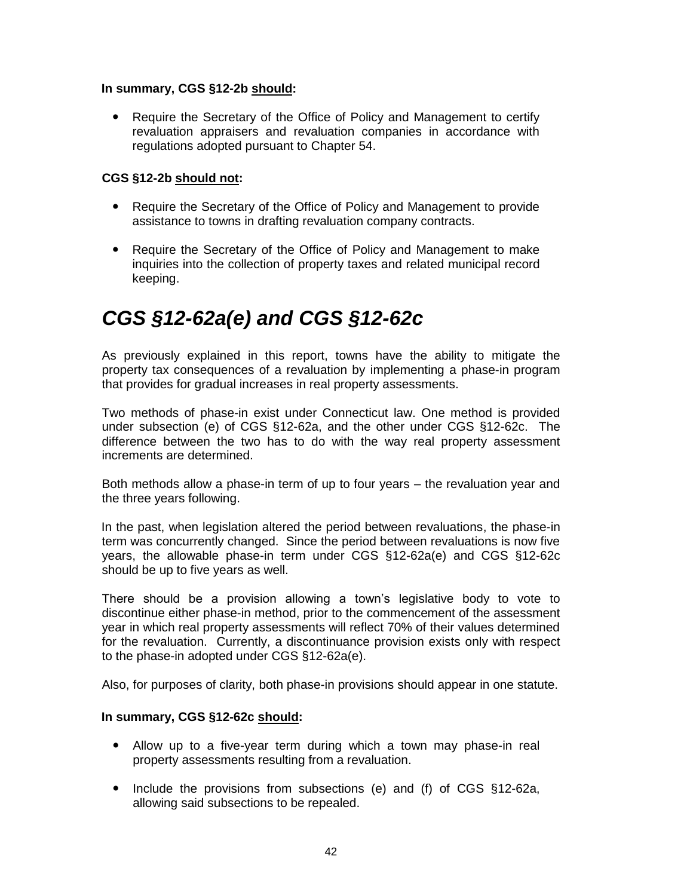**In summary, CGS §12-2b <u>should</u>:**

- Require the Secretary of the Office of Policy and Management to certify revaluation appraisers and revaluation companies in accordance with regulations adopted pursuant to Chapter 54.

**CGS §12-2b <u>should not</u>:**

- Require the Secretary of the Office of Policy and Management to provide assistance to towns in drafting revaluation company contracts.
- Require the Secretary of the Office of Policy and Management to make inquiries into the collection of property taxes and related municipal record keeping.

# *CGS §12-62a(e) and CGS §12-62c*

As previously explained in this report, towns have the ability to mitigate the property tax consequences of a revaluation by implementing a phase-in program that provides for gradual increases in real property assessments.

Two methods of phase-in exist under Connecticut law. One method is provided under subsection (e) of CGS §12-62a, and the other under CGS §12-62c. The difference between the two has to do with the way real property assessment increments are determined.

Both methods allow a phase-in term of up to four years – the revaluation year and the three years following.

In the past, when legislation altered the period between revaluations, the phase-in term was concurrently changed. Since the period between revaluations is now five years, the allowable phase-in term under CGS §12-62a(e) and CGS §12-62c should be up to five years as well.

There should be a provision allowing a town's legislative body to vote to discontinue either phase-in method, prior to the commencement of the assessment year in which real property assessments will reflect 70% of their values determined for the revaluation. Currently, a discontinuance provision exists only with respect to the phase-in adopted under CGS §12-62a(e).

Also, for purposes of clarity, both phase-in provisions should appear in one statute.

**In summary, CGS §12-62c <u>should</u>:**

- Allow up to a five-year term during which a town may phase-in real property assessments resulting from a revaluation.
- Include the provisions from subsections (e) and (f) of CGS §12-62a, allowing said subsections to be repealed.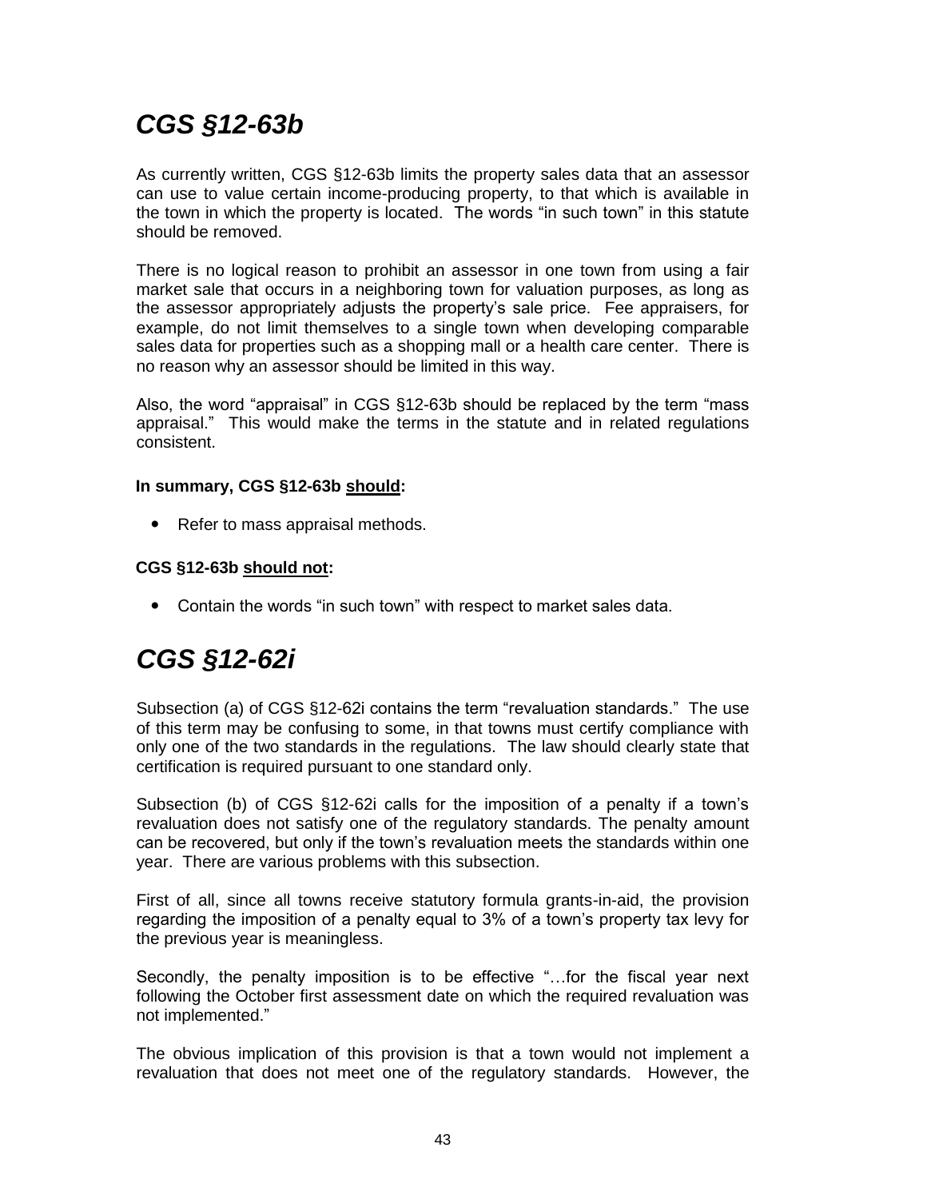# *CGS §12-63b*

As currently written, CGS §12-63b limits the property sales data that an assessor can use to value certain income-producing property, to that which is available in the town in which the property is located. The words "in such town" in this statute should be removed.

There is no logical reason to prohibit an assessor in one town from using a fair market sale that occurs in a neighboring town for valuation purposes, as long as the assessor appropriately adjusts the property's sale price. Fee appraisers, for example, do not limit themselves to a single town when developing comparable sales data for properties such as a shopping mall or a health care center. There is no reason why an assessor should be limited in this way.

Also, the word "appraisal" in CGS §12-63b should be replaced by the term "mass appraisal." This would make the terms in the statute and in related regulations consistent.

**In summary, CGS §12-63b <u>should</u>:**

- Refer to mass appraisal methods.

**CGS §12-63b <u>should not</u>:**

- Contain the words "in such town" with respect to market sales data.

# *CGS §12-62i*

Subsection (a) of CGS §12-62i contains the term "revaluation standards." The use of this term may be confusing to some, in that towns must certify compliance with only one of the two standards in the regulations. The law should clearly state that certification is required pursuant to one standard only.

Subsection (b) of CGS §12-62i calls for the imposition of a penalty if a town's revaluation does not satisfy one of the regulatory standards. The penalty amount can be recovered, but only if the town's revaluation meets the standards within one year. There are various problems with this subsection.

First of all, since all towns receive statutory formula grants-in-aid, the provision regarding the imposition of a penalty equal to 3% of a town's property tax levy for the previous year is meaningless.

Secondly, the penalty imposition is to be effective "…for the fiscal year next following the October first assessment date on which the required revaluation was not implemented."

The obvious implication of this provision is that a town would not implement a revaluation that does not meet one of the regulatory standards. However, the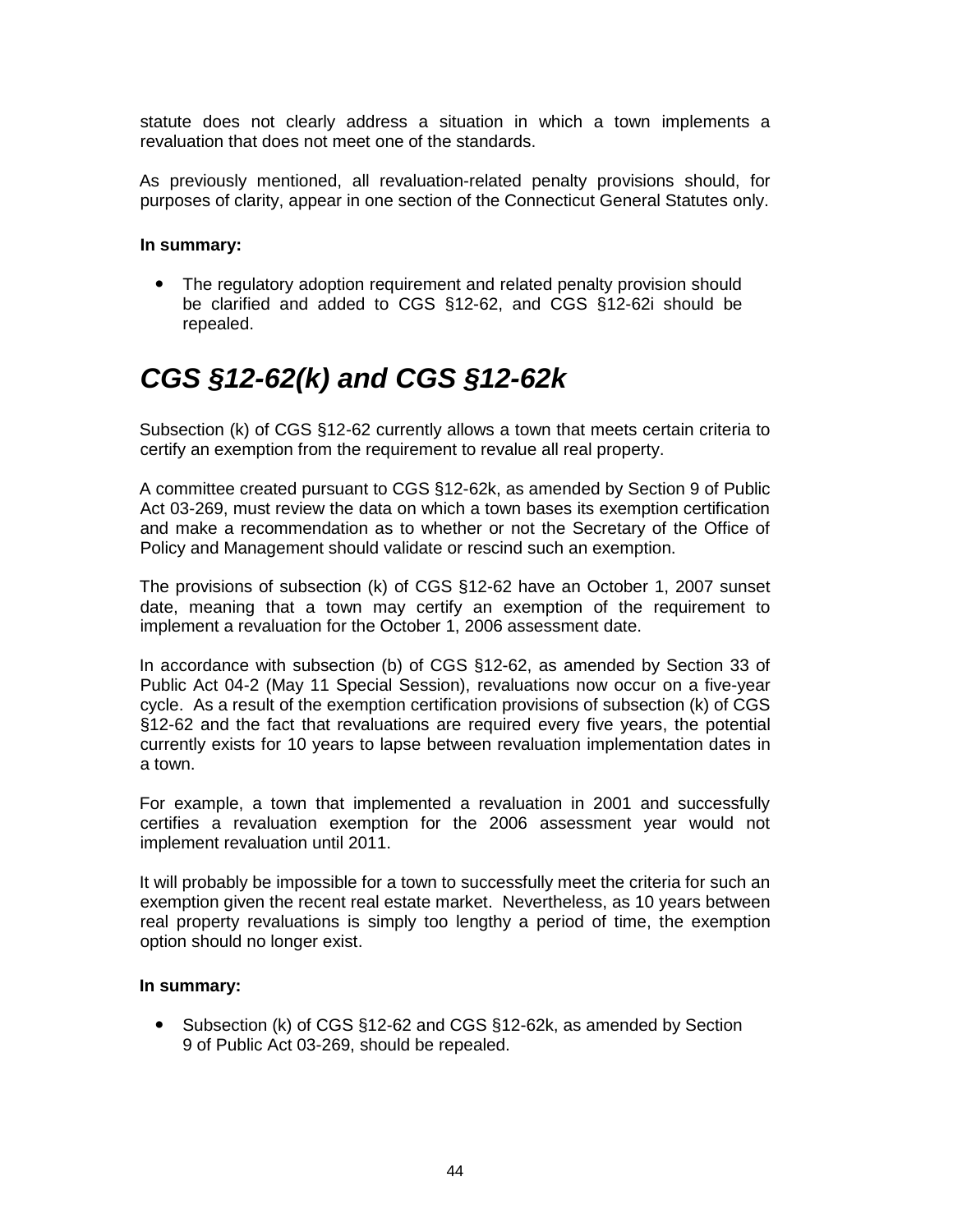statute does not clearly address a situation in which a town implements a revaluation that does not meet one of the standards.

As previously mentioned, all revaluation-related penalty provisions should, for purposes of clarity, appear in one section of the Connecticut General Statutes only.

**In summary:**

- The regulatory adoption requirement and related penalty provision should be clarified and added to CGS §12-62, and CGS §12-62i should be repealed.

## *CGS §12-62(k) and CGS §12-62k*

Subsection (k) of CGS §12-62 currently allows a town that meets certain criteria to certify an exemption from the requirement to revalue all real property.

A committee created pursuant to CGS §12-62k, as amended by Section 9 of Public Act 03-269, must review the data on which a town bases its exemption certification and make a recommendation as to whether or not the Secretary of the Office of Policy and Management should validate or rescind such an exemption.

The provisions of subsection (k) of CGS §12-62 have an October 1, 2007 sunset date, meaning that a town may certify an exemption of the requirement to implement a revaluation for the October 1, 2006 assessment date.

In accordance with subsection (b) of CGS §12-62, as amended by Section 33 of Public Act 04-2 (May 11 Special Session), revaluations now occur on a five-year cycle. As a result of the exemption certification provisions of subsection (k) of CGS §12-62 and the fact that revaluations are required every five years, the potential currently exists for 10 years to lapse between revaluation implementation dates in a town.

For example, a town that implemented a revaluation in 2001 and successfully certifies a revaluation exemption for the 2006 assessment year would not implement revaluation until 2011.

It will probably be impossible for a town to successfully meet the criteria for such an exemption given the recent real estate market. Nevertheless, as 10 years between real property revaluations is simply too lengthy a period of time, the exemption option should no longer exist.

**In summary:**

- Subsection (k) of CGS §12-62 and CGS §12-62k, as amended by Section 9 of Public Act 03-269, should be repealed.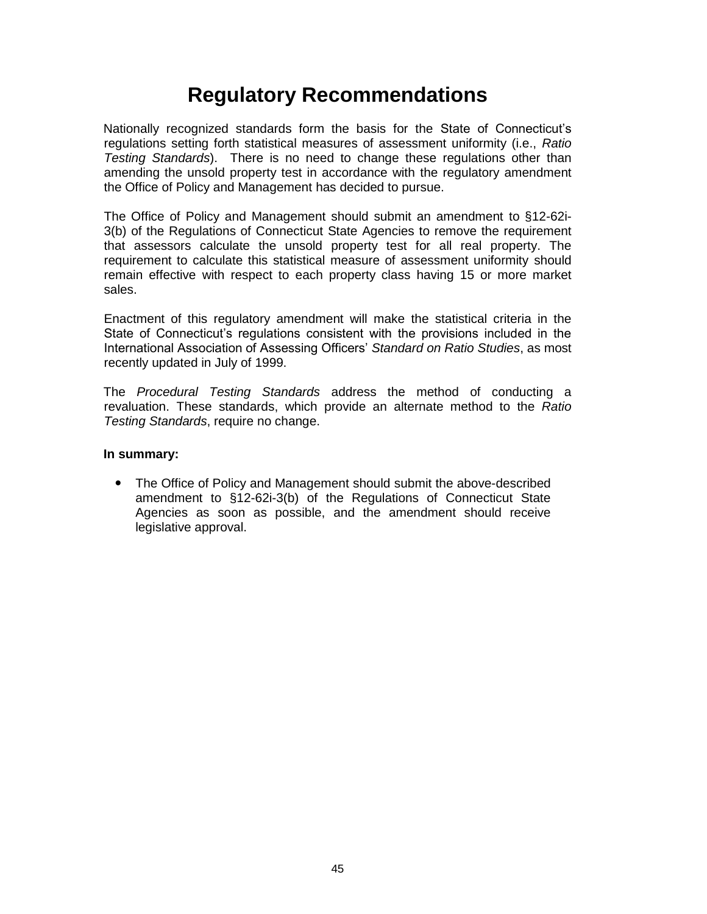# Regulatory Recommendations

Nationally recognized standards form the basis for the State of Connecticut's regulations setting forth statistical measures of assessment uniformity (i.e., *Ratio Testing Standards*). There is no need to change these regulations other than amending the unsold property test in accordance with the regulatory amendment the Office of Policy and Management has decided to pursue.

The Office of Policy and Management should submit an amendment to §12-62i-3(b) of the Regulations of Connecticut State Agencies to remove the requirement that assessors calculate the unsold property test for all real property. The requirement to calculate this statistical measure of assessment uniformity should remain effective with respect to each property class having 15 or more market sales.

Enactment of this regulatory amendment will make the statistical criteria in the State of Connecticut's regulations consistent with the provisions included in the International Association of Assessing Officers' *Standard on Ratio Studies*, as most recently updated in July of 1999.

The *Procedural Testing Standards* address the method of conducting a revaluation. These standards, which provide an alternate method to the *Ratio Testing Standards*, require no change.

**In summary:**

- The Office of Policy and Management should submit the above-described amendment to §12-62i-3(b) of the Regulations of Connecticut State Agencies as soon as possible, and the amendment should receive legislative approval.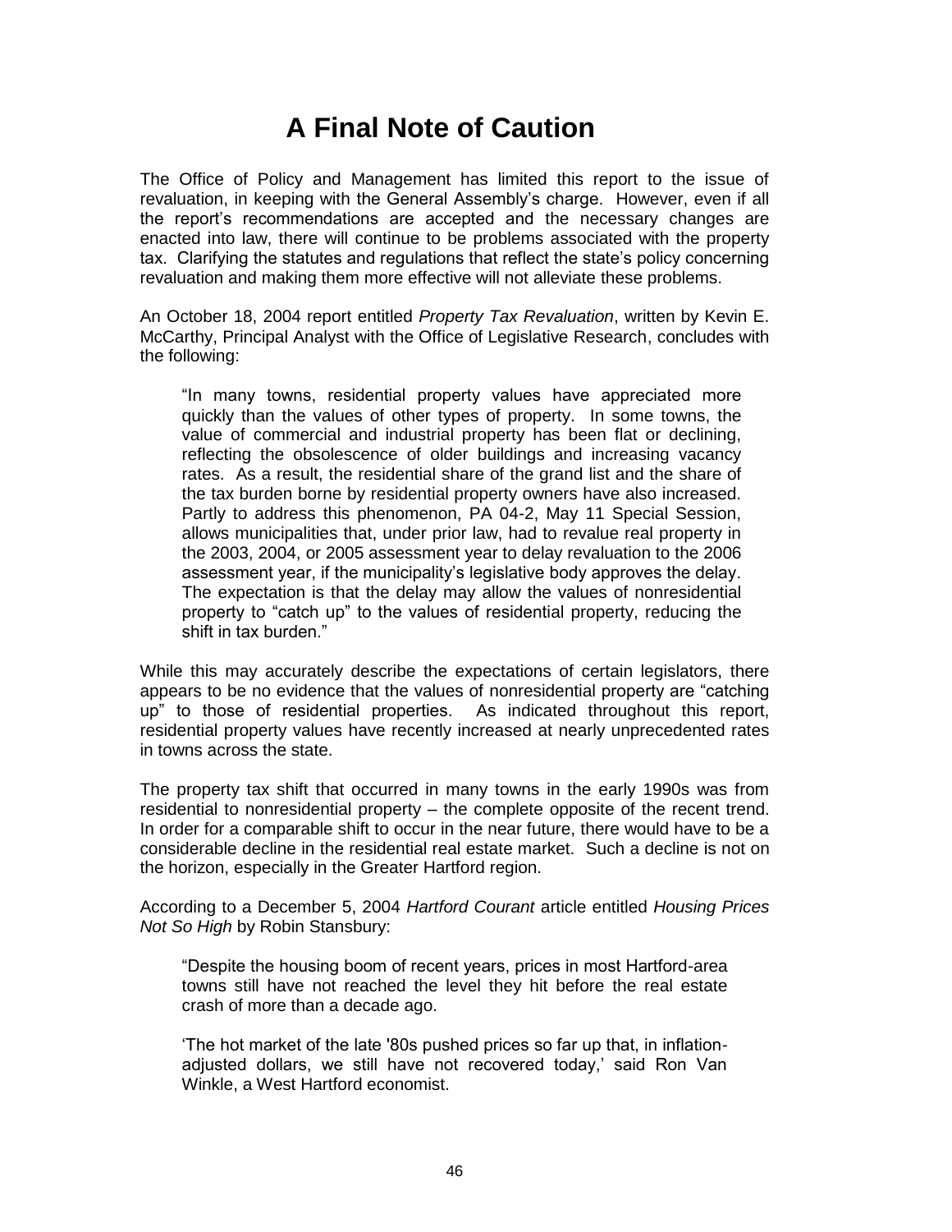# A Final Note of Caution

The Office of Policy and Management has limited this report to the issue of revaluation, in keeping with the General Assembly's charge. However, even if all the report's recommendations are accepted and the necessary changes are enacted into law, there will continue to be problems associated with the property tax. Clarifying the statutes and regulations that reflect the state's policy concerning revaluation and making them more effective will not alleviate these problems.

An October 18, 2004 report entitled *Property Tax Revaluation*, written by Kevin E. McCarthy, Principal Analyst with the Office of Legislative Research, concludes with the following:

> "In many towns, residential property values have appreciated more quickly than the values of other types of property. In some towns, the value of commercial and industrial property has been flat or declining, reflecting the obsolescence of older buildings and increasing vacancy rates. As a result, the residential share of the grand list and the share of the tax burden borne by residential property owners have also increased. Partly to address this phenomenon, PA 04-2, May 11 Special Session, allows municipalities that, under prior law, had to revalue real property in the 2003, 2004, or 2005 assessment year to delay revaluation to the 2006 assessment year, if the municipality's legislative body approves the delay. The expectation is that the delay may allow the values of nonresidential property to "catch up" to the values of residential property, reducing the shift in tax burden."

While this may accurately describe the expectations of certain legislators, there appears to be no evidence that the values of nonresidential property are "catching up" to those of residential properties. As indicated throughout this report, residential property values have recently increased at nearly unprecedented rates in towns across the state.

The property tax shift that occurred in many towns in the early 1990s was from residential to nonresidential property – the complete opposite of the recent trend. In order for a comparable shift to occur in the near future, there would have to be a considerable decline in the residential real estate market. Such a decline is not on the horizon, especially in the Greater Hartford region.

According to a December 5, 2004 *Hartford Courant* article entitled *Housing Prices Not So High* by Robin Stansbury:

> "Despite the housing boom of recent years, prices in most Hartford-area towns still have not reached the level they hit before the real estate crash of more than a decade ago.
>
> 'The hot market of the late '80s pushed prices so far up that, in inflation-adjusted dollars, we still have not recovered today,' said Ron Van Winkle, a West Hartford economist.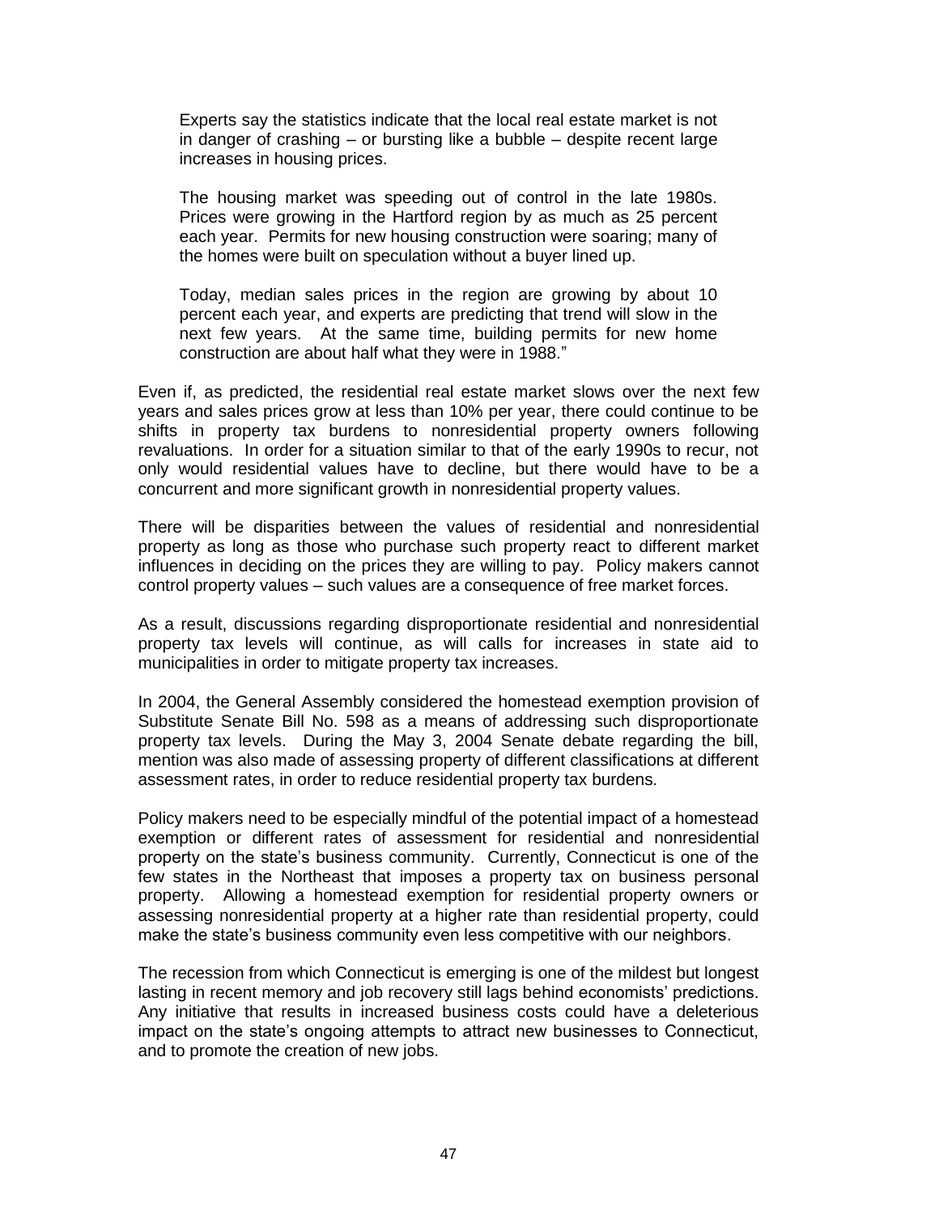> Experts say the statistics indicate that the local real estate market is not in danger of crashing – or bursting like a bubble – despite recent large increases in housing prices.
>
> The housing market was speeding out of control in the late 1980s. Prices were growing in the Hartford region by as much as 25 percent each year. Permits for new housing construction were soaring; many of the homes were built on speculation without a buyer lined up.
>
> Today, median sales prices in the region are growing by about 10 percent each year, and experts are predicting that trend will slow in the next few years. At the same time, building permits for new home construction are about half what they were in 1988."

Even if, as predicted, the residential real estate market slows over the next few years and sales prices grow at less than 10% per year, there could continue to be shifts in property tax burdens to nonresidential property owners following revaluations. In order for a situation similar to that of the early 1990s to recur, not only would residential values have to decline, but there would have to be a concurrent and more significant growth in nonresidential property values.

There will be disparities between the values of residential and nonresidential property as long as those who purchase such property react to different market influences in deciding on the prices they are willing to pay. Policy makers cannot control property values – such values are a consequence of free market forces.

As a result, discussions regarding disproportionate residential and nonresidential property tax levels will continue, as will calls for increases in state aid to municipalities in order to mitigate property tax increases.

In 2004, the General Assembly considered the homestead exemption provision of Substitute Senate Bill No. 598 as a means of addressing such disproportionate property tax levels. During the May 3, 2004 Senate debate regarding the bill, mention was also made of assessing property of different classifications at different assessment rates, in order to reduce residential property tax burdens.

Policy makers need to be especially mindful of the potential impact of a homestead exemption or different rates of assessment for residential and nonresidential property on the state's business community. Currently, Connecticut is one of the few states in the Northeast that imposes a property tax on business personal property. Allowing a homestead exemption for residential property owners or assessing nonresidential property at a higher rate than residential property, could make the state's business community even less competitive with our neighbors.

The recession from which Connecticut is emerging is one of the mildest but longest lasting in recent memory and job recovery still lags behind economists' predictions. Any initiative that results in increased business costs could have a deleterious impact on the state's ongoing attempts to attract new businesses to Connecticut, and to promote the creation of new jobs.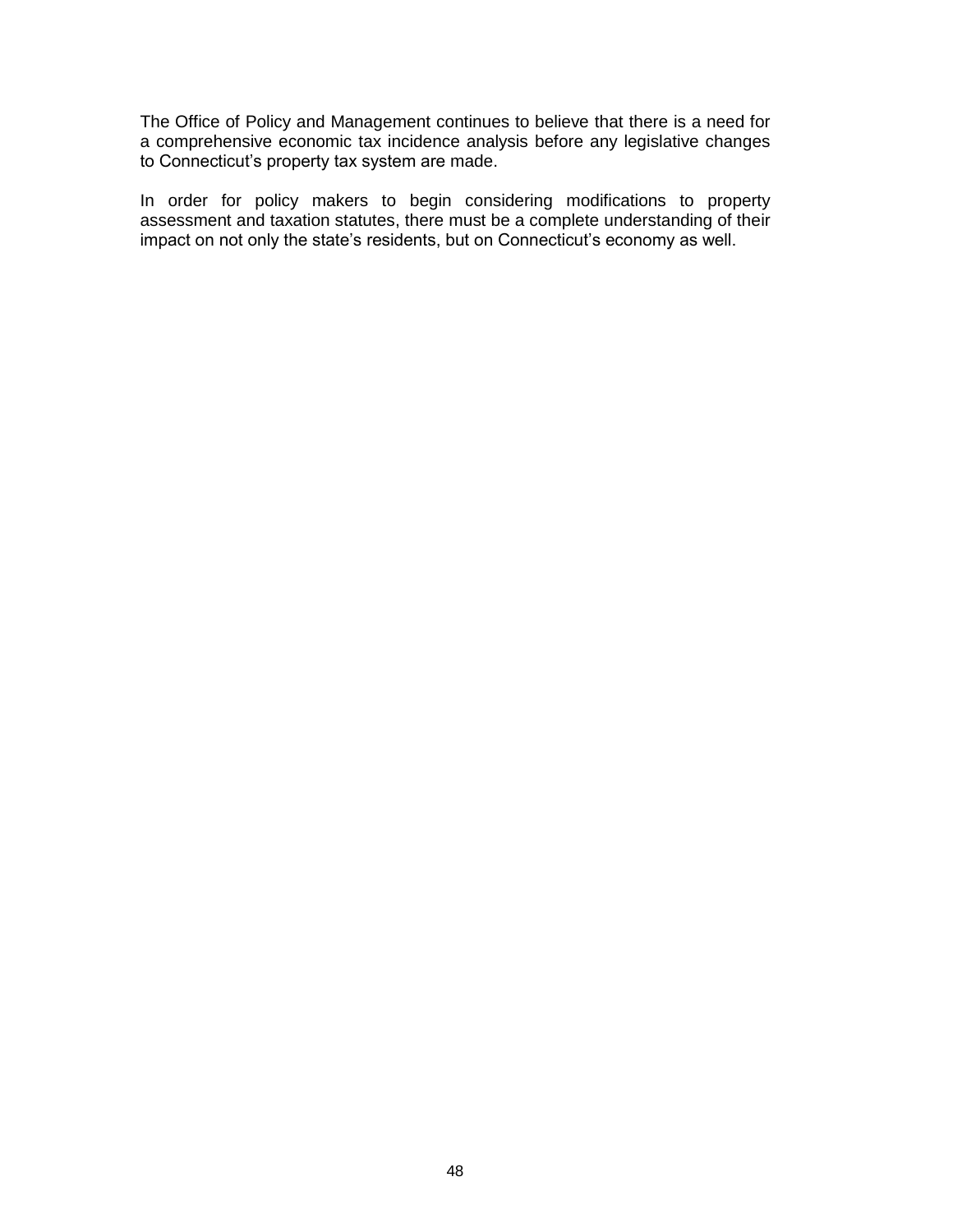The Office of Policy and Management continues to believe that there is a need for a comprehensive economic tax incidence analysis before any legislative changes to Connecticut’s property tax system are made.

In order for policy makers to begin considering modifications to property assessment and taxation statutes, there must be a complete understanding of their impact on not only the state’s residents, but on Connecticut’s economy as well.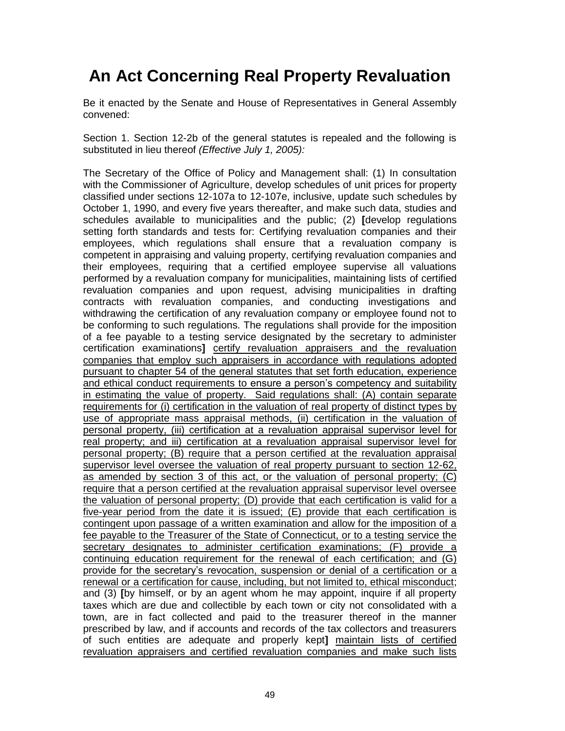# An Act Concerning Real Property Revaluation

Be it enacted by the Senate and House of Representatives in General Assembly convened:

Section 1. Section 12-2b of the general statutes is repealed and the following is substituted in lieu thereof *(Effective July 1, 2005):*

The Secretary of the Office of Policy and Management shall: (1) In consultation with the Commissioner of Agriculture, develop schedules of unit prices for property classified under sections 12-107a to 12-107e, inclusive, update such schedules by October 1, 1990, and every five years thereafter, and make such data, studies and schedules available to municipalities and the public; (2) **[**develop regulations setting forth standards and tests for: Certifying revaluation companies and their employees, which regulations shall ensure that a revaluation company is competent in appraising and valuing property, certifying revaluation companies and their employees, requiring that a certified employee supervise all valuations performed by a revaluation company for municipalities, maintaining lists of certified revaluation companies and upon request, advising municipalities in drafting contracts with revaluation companies, and conducting investigations and withdrawing the certification of any revaluation company or employee found not to be conforming to such regulations. The regulations shall provide for the imposition of a fee payable to a testing service designated by the secretary to administer certification examinations**]** <u>certify revaluation appraisers and the revaluation companies that employ such appraisers in accordance with regulations adopted pursuant to chapter 54 of the general statutes that set forth education, experience and ethical conduct requirements to ensure a person's competency and suitability in estimating the value of property. Said regulations shall: (A) contain separate requirements for (i) certification in the valuation of real property of distinct types by use of appropriate mass appraisal methods, (ii) certification in the valuation of personal property, (iii) certification at a revaluation appraisal supervisor level for real property; and iii) certification at a revaluation appraisal supervisor level for personal property; (B) require that a person certified at the revaluation appraisal supervisor level oversee the valuation of real property pursuant to section 12-62, as amended by section 3 of this act, or the valuation of personal property; (C) require that a person certified at the revaluation appraisal supervisor level oversee the valuation of personal property; (D) provide that each certification is valid for a five-year period from the date it is issued; (E) provide that each certification is contingent upon passage of a written examination and allow for the imposition of a fee payable to the Treasurer of the State of Connecticut, or to a testing service the secretary designates to administer certification examinations; (F) provide a continuing education requirement for the renewal of each certification; and (G) provide for the secretary's revocation, suspension or denial of a certification or a renewal or a certification for cause, including, but not limited to, ethical misconduct</u>; and (3) **[**by himself, or by an agent whom he may appoint, inquire if all property taxes which are due and collectible by each town or city not consolidated with a town, are in fact collected and paid to the treasurer thereof in the manner prescribed by law, and if accounts and records of the tax collectors and treasurers of such entities are adequate and properly kept**]** <u>maintain lists of certified revaluation appraisers and certified revaluation companies and make such lists</u>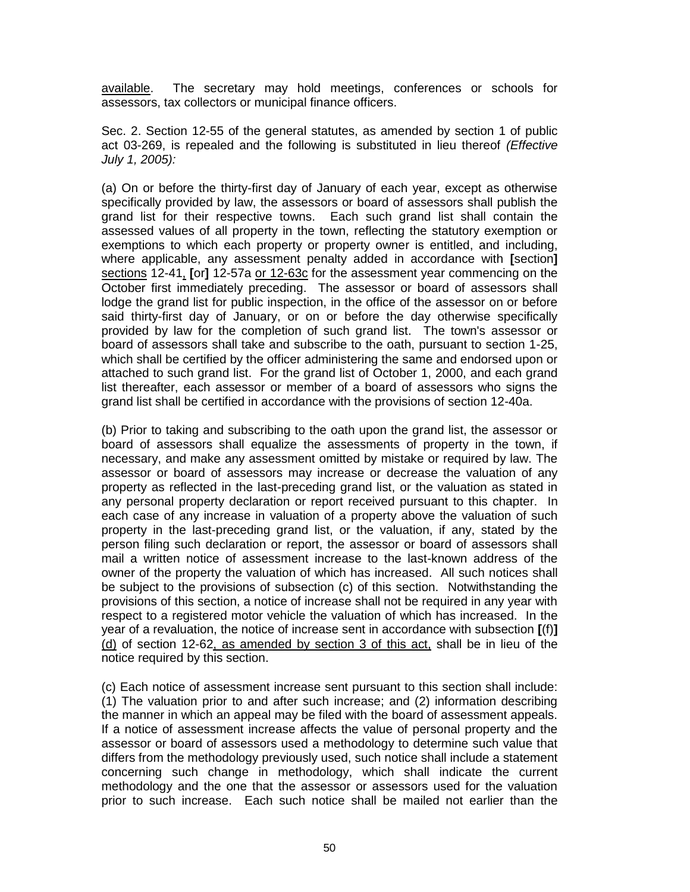<u>available</u>. The secretary may hold meetings, conferences or schools for assessors, tax collectors or municipal finance officers.

Sec. 2. Section 12-55 of the general statutes, as amended by section 1 of public act 03-269, is repealed and the following is substituted in lieu thereof *(Effective July 1, 2005):*

(a) On or before the thirty-first day of January of each year, except as otherwise specifically provided by law, the assessors or board of assessors shall publish the grand list for their respective towns. Each such grand list shall contain the assessed values of all property in the town, reflecting the statutory exemption or exemptions to which each property or property owner is entitled, and including, where applicable, any assessment penalty added in accordance with **[**section**]** <u>sections</u> 12-41<u>,</u> **[**or**]** 12-57a <u>or 12-63c</u> for the assessment year commencing on the October first immediately preceding. The assessor or board of assessors shall lodge the grand list for public inspection, in the office of the assessor on or before said thirty-first day of January, or on or before the day otherwise specifically provided by law for the completion of such grand list. The town's assessor or board of assessors shall take and subscribe to the oath, pursuant to section 1-25, which shall be certified by the officer administering the same and endorsed upon or attached to such grand list. For the grand list of October 1, 2000, and each grand list thereafter, each assessor or member of a board of assessors who signs the grand list shall be certified in accordance with the provisions of section 12-40a.

(b) Prior to taking and subscribing to the oath upon the grand list, the assessor or board of assessors shall equalize the assessments of property in the town, if necessary, and make any assessment omitted by mistake or required by law. The assessor or board of assessors may increase or decrease the valuation of any property as reflected in the last-preceding grand list, or the valuation as stated in any personal property declaration or report received pursuant to this chapter. In each case of any increase in valuation of a property above the valuation of such property in the last-preceding grand list, or the valuation, if any, stated by the person filing such declaration or report, the assessor or board of assessors shall mail a written notice of assessment increase to the last-known address of the owner of the property the valuation of which has increased. All such notices shall be subject to the provisions of subsection (c) of this section. Notwithstanding the provisions of this section, a notice of increase shall not be required in any year with respect to a registered motor vehicle the valuation of which has increased. In the year of a revaluation, the notice of increase sent in accordance with subsection **[**(f)**]** <u>(d)</u> of section 12-62<u>, as amended by section 3 of this act,</u> shall be in lieu of the notice required by this section.

(c) Each notice of assessment increase sent pursuant to this section shall include: (1) The valuation prior to and after such increase; and (2) information describing the manner in which an appeal may be filed with the board of assessment appeals. If a notice of assessment increase affects the value of personal property and the assessor or board of assessors used a methodology to determine such value that differs from the methodology previously used, such notice shall include a statement concerning such change in methodology, which shall indicate the current methodology and the one that the assessor or assessors used for the valuation prior to such increase. Each such notice shall be mailed not earlier than the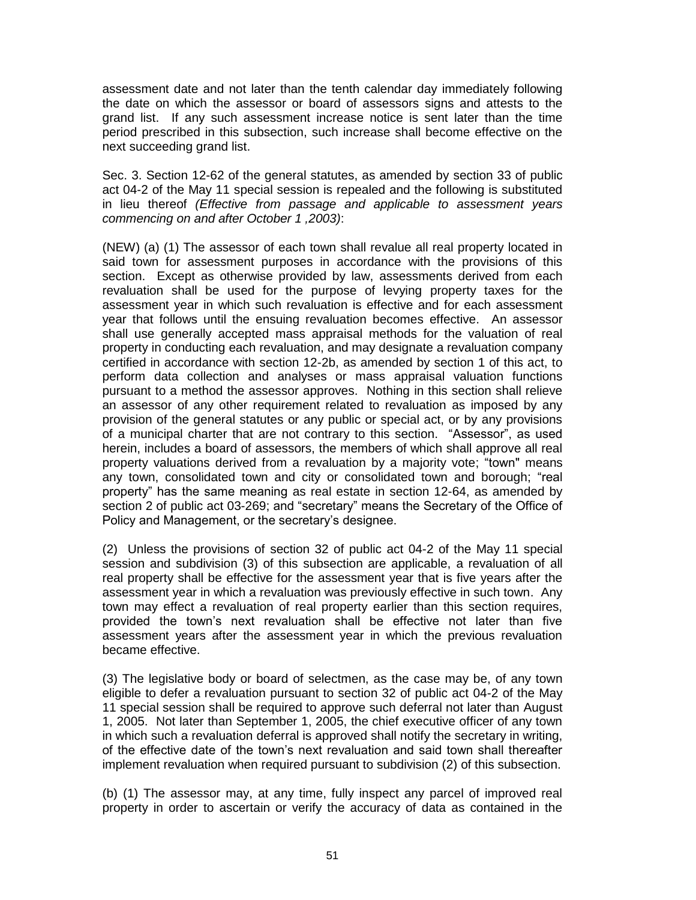assessment date and not later than the tenth calendar day immediately following the date on which the assessor or board of assessors signs and attests to the grand list. If any such assessment increase notice is sent later than the time period prescribed in this subsection, such increase shall become effective on the next succeeding grand list.

Sec. 3. Section 12-62 of the general statutes, as amended by section 33 of public act 04-2 of the May 11 special session is repealed and the following is substituted in lieu thereof *(Effective from passage and applicable to assessment years commencing on and after October 1 ,2003)*:

(NEW) (a) (1) The assessor of each town shall revalue all real property located in said town for assessment purposes in accordance with the provisions of this section. Except as otherwise provided by law, assessments derived from each revaluation shall be used for the purpose of levying property taxes for the assessment year in which such revaluation is effective and for each assessment year that follows until the ensuing revaluation becomes effective. An assessor shall use generally accepted mass appraisal methods for the valuation of real property in conducting each revaluation, and may designate a revaluation company certified in accordance with section 12-2b, as amended by section 1 of this act, to perform data collection and analyses or mass appraisal valuation functions pursuant to a method the assessor approves. Nothing in this section shall relieve an assessor of any other requirement related to revaluation as imposed by any provision of the general statutes or any public or special act, or by any provisions of a municipal charter that are not contrary to this section. "Assessor", as used herein, includes a board of assessors, the members of which shall approve all real property valuations derived from a revaluation by a majority vote; "town" means any town, consolidated town and city or consolidated town and borough; "real property" has the same meaning as real estate in section 12-64, as amended by section 2 of public act 03-269; and "secretary" means the Secretary of the Office of Policy and Management, or the secretary's designee.

(2) Unless the provisions of section 32 of public act 04-2 of the May 11 special session and subdivision (3) of this subsection are applicable, a revaluation of all real property shall be effective for the assessment year that is five years after the assessment year in which a revaluation was previously effective in such town. Any town may effect a revaluation of real property earlier than this section requires, provided the town's next revaluation shall be effective not later than five assessment years after the assessment year in which the previous revaluation became effective.

(3) The legislative body or board of selectmen, as the case may be, of any town eligible to defer a revaluation pursuant to section 32 of public act 04-2 of the May 11 special session shall be required to approve such deferral not later than August 1, 2005. Not later than September 1, 2005, the chief executive officer of any town in which such a revaluation deferral is approved shall notify the secretary in writing, of the effective date of the town's next revaluation and said town shall thereafter implement revaluation when required pursuant to subdivision (2) of this subsection.

(b) (1) The assessor may, at any time, fully inspect any parcel of improved real property in order to ascertain or verify the accuracy of data as contained in the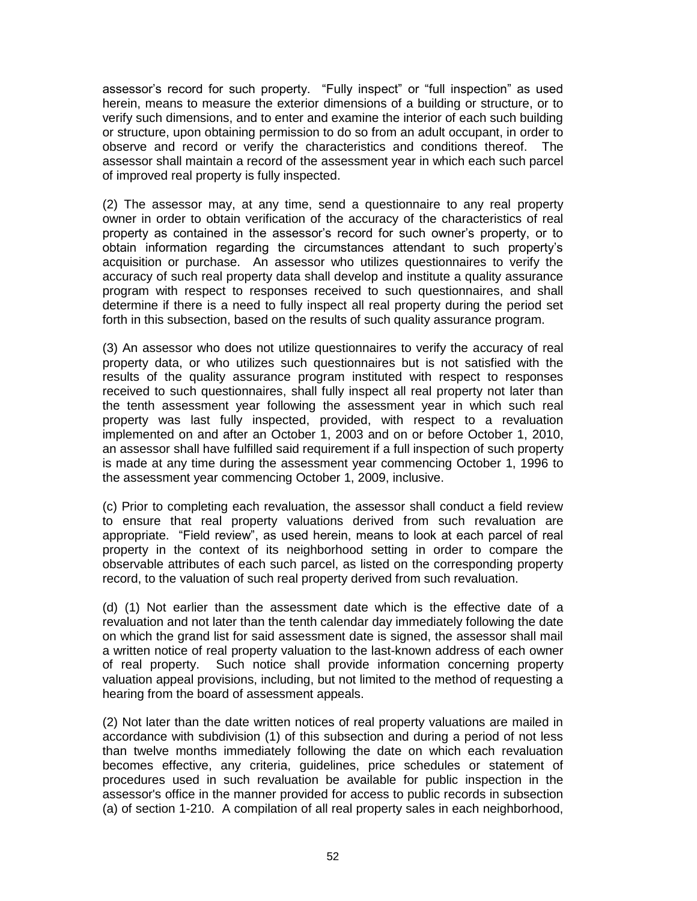assessor's record for such property. "Fully inspect" or "full inspection" as used herein, means to measure the exterior dimensions of a building or structure, or to verify such dimensions, and to enter and examine the interior of each such building or structure, upon obtaining permission to do so from an adult occupant, in order to observe and record or verify the characteristics and conditions thereof. The assessor shall maintain a record of the assessment year in which each such parcel of improved real property is fully inspected.

(2) The assessor may, at any time, send a questionnaire to any real property owner in order to obtain verification of the accuracy of the characteristics of real property as contained in the assessor's record for such owner's property, or to obtain information regarding the circumstances attendant to such property's acquisition or purchase. An assessor who utilizes questionnaires to verify the accuracy of such real property data shall develop and institute a quality assurance program with respect to responses received to such questionnaires, and shall determine if there is a need to fully inspect all real property during the period set forth in this subsection, based on the results of such quality assurance program.

(3) An assessor who does not utilize questionnaires to verify the accuracy of real property data, or who utilizes such questionnaires but is not satisfied with the results of the quality assurance program instituted with respect to responses received to such questionnaires, shall fully inspect all real property not later than the tenth assessment year following the assessment year in which such real property was last fully inspected, provided, with respect to a revaluation implemented on and after an October 1, 2003 and on or before October 1, 2010, an assessor shall have fulfilled said requirement if a full inspection of such property is made at any time during the assessment year commencing October 1, 1996 to the assessment year commencing October 1, 2009, inclusive.

(c) Prior to completing each revaluation, the assessor shall conduct a field review to ensure that real property valuations derived from such revaluation are appropriate. "Field review", as used herein, means to look at each parcel of real property in the context of its neighborhood setting in order to compare the observable attributes of each such parcel, as listed on the corresponding property record, to the valuation of such real property derived from such revaluation.

(d) (1) Not earlier than the assessment date which is the effective date of a revaluation and not later than the tenth calendar day immediately following the date on which the grand list for said assessment date is signed, the assessor shall mail a written notice of real property valuation to the last-known address of each owner of real property. Such notice shall provide information concerning property valuation appeal provisions, including, but not limited to the method of requesting a hearing from the board of assessment appeals.

(2) Not later than the date written notices of real property valuations are mailed in accordance with subdivision (1) of this subsection and during a period of not less than twelve months immediately following the date on which each revaluation becomes effective, any criteria, guidelines, price schedules or statement of procedures used in such revaluation be available for public inspection in the assessor's office in the manner provided for access to public records in subsection (a) of section 1-210. A compilation of all real property sales in each neighborhood,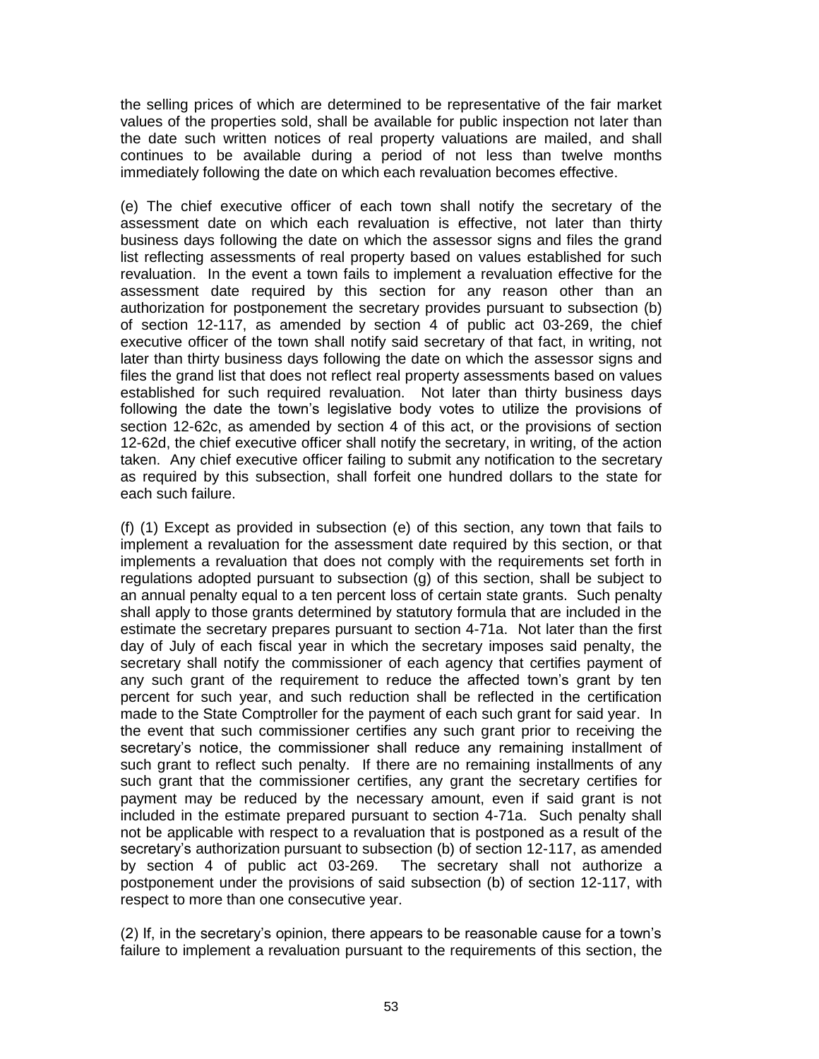the selling prices of which are determined to be representative of the fair market values of the properties sold, shall be available for public inspection not later than the date such written notices of real property valuations are mailed, and shall continues to be available during a period of not less than twelve months immediately following the date on which each revaluation becomes effective.

(e) The chief executive officer of each town shall notify the secretary of the assessment date on which each revaluation is effective, not later than thirty business days following the date on which the assessor signs and files the grand list reflecting assessments of real property based on values established for such revaluation. In the event a town fails to implement a revaluation effective for the assessment date required by this section for any reason other than an authorization for postponement the secretary provides pursuant to subsection (b) of section 12-117, as amended by section 4 of public act 03-269, the chief executive officer of the town shall notify said secretary of that fact, in writing, not later than thirty business days following the date on which the assessor signs and files the grand list that does not reflect real property assessments based on values established for such required revaluation. Not later than thirty business days following the date the town's legislative body votes to utilize the provisions of section 12-62c, as amended by section 4 of this act, or the provisions of section 12-62d, the chief executive officer shall notify the secretary, in writing, of the action taken. Any chief executive officer failing to submit any notification to the secretary as required by this subsection, shall forfeit one hundred dollars to the state for each such failure.

(f) (1) Except as provided in subsection (e) of this section, any town that fails to implement a revaluation for the assessment date required by this section, or that implements a revaluation that does not comply with the requirements set forth in regulations adopted pursuant to subsection (g) of this section, shall be subject to an annual penalty equal to a ten percent loss of certain state grants. Such penalty shall apply to those grants determined by statutory formula that are included in the estimate the secretary prepares pursuant to section 4-71a. Not later than the first day of July of each fiscal year in which the secretary imposes said penalty, the secretary shall notify the commissioner of each agency that certifies payment of any such grant of the requirement to reduce the affected town's grant by ten percent for such year, and such reduction shall be reflected in the certification made to the State Comptroller for the payment of each such grant for said year. In the event that such commissioner certifies any such grant prior to receiving the secretary's notice, the commissioner shall reduce any remaining installment of such grant to reflect such penalty. If there are no remaining installments of any such grant that the commissioner certifies, any grant the secretary certifies for payment may be reduced by the necessary amount, even if said grant is not included in the estimate prepared pursuant to section 4-71a. Such penalty shall not be applicable with respect to a revaluation that is postponed as a result of the secretary's authorization pursuant to subsection (b) of section 12-117, as amended by section 4 of public act 03-269. The secretary shall not authorize a postponement under the provisions of said subsection (b) of section 12-117, with respect to more than one consecutive year.

(2) If, in the secretary's opinion, there appears to be reasonable cause for a town's failure to implement a revaluation pursuant to the requirements of this section, the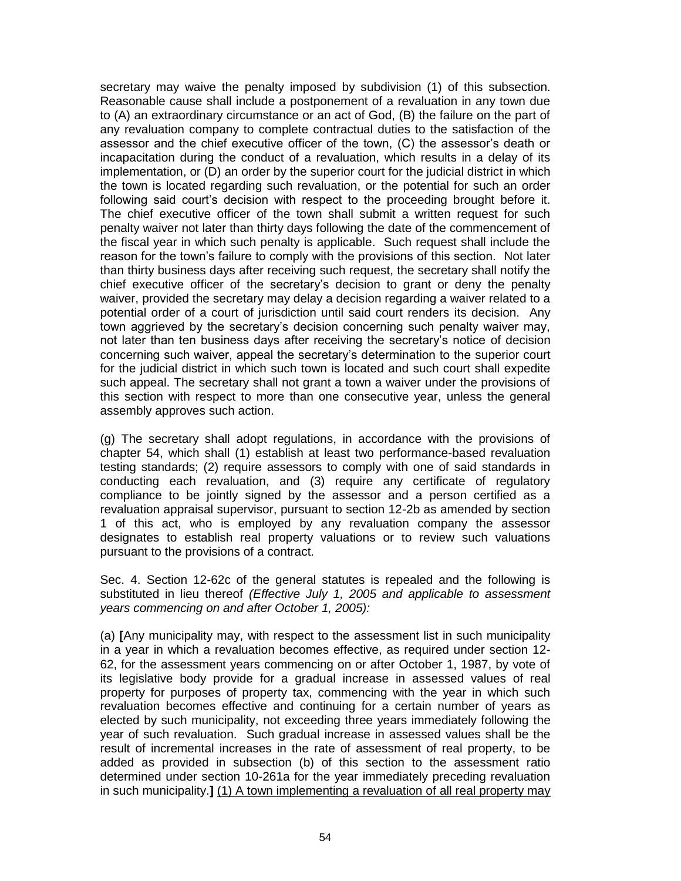secretary may waive the penalty imposed by subdivision (1) of this subsection. Reasonable cause shall include a postponement of a revaluation in any town due to (A) an extraordinary circumstance or an act of God, (B) the failure on the part of any revaluation company to complete contractual duties to the satisfaction of the assessor and the chief executive officer of the town, (C) the assessor's death or incapacitation during the conduct of a revaluation, which results in a delay of its implementation, or (D) an order by the superior court for the judicial district in which the town is located regarding such revaluation, or the potential for such an order following said court's decision with respect to the proceeding brought before it. The chief executive officer of the town shall submit a written request for such penalty waiver not later than thirty days following the date of the commencement of the fiscal year in which such penalty is applicable. Such request shall include the reason for the town's failure to comply with the provisions of this section. Not later than thirty business days after receiving such request, the secretary shall notify the chief executive officer of the secretary's decision to grant or deny the penalty waiver, provided the secretary may delay a decision regarding a waiver related to a potential order of a court of jurisdiction until said court renders its decision. Any town aggrieved by the secretary's decision concerning such penalty waiver may, not later than ten business days after receiving the secretary's notice of decision concerning such waiver, appeal the secretary's determination to the superior court for the judicial district in which such town is located and such court shall expedite such appeal. The secretary shall not grant a town a waiver under the provisions of this section with respect to more than one consecutive year, unless the general assembly approves such action.

(g) The secretary shall adopt regulations, in accordance with the provisions of chapter 54, which shall (1) establish at least two performance-based revaluation testing standards; (2) require assessors to comply with one of said standards in conducting each revaluation, and (3) require any certificate of regulatory compliance to be jointly signed by the assessor and a person certified as a revaluation appraisal supervisor, pursuant to section 12-2b as amended by section 1 of this act, who is employed by any revaluation company the assessor designates to establish real property valuations or to review such valuations pursuant to the provisions of a contract.

Sec. 4. Section 12-62c of the general statutes is repealed and the following is substituted in lieu thereof *(Effective July 1, 2005 and applicable to assessment years commencing on and after October 1, 2005):*

(a) **[**Any municipality may, with respect to the assessment list in such municipality in a year in which a revaluation becomes effective, as required under section 12-62, for the assessment years commencing on or after October 1, 1987, by vote of its legislative body provide for a gradual increase in assessed values of real property for purposes of property tax, commencing with the year in which such revaluation becomes effective and continuing for a certain number of years as elected by such municipality, not exceeding three years immediately following the year of such revaluation. Such gradual increase in assessed values shall be the result of incremental increases in the rate of assessment of real property, to be added as provided in subsection (b) of this section to the assessment ratio determined under section 10-261a for the year immediately preceding revaluation in such municipality.**]** <u>(1) A town implementing a revaluation of all real property may</u>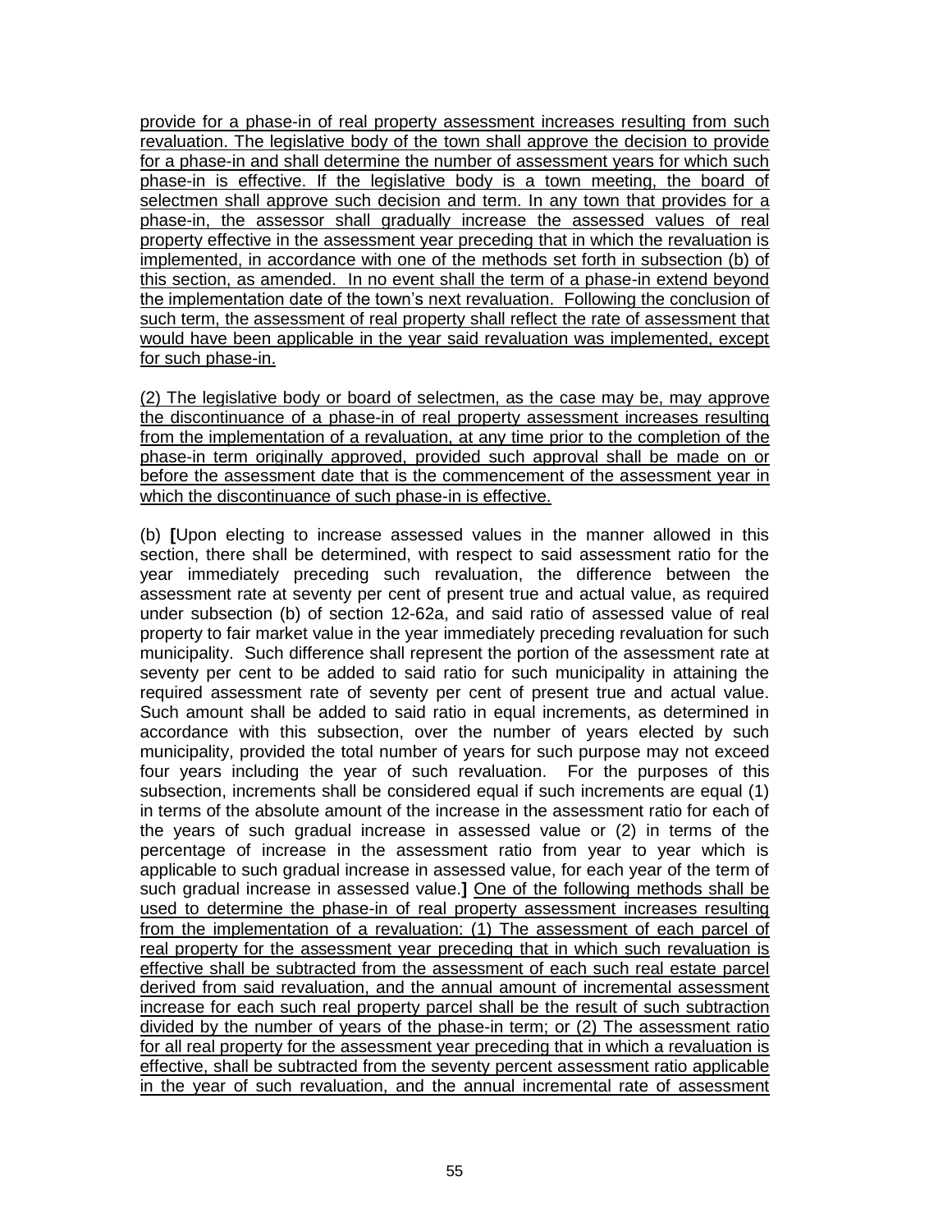provide for a phase-in of real property assessment increases resulting from such revaluation. The legislative body of the town shall approve the decision to provide for a phase-in and shall determine the number of assessment years for which such phase-in is effective. If the legislative body is a town meeting, the board of selectmen shall approve such decision and term. In any town that provides for a phase-in, the assessor shall gradually increase the assessed values of real property effective in the assessment year preceding that in which the revaluation is implemented, in accordance with one of the methods set forth in subsection (b) of this section, as amended. In no event shall the term of a phase-in extend beyond the implementation date of the town's next revaluation. Following the conclusion of such term, the assessment of real property shall reflect the rate of assessment that would have been applicable in the year said revaluation was implemented, except for such phase-in.

(2) The legislative body or board of selectmen, as the case may be, may approve the discontinuance of a phase-in of real property assessment increases resulting from the implementation of a revaluation, at any time prior to the completion of the phase-in term originally approved, provided such approval shall be made on or before the assessment date that is the commencement of the assessment year in which the discontinuance of such phase-in is effective.

(b) **[**Upon electing to increase assessed values in the manner allowed in this section, there shall be determined, with respect to said assessment ratio for the year immediately preceding such revaluation, the difference between the assessment rate at seventy per cent of present true and actual value, as required under subsection (b) of section 12-62a, and said ratio of assessed value of real property to fair market value in the year immediately preceding revaluation for such municipality. Such difference shall represent the portion of the assessment rate at seventy per cent to be added to said ratio for such municipality in attaining the required assessment rate of seventy per cent of present true and actual value. Such amount shall be added to said ratio in equal increments, as determined in accordance with this subsection, over the number of years elected by such municipality, provided the total number of years for such purpose may not exceed four years including the year of such revaluation. For the purposes of this subsection, increments shall be considered equal if such increments are equal (1) in terms of the absolute amount of the increase in the assessment ratio for each of the years of such gradual increase in assessed value or (2) in terms of the percentage of increase in the assessment ratio from year to year which is applicable to such gradual increase in assessed value, for each year of the term of such gradual increase in assessed value.**]** One of the following methods shall be used to determine the phase-in of real property assessment increases resulting from the implementation of a revaluation: (1) The assessment of each parcel of real property for the assessment year preceding that in which such revaluation is effective shall be subtracted from the assessment of each such real estate parcel derived from said revaluation, and the annual amount of incremental assessment increase for each such real property parcel shall be the result of such subtraction divided by the number of years of the phase-in term; or (2) The assessment ratio for all real property for the assessment year preceding that in which a revaluation is effective, shall be subtracted from the seventy percent assessment ratio applicable in the year of such revaluation, and the annual incremental rate of assessment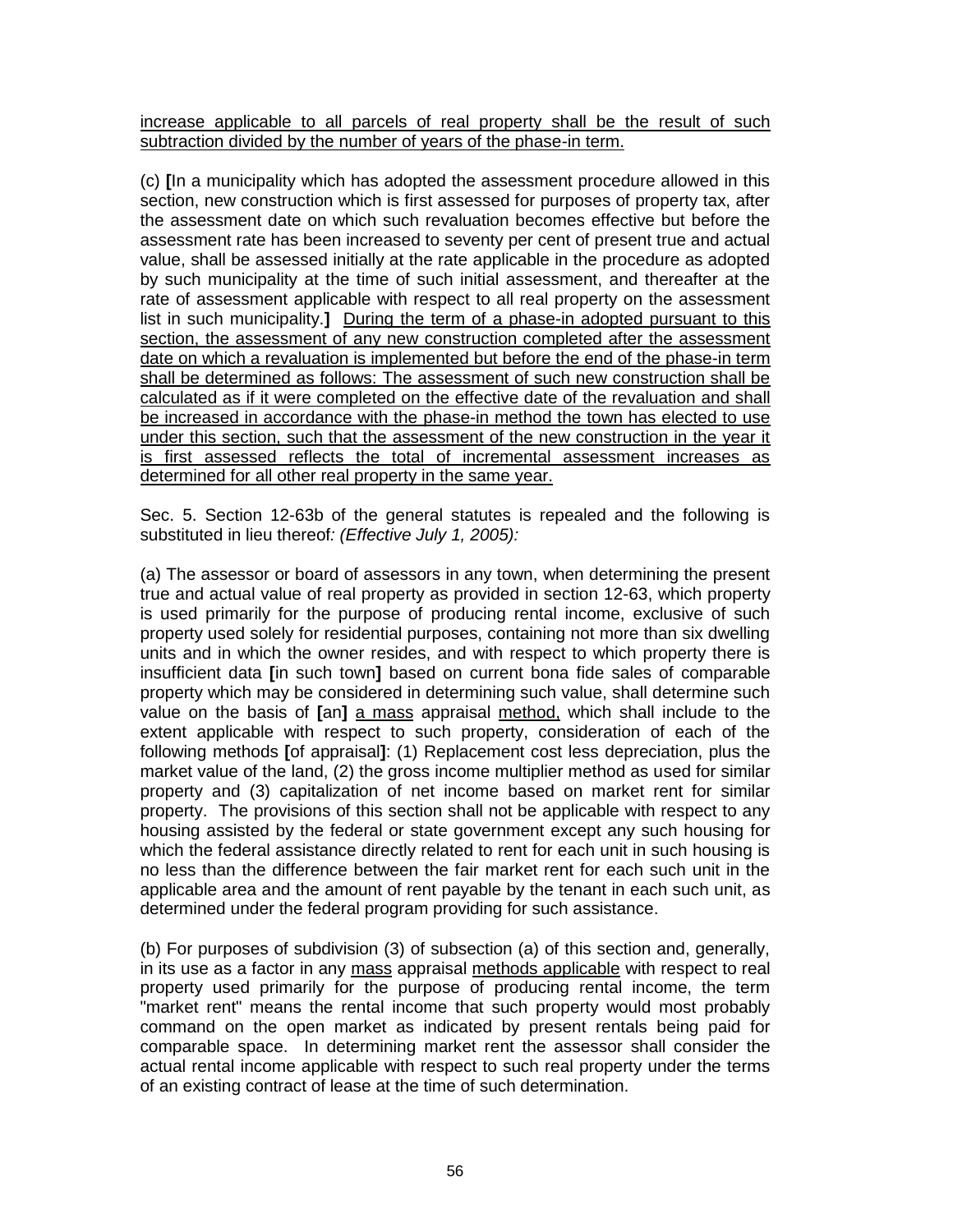<u>increase applicable to all parcels of real property shall be the result of such subtraction divided by the number of years of the phase-in term.</u>

(c) **[**In a municipality which has adopted the assessment procedure allowed in this section, new construction which is first assessed for purposes of property tax, after the assessment date on which such revaluation becomes effective but before the assessment rate has been increased to seventy per cent of present true and actual value, shall be assessed initially at the rate applicable in the procedure as adopted by such municipality at the time of such initial assessment, and thereafter at the rate of assessment applicable with respect to all real property on the assessment list in such municipality.**]** <u>During the term of a phase-in adopted pursuant to this section, the assessment of any new construction completed after the assessment date on which a revaluation is implemented but before the end of the phase-in term shall be determined as follows: The assessment of such new construction shall be calculated as if it were completed on the effective date of the revaluation and shall be increased in accordance with the phase-in method the town has elected to use under this section, such that the assessment of the new construction in the year it is first assessed reflects the total of incremental assessment increases as determined for all other real property in the same year.</u>

Sec. 5. Section 12-63b of the general statutes is repealed and the following is substituted in lieu thereof*: (Effective July 1, 2005):*

(a) The assessor or board of assessors in any town, when determining the present true and actual value of real property as provided in section 12-63, which property is used primarily for the purpose of producing rental income, exclusive of such property used solely for residential purposes, containing not more than six dwelling units and in which the owner resides, and with respect to which property there is insufficient data **[**in such town**]** based on current bona fide sales of comparable property which may be considered in determining such value, shall determine such value on the basis of **[**an**]** <u>a mass</u> appraisal <u>method,</u> which shall include to the extent applicable with respect to such property, consideration of each of the following methods **[**of appraisal**]**: (1) Replacement cost less depreciation, plus the market value of the land, (2) the gross income multiplier method as used for similar property and (3) capitalization of net income based on market rent for similar property. The provisions of this section shall not be applicable with respect to any housing assisted by the federal or state government except any such housing for which the federal assistance directly related to rent for each unit in such housing is no less than the difference between the fair market rent for each such unit in the applicable area and the amount of rent payable by the tenant in each such unit, as determined under the federal program providing for such assistance.

(b) For purposes of subdivision (3) of subsection (a) of this section and, generally, in its use as a factor in any <u>mass</u> appraisal <u>methods applicable</u> with respect to real property used primarily for the purpose of producing rental income, the term "market rent" means the rental income that such property would most probably command on the open market as indicated by present rentals being paid for comparable space. In determining market rent the assessor shall consider the actual rental income applicable with respect to such real property under the terms of an existing contract of lease at the time of such determination.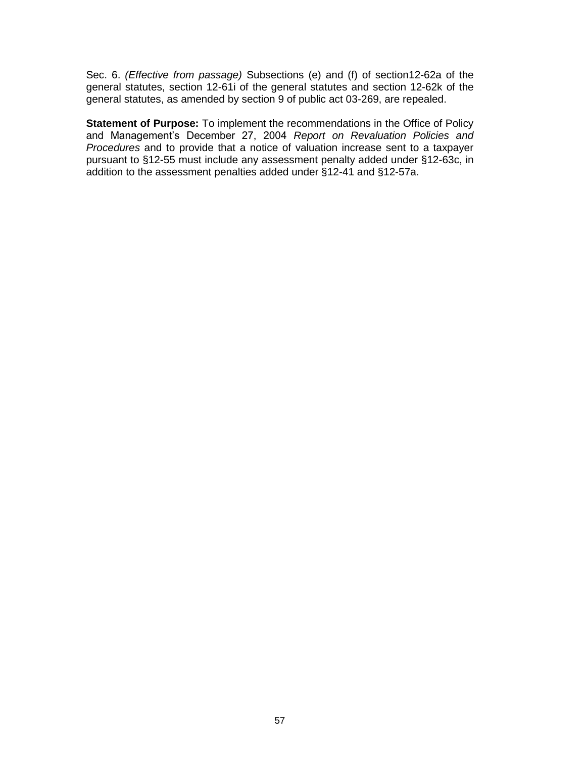Sec. 6. *(Effective from passage)* Subsections (e) and (f) of section12-62a of the general statutes, section 12-61i of the general statutes and section 12-62k of the general statutes, as amended by section 9 of public act 03-269, are repealed.

**Statement of Purpose:** To implement the recommendations in the Office of Policy and Management's December 27, 2004 *Report on Revaluation Policies and Procedures* and to provide that a notice of valuation increase sent to a taxpayer pursuant to §12-55 must include any assessment penalty added under §12-63c, in addition to the assessment penalties added under §12-41 and §12-57a.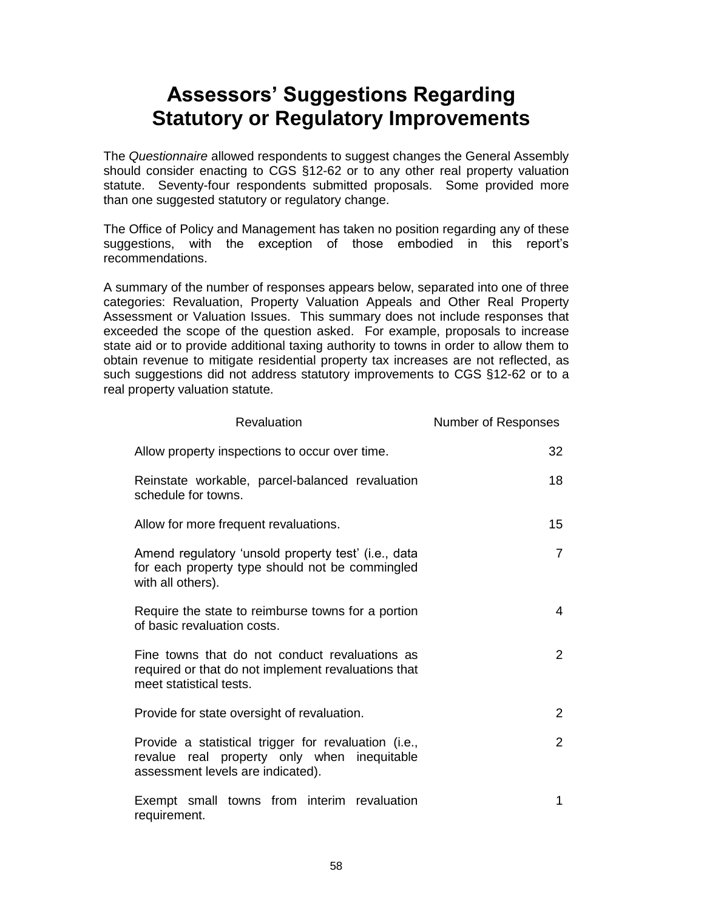# Assessors' Suggestions Regarding Statutory or Regulatory Improvements

The *Questionnaire* allowed respondents to suggest changes the General Assembly should consider enacting to CGS §12-62 or to any other real property valuation statute. Seventy-four respondents submitted proposals. Some provided more than one suggested statutory or regulatory change.

The Office of Policy and Management has taken no position regarding any of these suggestions, with the exception of those embodied in this report's recommendations.

A summary of the number of responses appears below, separated into one of three categories: Revaluation, Property Valuation Appeals and Other Real Property Assessment or Valuation Issues. This summary does not include responses that exceeded the scope of the question asked. For example, proposals to increase state aid or to provide additional taxing authority to towns in order to allow them to obtain revenue to mitigate residential property tax increases are not reflected, as such suggestions did not address statutory improvements to CGS §12-62 or to a real property valuation statute.

| Revaluation | Number of Responses |
|---|---|
| Allow property inspections to occur over time. | 32 |
| Reinstate workable, parcel-balanced revaluation schedule for towns. | 18 |
| Allow for more frequent revaluations. | 15 |
| Amend regulatory 'unsold property test' (i.e., data for each property type should not be commingled with all others). | 7 |
| Require the state to reimburse towns for a portion of basic revaluation costs. | 4 |
| Fine towns that do not conduct revaluations as required or that do not implement revaluations that meet statistical tests. | 2 |
| Provide for state oversight of revaluation. | 2 |
| Provide a statistical trigger for revaluation (i.e., revalue real property only when inequitable assessment levels are indicated). | 2 |
| Exempt small towns from interim revaluation requirement. | 1 |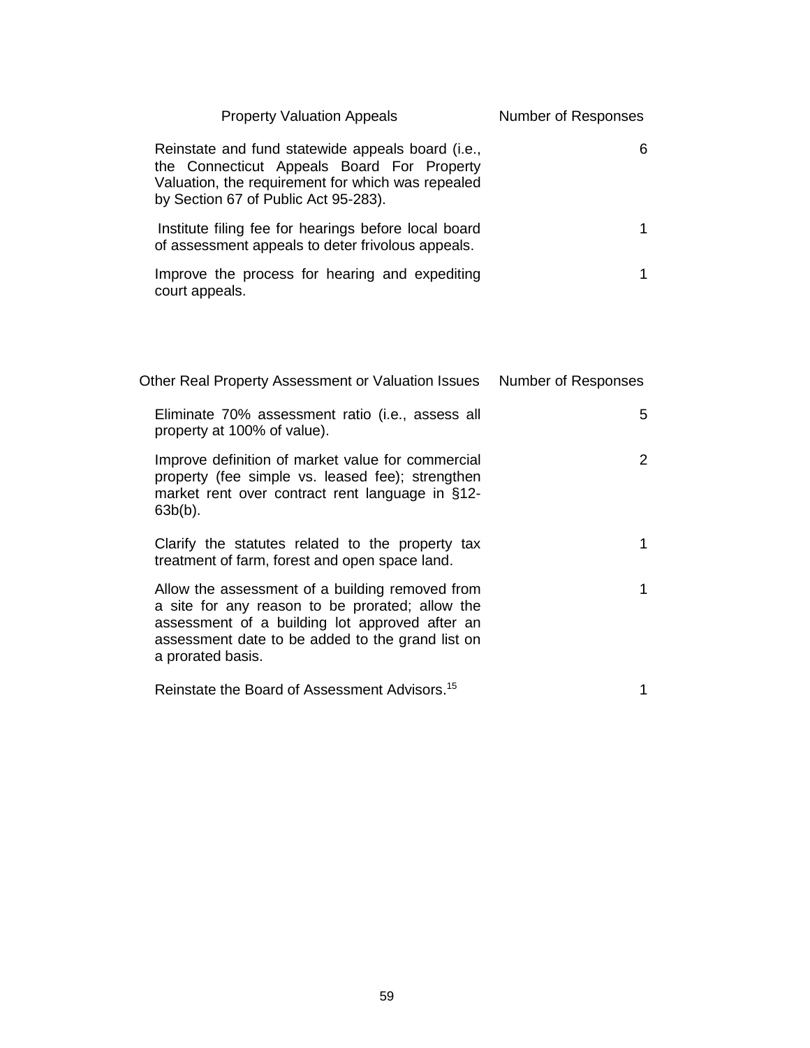| Property Valuation Appeals | Number of Responses |
|---|---|
| Reinstate and fund statewide appeals board (i.e., the Connecticut Appeals Board For Property Valuation, the requirement for which was repealed by Section 67 of Public Act 95-283). | 6 |
| Institute filing fee for hearings before local board of assessment appeals to deter frivolous appeals. | 1 |
| Improve the process for hearing and expediting court appeals. | 1 |

| Other Real Property Assessment or Valuation Issues | Number of Responses |
|---|---|
| Eliminate 70% assessment ratio (i.e., assess all property at 100% of value). | 5 |
| Improve definition of market value for commercial property (fee simple vs. leased fee); strengthen market rent over contract rent language in §12-63b(b). | 2 |
| Clarify the statutes related to the property tax treatment of farm, forest and open space land. | 1 |
| Allow the assessment of a building removed from a site for any reason to be prorated; allow the assessment of a building lot approved after an assessment date to be added to the grand list on a prorated basis. | 1 |
| Reinstate the Board of Assessment Advisors.[15] | 1 |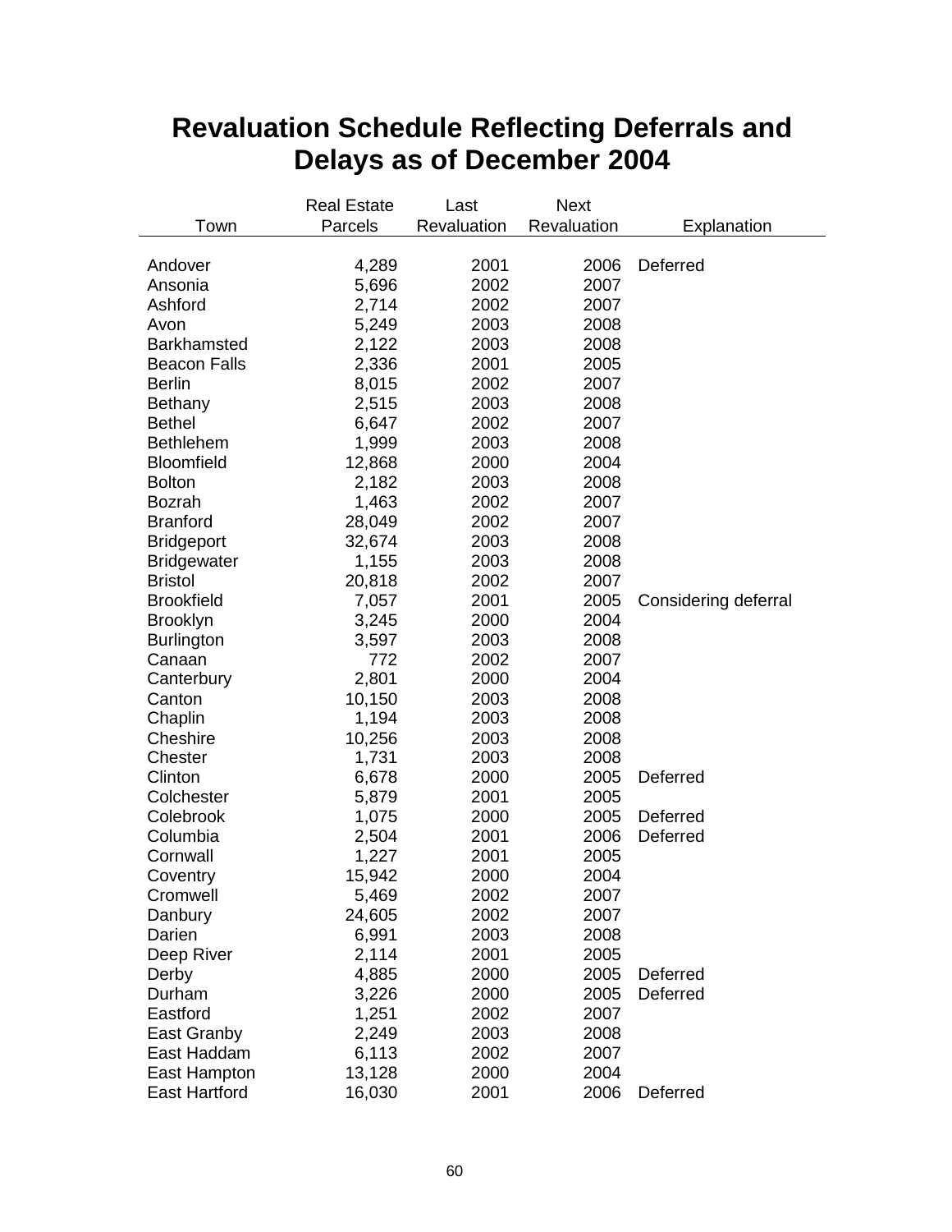# Revaluation Schedule Reflecting Deferrals and Delays as of December 2004

| Town | Real Estate Parcels | Last Revaluation | Next Revaluation | Explanation |
|---|---|---|---|---|
| Andover | 4,289 | 2001 | 2006 | Deferred |
| Ansonia | 5,696 | 2002 | 2007 | |
| Ashford | 2,714 | 2002 | 2007 | |
| Avon | 5,249 | 2003 | 2008 | |
| Barkhamsted | 2,122 | 2003 | 2008 | |
| Beacon Falls | 2,336 | 2001 | 2005 | |
| Berlin | 8,015 | 2002 | 2007 | |
| Bethany | 2,515 | 2003 | 2008 | |
| Bethel | 6,647 | 2002 | 2007 | |
| Bethlehem | 1,999 | 2003 | 2008 | |
| Bloomfield | 12,868 | 2000 | 2004 | |
| Bolton | 2,182 | 2003 | 2008 | |
| Bozrah | 1,463 | 2002 | 2007 | |
| Branford | 28,049 | 2002 | 2007 | |
| Bridgeport | 32,674 | 2003 | 2008 | |
| Bridgewater | 1,155 | 2003 | 2008 | |
| Bristol | 20,818 | 2002 | 2007 | |
| Brookfield | 7,057 | 2001 | 2005 | Considering deferral |
| Brooklyn | 3,245 | 2000 | 2004 | |
| Burlington | 3,597 | 2003 | 2008 | |
| Canaan | 772 | 2002 | 2007 | |
| Canterbury | 2,801 | 2000 | 2004 | |
| Canton | 10,150 | 2003 | 2008 | |
| Chaplin | 1,194 | 2003 | 2008 | |
| Cheshire | 10,256 | 2003 | 2008 | |
| Chester | 1,731 | 2003 | 2008 | |
| Clinton | 6,678 | 2000 | 2005 | Deferred |
| Colchester | 5,879 | 2001 | 2005 | |
| Colebrook | 1,075 | 2000 | 2005 | Deferred |
| Columbia | 2,504 | 2001 | 2006 | Deferred |
| Cornwall | 1,227 | 2001 | 2005 | |
| Coventry | 15,942 | 2000 | 2004 | |
| Cromwell | 5,469 | 2002 | 2007 | |
| Danbury | 24,605 | 2002 | 2007 | |
| Darien | 6,991 | 2003 | 2008 | |
| Deep River | 2,114 | 2001 | 2005 | |
| Derby | 4,885 | 2000 | 2005 | Deferred |
| Durham | 3,226 | 2000 | 2005 | Deferred |
| Eastford | 1,251 | 2002 | 2007 | |
| East Granby | 2,249 | 2003 | 2008 | |
| East Haddam | 6,113 | 2002 | 2007 | |
| East Hampton | 13,128 | 2000 | 2004 | |
| East Hartford | 16,030 | 2001 | 2006 | Deferred |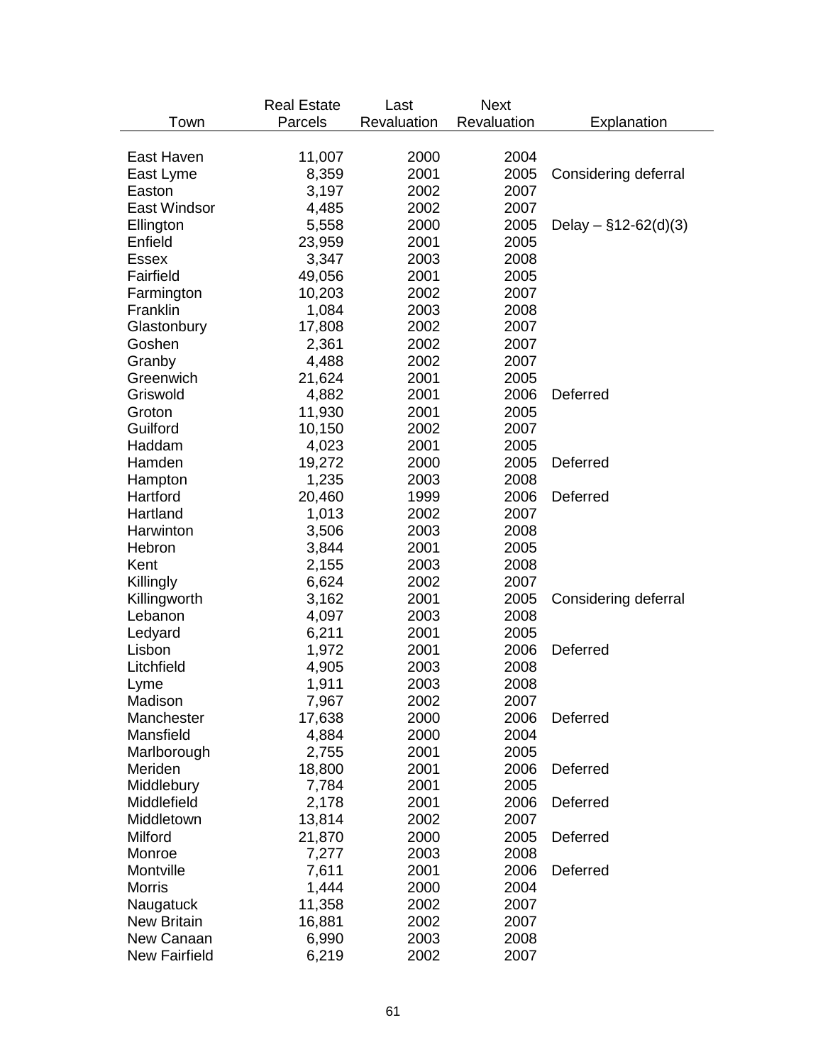| Town | Real Estate Parcels | Last Revaluation | Next Revaluation | Explanation |
|---|---|---|---|---|
| East Haven | 11,007 | 2000 | 2004 | |
| East Lyme | 8,359 | 2001 | 2005 | Considering deferral |
| Easton | 3,197 | 2002 | 2007 | |
| East Windsor | 4,485 | 2002 | 2007 | |
| Ellington | 5,558 | 2000 | 2005 | Delay – §12-62(d)(3) |
| Enfield | 23,959 | 2001 | 2005 | |
| Essex | 3,347 | 2003 | 2008 | |
| Fairfield | 49,056 | 2001 | 2005 | |
| Farmington | 10,203 | 2002 | 2007 | |
| Franklin | 1,084 | 2003 | 2008 | |
| Glastonbury | 17,808 | 2002 | 2007 | |
| Goshen | 2,361 | 2002 | 2007 | |
| Granby | 4,488 | 2002 | 2007 | |
| Greenwich | 21,624 | 2001 | 2005 | |
| Griswold | 4,882 | 2001 | 2006 | Deferred |
| Groton | 11,930 | 2001 | 2005 | |
| Guilford | 10,150 | 2002 | 2007 | |
| Haddam | 4,023 | 2001 | 2005 | |
| Hamden | 19,272 | 2000 | 2005 | Deferred |
| Hampton | 1,235 | 2003 | 2008 | |
| Hartford | 20,460 | 1999 | 2006 | Deferred |
| Hartland | 1,013 | 2002 | 2007 | |
| Harwinton | 3,506 | 2003 | 2008 | |
| Hebron | 3,844 | 2001 | 2005 | |
| Kent | 2,155 | 2003 | 2008 | |
| Killingly | 6,624 | 2002 | 2007 | |
| Killingworth | 3,162 | 2001 | 2005 | Considering deferral |
| Lebanon | 4,097 | 2003 | 2008 | |
| Ledyard | 6,211 | 2001 | 2005 | |
| Lisbon | 1,972 | 2001 | 2006 | Deferred |
| Litchfield | 4,905 | 2003 | 2008 | |
| Lyme | 1,911 | 2003 | 2008 | |
| Madison | 7,967 | 2002 | 2007 | |
| Manchester | 17,638 | 2000 | 2006 | Deferred |
| Mansfield | 4,884 | 2000 | 2004 | |
| Marlborough | 2,755 | 2001 | 2005 | |
| Meriden | 18,800 | 2001 | 2006 | Deferred |
| Middlebury | 7,784 | 2001 | 2005 | |
| Middlefield | 2,178 | 2001 | 2006 | Deferred |
| Middletown | 13,814 | 2002 | 2007 | |
| Milford | 21,870 | 2000 | 2005 | Deferred |
| Monroe | 7,277 | 2003 | 2008 | |
| Montville | 7,611 | 2001 | 2006 | Deferred |
| Morris | 1,444 | 2000 | 2004 | |
| Naugatuck | 11,358 | 2002 | 2007 | |
| New Britain | 16,881 | 2002 | 2007 | |
| New Canaan | 6,990 | 2003 | 2008 | |
| New Fairfield | 6,219 | 2002 | 2007 | |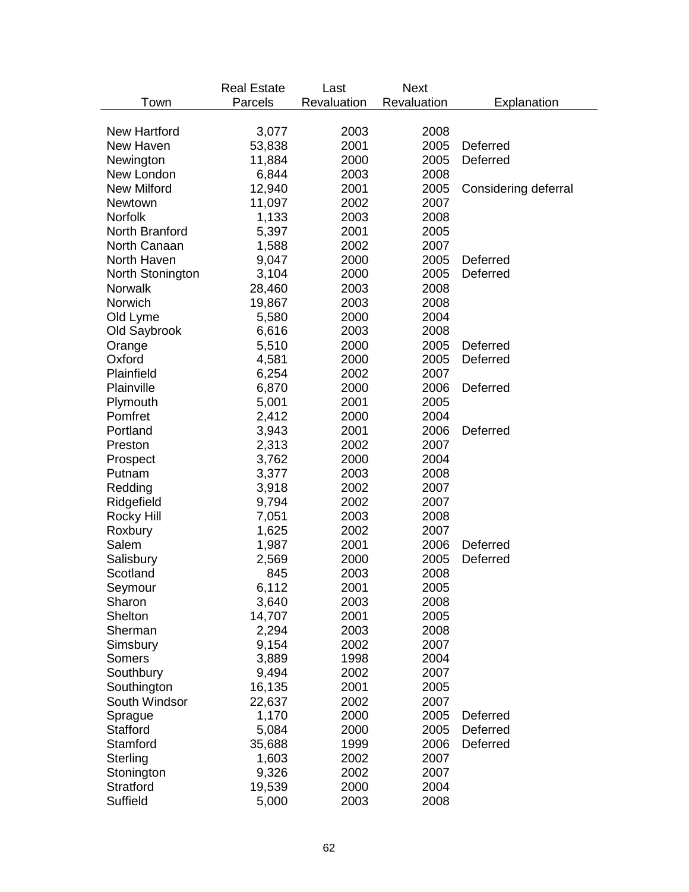| Town | Real Estate Parcels | Last Revaluation | Next Revaluation | Explanation |
|---|---|---|---|---|
| New Hartford | 3,077 | 2003 | 2008 | |
| New Haven | 53,838 | 2001 | 2005 | Deferred |
| Newington | 11,884 | 2000 | 2005 | Deferred |
| New London | 6,844 | 2003 | 2008 | |
| New Milford | 12,940 | 2001 | 2005 | Considering deferral |
| Newtown | 11,097 | 2002 | 2007 | |
| Norfolk | 1,133 | 2003 | 2008 | |
| North Branford | 5,397 | 2001 | 2005 | |
| North Canaan | 1,588 | 2002 | 2007 | |
| North Haven | 9,047 | 2000 | 2005 | Deferred |
| North Stonington | 3,104 | 2000 | 2005 | Deferred |
| Norwalk | 28,460 | 2003 | 2008 | |
| Norwich | 19,867 | 2003 | 2008 | |
| Old Lyme | 5,580 | 2000 | 2004 | |
| Old Saybrook | 6,616 | 2003 | 2008 | |
| Orange | 5,510 | 2000 | 2005 | Deferred |
| Oxford | 4,581 | 2000 | 2005 | Deferred |
| Plainfield | 6,254 | 2002 | 2007 | |
| Plainville | 6,870 | 2000 | 2006 | Deferred |
| Plymouth | 5,001 | 2001 | 2005 | |
| Pomfret | 2,412 | 2000 | 2004 | |
| Portland | 3,943 | 2001 | 2006 | Deferred |
| Preston | 2,313 | 2002 | 2007 | |
| Prospect | 3,762 | 2000 | 2004 | |
| Putnam | 3,377 | 2003 | 2008 | |
| Redding | 3,918 | 2002 | 2007 | |
| Ridgefield | 9,794 | 2002 | 2007 | |
| Rocky Hill | 7,051 | 2003 | 2008 | |
| Roxbury | 1,625 | 2002 | 2007 | |
| Salem | 1,987 | 2001 | 2006 | Deferred |
| Salisbury | 2,569 | 2000 | 2005 | Deferred |
| Scotland | 845 | 2003 | 2008 | |
| Seymour | 6,112 | 2001 | 2005 | |
| Sharon | 3,640 | 2003 | 2008 | |
| Shelton | 14,707 | 2001 | 2005 | |
| Sherman | 2,294 | 2003 | 2008 | |
| Simsbury | 9,154 | 2002 | 2007 | |
| Somers | 3,889 | 1998 | 2004 | |
| Southbury | 9,494 | 2002 | 2007 | |
| Southington | 16,135 | 2001 | 2005 | |
| South Windsor | 22,637 | 2002 | 2007 | |
| Sprague | 1,170 | 2000 | 2005 | Deferred |
| Stafford | 5,084 | 2000 | 2005 | Deferred |
| Stamford | 35,688 | 1999 | 2006 | Deferred |
| Sterling | 1,603 | 2002 | 2007 | |
| Stonington | 9,326 | 2002 | 2007 | |
| Stratford | 19,539 | 2000 | 2004 | |
| Suffield | 5,000 | 2003 | 2008 | |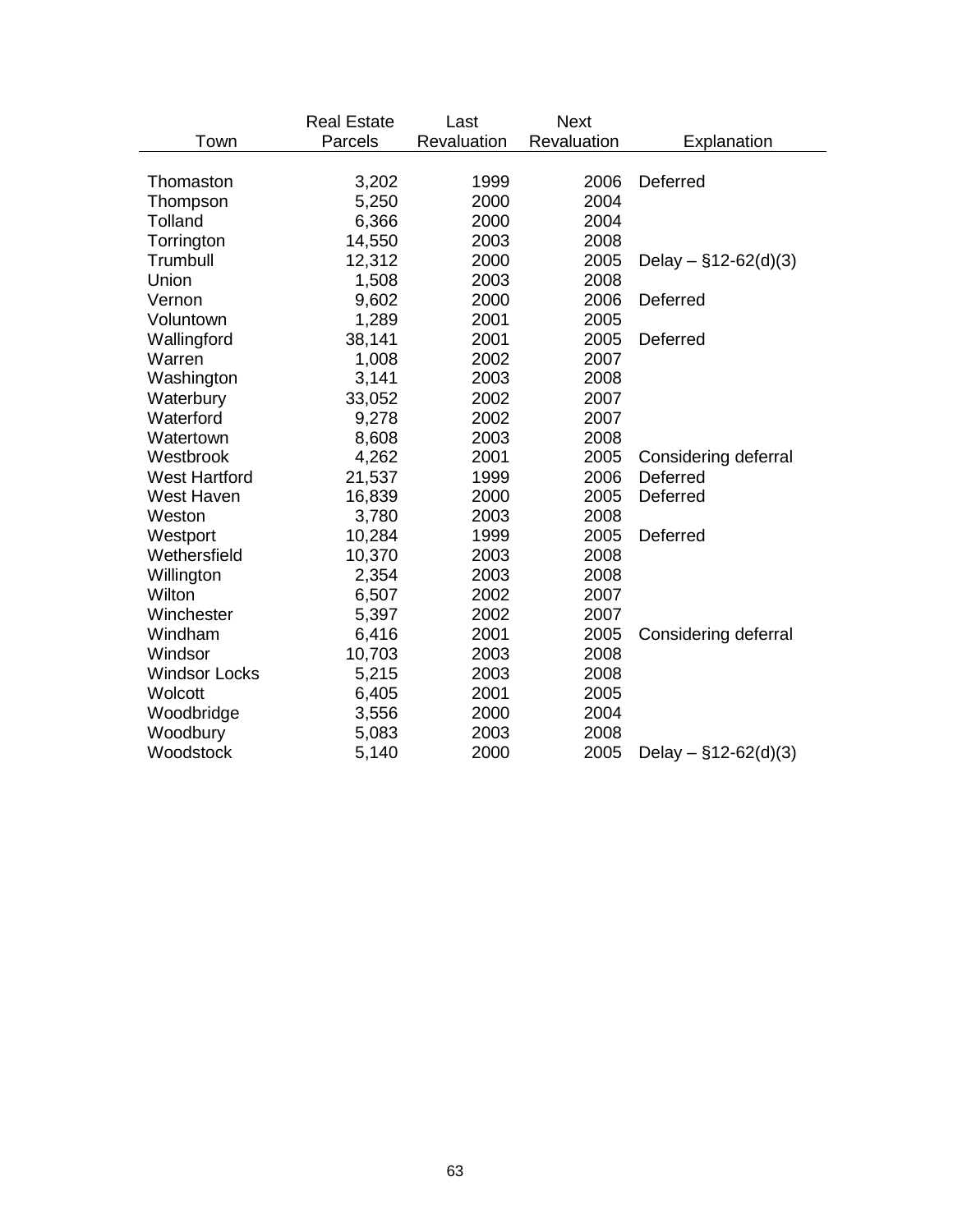| Town | Real Estate Parcels | Last Revaluation | Next Revaluation | Explanation |
|---|---|---|---|---|
| Thomaston | 3,202 | 1999 | 2006 | Deferred |
| Thompson | 5,250 | 2000 | 2004 | |
| Tolland | 6,366 | 2000 | 2004 | |
| Torrington | 14,550 | 2003 | 2008 | |
| Trumbull | 12,312 | 2000 | 2005 | Delay – §12-62(d)(3) |
| Union | 1,508 | 2003 | 2008 | |
| Vernon | 9,602 | 2000 | 2006 | Deferred |
| Voluntown | 1,289 | 2001 | 2005 | |
| Wallingford | 38,141 | 2001 | 2005 | Deferred |
| Warren | 1,008 | 2002 | 2007 | |
| Washington | 3,141 | 2003 | 2008 | |
| Waterbury | 33,052 | 2002 | 2007 | |
| Waterford | 9,278 | 2002 | 2007 | |
| Watertown | 8,608 | 2003 | 2008 | |
| Westbrook | 4,262 | 2001 | 2005 | Considering deferral |
| West Hartford | 21,537 | 1999 | 2006 | Deferred |
| West Haven | 16,839 | 2000 | 2005 | Deferred |
| Weston | 3,780 | 2003 | 2008 | |
| Westport | 10,284 | 1999 | 2005 | Deferred |
| Wethersfield | 10,370 | 2003 | 2008 | |
| Willington | 2,354 | 2003 | 2008 | |
| Wilton | 6,507 | 2002 | 2007 | |
| Winchester | 5,397 | 2002 | 2007 | |
| Windham | 6,416 | 2001 | 2005 | Considering deferral |
| Windsor | 10,703 | 2003 | 2008 | |
| Windsor Locks | 5,215 | 2003 | 2008 | |
| Wolcott | 6,405 | 2001 | 2005 | |
| Woodbridge | 3,556 | 2000 | 2004 | |
| Woodbury | 5,083 | 2003 | 2008 | |
| Woodstock | 5,140 | 2000 | 2005 | Delay – §12-62(d)(3) |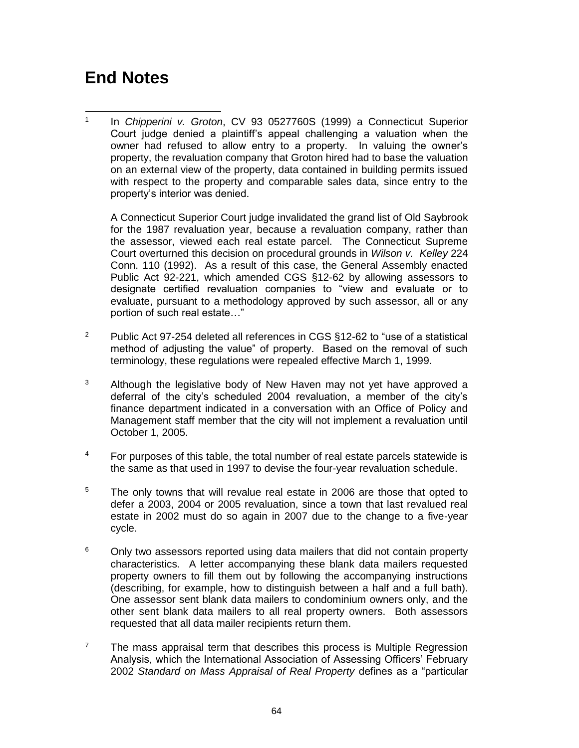# End Notes

1 In *Chipperini v. Groton*, CV 93 0527760S (1999) a Connecticut Superior Court judge denied a plaintiff's appeal challenging a valuation when the owner had refused to allow entry to a property. In valuing the owner's property, the revaluation company that Groton hired had to base the valuation on an external view of the property, data contained in building permits issued with respect to the property and comparable sales data, since entry to the property's interior was denied.

A Connecticut Superior Court judge invalidated the grand list of Old Saybrook for the 1987 revaluation year, because a revaluation company, rather than the assessor, viewed each real estate parcel. The Connecticut Supreme Court overturned this decision on procedural grounds in *Wilson v. Kelley* 224 Conn. 110 (1992). As a result of this case, the General Assembly enacted Public Act 92-221, which amended CGS §12-62 by allowing assessors to designate certified revaluation companies to "view and evaluate or to evaluate, pursuant to a methodology approved by such assessor, all or any portion of such real estate…"

2 Public Act 97-254 deleted all references in CGS §12-62 to "use of a statistical method of adjusting the value" of property. Based on the removal of such terminology, these regulations were repealed effective March 1, 1999.

3 Although the legislative body of New Haven may not yet have approved a deferral of the city's scheduled 2004 revaluation, a member of the city's finance department indicated in a conversation with an Office of Policy and Management staff member that the city will not implement a revaluation until October 1, 2005.

4 For purposes of this table, the total number of real estate parcels statewide is the same as that used in 1997 to devise the four-year revaluation schedule.

5 The only towns that will revalue real estate in 2006 are those that opted to defer a 2003, 2004 or 2005 revaluation, since a town that last revalued real estate in 2002 must do so again in 2007 due to the change to a five-year cycle.

6 Only two assessors reported using data mailers that did not contain property characteristics. A letter accompanying these blank data mailers requested property owners to fill them out by following the accompanying instructions (describing, for example, how to distinguish between a half and a full bath). One assessor sent blank data mailers to condominium owners only, and the other sent blank data mailers to all real property owners. Both assessors requested that all data mailer recipients return them.

7 The mass appraisal term that describes this process is Multiple Regression Analysis, which the International Association of Assessing Officers' February 2002 *Standard on Mass Appraisal of Real Property* defines as a "particular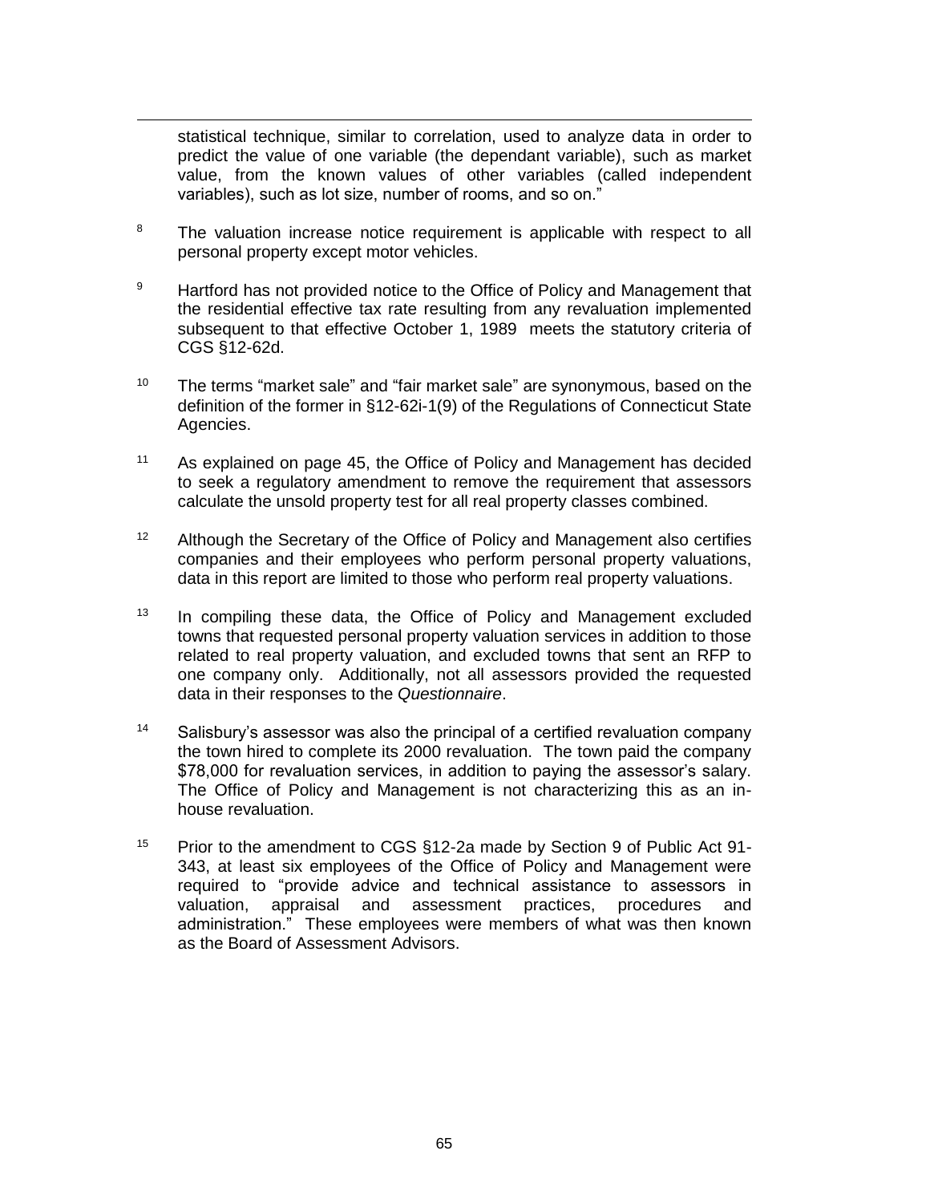statistical technique, similar to correlation, used to analyze data in order to predict the value of one variable (the dependant variable), such as market value, from the known values of other variables (called independent variables), such as lot size, number of rooms, and so on."

[8] The valuation increase notice requirement is applicable with respect to all personal property except motor vehicles.

[9] Hartford has not provided notice to the Office of Policy and Management that the residential effective tax rate resulting from any revaluation implemented subsequent to that effective October 1, 1989 meets the statutory criteria of CGS §12-62d.

[10] The terms "market sale" and "fair market sale" are synonymous, based on the definition of the former in §12-62i-1(9) of the Regulations of Connecticut State Agencies.

[11] As explained on page 45, the Office of Policy and Management has decided to seek a regulatory amendment to remove the requirement that assessors calculate the unsold property test for all real property classes combined.

[12] Although the Secretary of the Office of Policy and Management also certifies companies and their employees who perform personal property valuations, data in this report are limited to those who perform real property valuations.

[13] In compiling these data, the Office of Policy and Management excluded towns that requested personal property valuation services in addition to those related to real property valuation, and excluded towns that sent an RFP to one company only. Additionally, not all assessors provided the requested data in their responses to the *Questionnaire*.

[14] Salisbury's assessor was also the principal of a certified revaluation company the town hired to complete its 2000 revaluation. The town paid the company $78,000 for revaluation services, in addition to paying the assessor's salary. The Office of Policy and Management is not characterizing this as an in-house revaluation.

[15] Prior to the amendment to CGS §12-2a made by Section 9 of Public Act 91-343, at least six employees of the Office of Policy and Management were required to "provide advice and technical assistance to assessors in valuation, appraisal and assessment practices, procedures and administration." These employees were members of what was then known as the Board of Assessment Advisors.